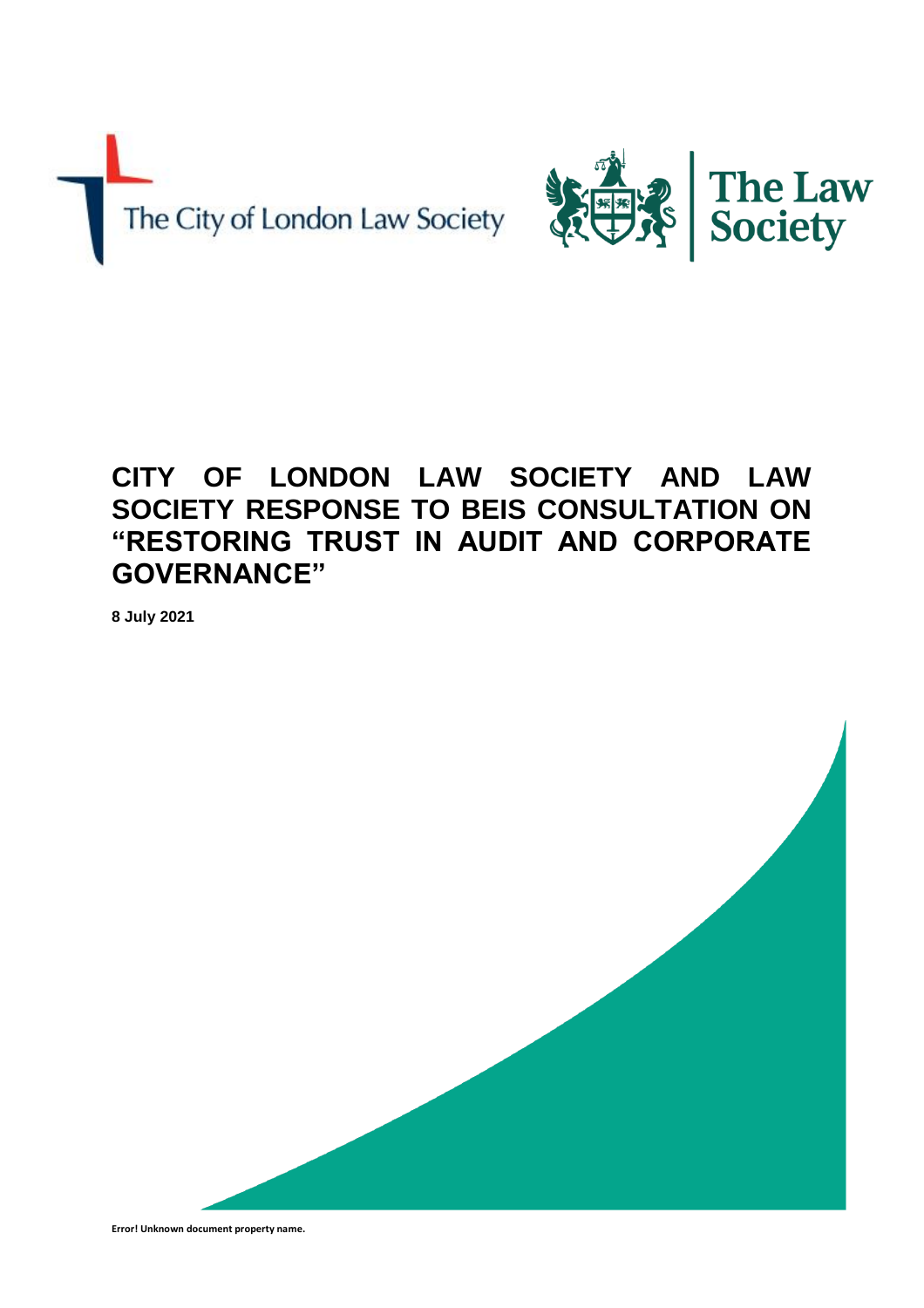The City of London Law Society

The Law Society

# CITY OF LONDON LAW SOCIETY AND LAW SOCIETY RESPONSE TO BEIS CONSULTATION ON "RESTORING TRUST IN AUDIT AND CORPORATE GOVERNANCE"

**8 July 2021**

**Error! Unknown document property name.**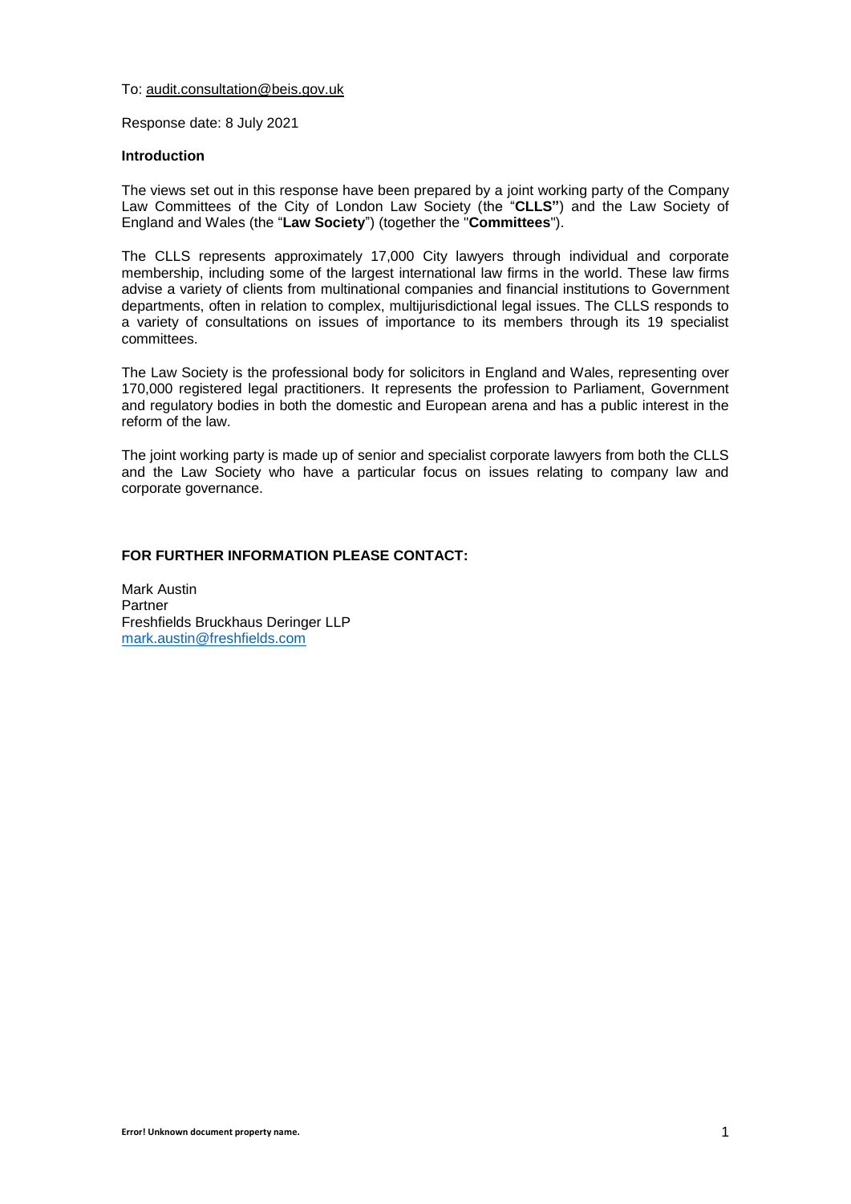To: audit.consultation@beis.gov.uk

Response date: 8 July 2021

**Introduction**

The views set out in this response have been prepared by a joint working party of the Company Law Committees of the City of London Law Society (the "**CLLS"**) and the Law Society of England and Wales (the "**Law Society**") (together the "**Committees**").

The CLLS represents approximately 17,000 City lawyers through individual and corporate membership, including some of the largest international law firms in the world. These law firms advise a variety of clients from multinational companies and financial institutions to Government departments, often in relation to complex, multijurisdictional legal issues. The CLLS responds to a variety of consultations on issues of importance to its members through its 19 specialist committees.

The Law Society is the professional body for solicitors in England and Wales, representing over 170,000 registered legal practitioners. It represents the profession to Parliament, Government and regulatory bodies in both the domestic and European arena and has a public interest in the reform of the law.

The joint working party is made up of senior and specialist corporate lawyers from both the CLLS and the Law Society who have a particular focus on issues relating to company law and corporate governance.

**FOR FURTHER INFORMATION PLEASE CONTACT:**

Mark Austin  
Partner  
Freshfields Bruckhaus Deringer LLP  
mark.austin@freshfields.com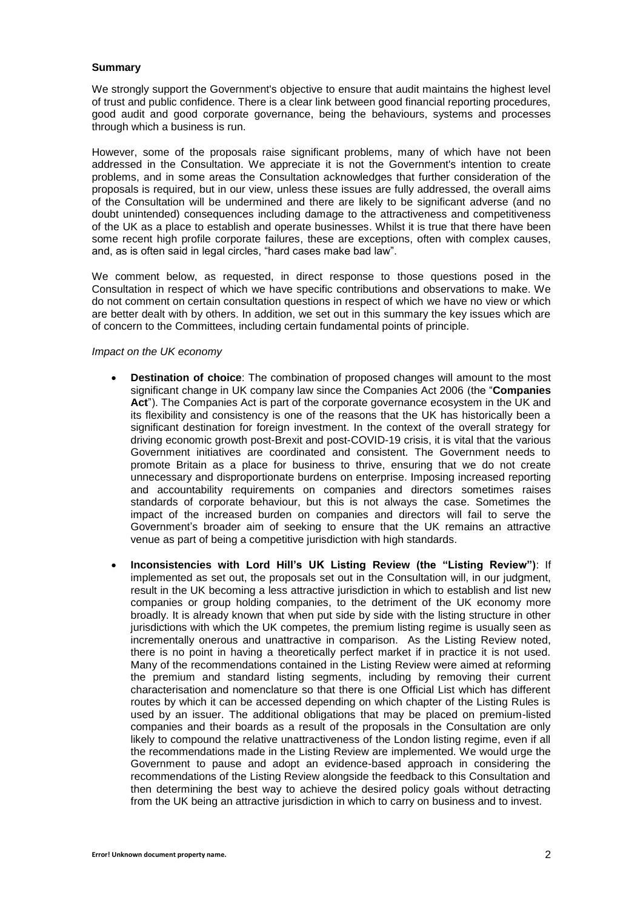**Summary**

We strongly support the Government's objective to ensure that audit maintains the highest level of trust and public confidence. There is a clear link between good financial reporting procedures, good audit and good corporate governance, being the behaviours, systems and processes through which a business is run.

However, some of the proposals raise significant problems, many of which have not been addressed in the Consultation. We appreciate it is not the Government's intention to create problems, and in some areas the Consultation acknowledges that further consideration of the proposals is required, but in our view, unless these issues are fully addressed, the overall aims of the Consultation will be undermined and there are likely to be significant adverse (and no doubt unintended) consequences including damage to the attractiveness and competitiveness of the UK as a place to establish and operate businesses. Whilst it is true that there have been some recent high profile corporate failures, these are exceptions, often with complex causes, and, as is often said in legal circles, "hard cases make bad law".

We comment below, as requested, in direct response to those questions posed in the Consultation in respect of which we have specific contributions and observations to make. We do not comment on certain consultation questions in respect of which we have no view or which are better dealt with by others. In addition, we set out in this summary the key issues which are of concern to the Committees, including certain fundamental points of principle.

*Impact on the UK economy*

- **Destination of choice**: The combination of proposed changes will amount to the most significant change in UK company law since the Companies Act 2006 (the "**Companies Act**"). The Companies Act is part of the corporate governance ecosystem in the UK and its flexibility and consistency is one of the reasons that the UK has historically been a significant destination for foreign investment. In the context of the overall strategy for driving economic growth post-Brexit and post-COVID-19 crisis, it is vital that the various Government initiatives are coordinated and consistent. The Government needs to promote Britain as a place for business to thrive, ensuring that we do not create unnecessary and disproportionate burdens on enterprise. Imposing increased reporting and accountability requirements on companies and directors sometimes raises standards of corporate behaviour, but this is not always the case. Sometimes the impact of the increased burden on companies and directors will fail to serve the Government's broader aim of seeking to ensure that the UK remains an attractive venue as part of being a competitive jurisdiction with high standards.

- **Inconsistencies with Lord Hill's UK Listing Review (the "Listing Review")**: If implemented as set out, the proposals set out in the Consultation will, in our judgment, result in the UK becoming a less attractive jurisdiction in which to establish and list new companies or group holding companies, to the detriment of the UK economy more broadly. It is already known that when put side by side with the listing structure in other jurisdictions with which the UK competes, the premium listing regime is usually seen as incrementally onerous and unattractive in comparison. As the Listing Review noted, there is no point in having a theoretically perfect market if in practice it is not used. Many of the recommendations contained in the Listing Review were aimed at reforming the premium and standard listing segments, including by removing their current characterisation and nomenclature so that there is one Official List which has different routes by which it can be accessed depending on which chapter of the Listing Rules is used by an issuer. The additional obligations that may be placed on premium-listed companies and their boards as a result of the proposals in the Consultation are only likely to compound the relative unattractiveness of the London listing regime, even if all the recommendations made in the Listing Review are implemented. We would urge the Government to pause and adopt an evidence-based approach in considering the recommendations of the Listing Review alongside the feedback to this Consultation and then determining the best way to achieve the desired policy goals without detracting from the UK being an attractive jurisdiction in which to carry on business and to invest.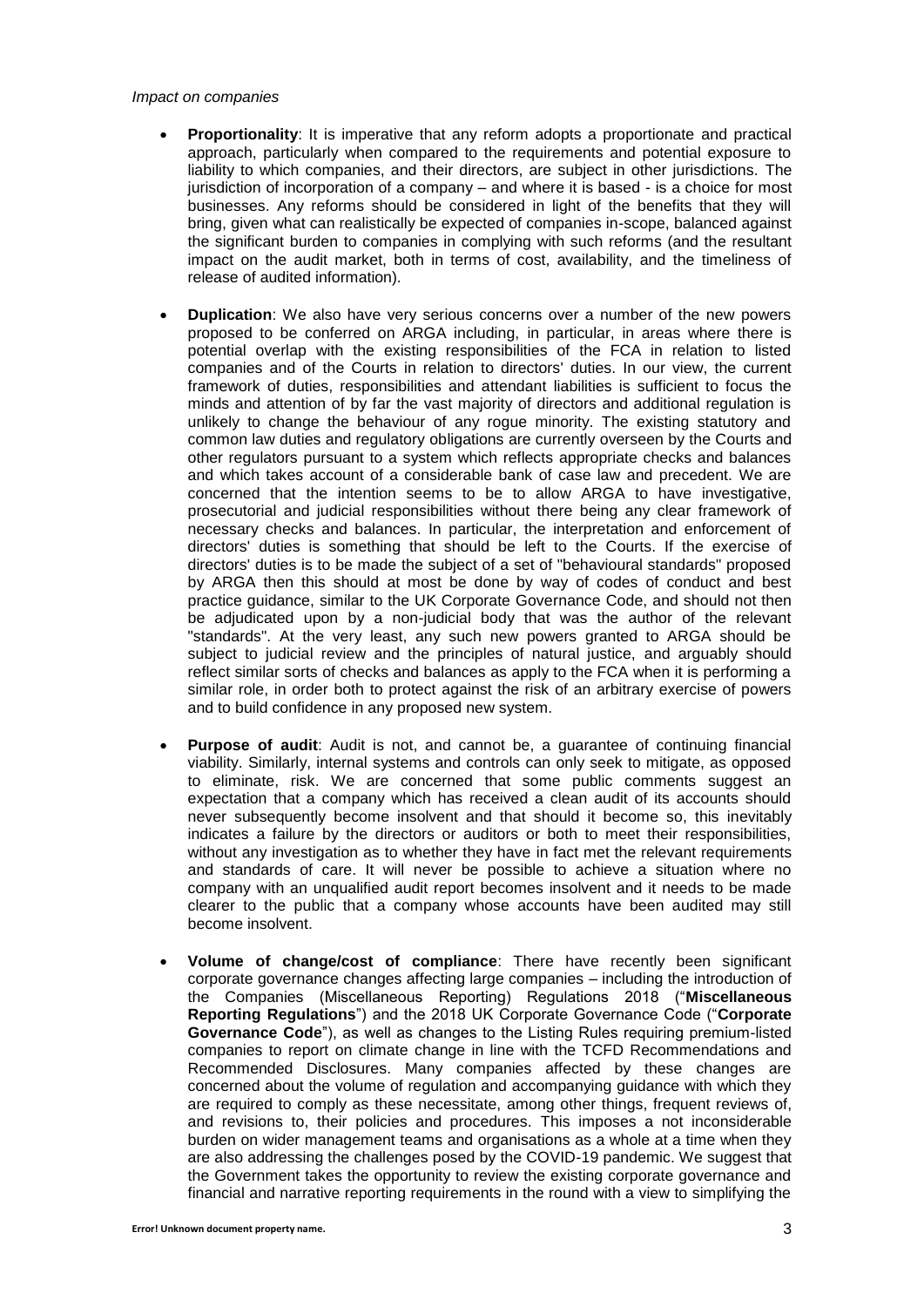*Impact on companies*

- **Proportionality**: It is imperative that any reform adopts a proportionate and practical approach, particularly when compared to the requirements and potential exposure to liability to which companies, and their directors, are subject in other jurisdictions. The jurisdiction of incorporation of a company – and where it is based - is a choice for most businesses. Any reforms should be considered in light of the benefits that they will bring, given what can realistically be expected of companies in-scope, balanced against the significant burden to companies in complying with such reforms (and the resultant impact on the audit market, both in terms of cost, availability, and the timeliness of release of audited information).

- **Duplication**: We also have very serious concerns over a number of the new powers proposed to be conferred on ARGA including, in particular, in areas where there is potential overlap with the existing responsibilities of the FCA in relation to listed companies and of the Courts in relation to directors' duties. In our view, the current framework of duties, responsibilities and attendant liabilities is sufficient to focus the minds and attention of by far the vast majority of directors and additional regulation is unlikely to change the behaviour of any rogue minority. The existing statutory and common law duties and regulatory obligations are currently overseen by the Courts and other regulators pursuant to a system which reflects appropriate checks and balances and which takes account of a considerable bank of case law and precedent. We are concerned that the intention seems to be to allow ARGA to have investigative, prosecutorial and judicial responsibilities without there being any clear framework of necessary checks and balances. In particular, the interpretation and enforcement of directors' duties is something that should be left to the Courts. If the exercise of directors' duties is to be made the subject of a set of "behavioural standards" proposed by ARGA then this should at most be done by way of codes of conduct and best practice guidance, similar to the UK Corporate Governance Code, and should not then be adjudicated upon by a non-judicial body that was the author of the relevant "standards". At the very least, any such new powers granted to ARGA should be subject to judicial review and the principles of natural justice, and arguably should reflect similar sorts of checks and balances as apply to the FCA when it is performing a similar role, in order both to protect against the risk of an arbitrary exercise of powers and to build confidence in any proposed new system.

- **Purpose of audit**: Audit is not, and cannot be, a guarantee of continuing financial viability. Similarly, internal systems and controls can only seek to mitigate, as opposed to eliminate, risk. We are concerned that some public comments suggest an expectation that a company which has received a clean audit of its accounts should never subsequently become insolvent and that should it become so, this inevitably indicates a failure by the directors or auditors or both to meet their responsibilities, without any investigation as to whether they have in fact met the relevant requirements and standards of care. It will never be possible to achieve a situation where no company with an unqualified audit report becomes insolvent and it needs to be made clearer to the public that a company whose accounts have been audited may still become insolvent.

- **Volume of change/cost of compliance**: There have recently been significant corporate governance changes affecting large companies – including the introduction of the Companies (Miscellaneous Reporting) Regulations 2018 ("**Miscellaneous Reporting Regulations**") and the 2018 UK Corporate Governance Code ("**Corporate Governance Code**"), as well as changes to the Listing Rules requiring premium-listed companies to report on climate change in line with the TCFD Recommendations and Recommended Disclosures. Many companies affected by these changes are concerned about the volume of regulation and accompanying guidance with which they are required to comply as these necessitate, among other things, frequent reviews of, and revisions to, their policies and procedures. This imposes a not inconsiderable burden on wider management teams and organisations as a whole at a time when they are also addressing the challenges posed by the COVID-19 pandemic. We suggest that the Government takes the opportunity to review the existing corporate governance and financial and narrative reporting requirements in the round with a view to simplifying the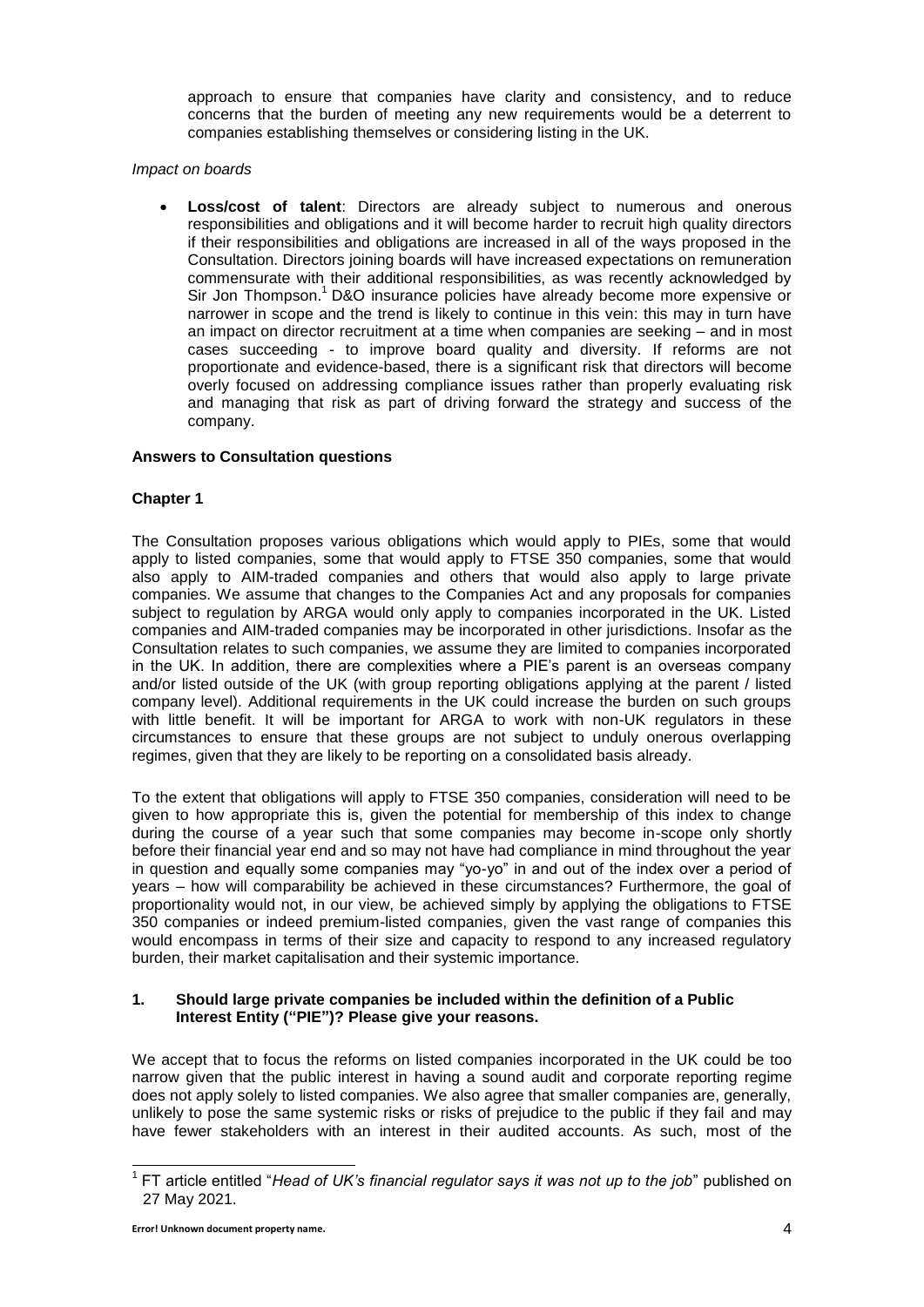approach to ensure that companies have clarity and consistency, and to reduce concerns that the burden of meeting any new requirements would be a deterrent to companies establishing themselves or considering listing in the UK.

*Impact on boards*

- **Loss/cost of talent**: Directors are already subject to numerous and onerous responsibilities and obligations and it will become harder to recruit high quality directors if their responsibilities and obligations are increased in all of the ways proposed in the Consultation. Directors joining boards will have increased expectations on remuneration commensurate with their additional responsibilities, as was recently acknowledged by Sir Jon Thompson.[1] D&O insurance policies have already become more expensive or narrower in scope and the trend is likely to continue in this vein: this may in turn have an impact on director recruitment at a time when companies are seeking – and in most cases succeeding - to improve board quality and diversity. If reforms are not proportionate and evidence-based, there is a significant risk that directors will become overly focused on addressing compliance issues rather than properly evaluating risk and managing that risk as part of driving forward the strategy and success of the company.

**Answers to Consultation questions**

**Chapter 1**

The Consultation proposes various obligations which would apply to PIEs, some that would apply to listed companies, some that would apply to FTSE 350 companies, some that would also apply to AIM-traded companies and others that would also apply to large private companies. We assume that changes to the Companies Act and any proposals for companies subject to regulation by ARGA would only apply to companies incorporated in the UK. Listed companies and AIM-traded companies may be incorporated in other jurisdictions. Insofar as the Consultation relates to such companies, we assume they are limited to companies incorporated in the UK. In addition, there are complexities where a PIE's parent is an overseas company and/or listed outside of the UK (with group reporting obligations applying at the parent / listed company level). Additional requirements in the UK could increase the burden on such groups with little benefit. It will be important for ARGA to work with non-UK regulators in these circumstances to ensure that these groups are not subject to unduly onerous overlapping regimes, given that they are likely to be reporting on a consolidated basis already.

To the extent that obligations will apply to FTSE 350 companies, consideration will need to be given to how appropriate this is, given the potential for membership of this index to change during the course of a year such that some companies may become in-scope only shortly before their financial year end and so may not have had compliance in mind throughout the year in question and equally some companies may "yo-yo" in and out of the index over a period of years – how will comparability be achieved in these circumstances? Furthermore, the goal of proportionality would not, in our view, be achieved simply by applying the obligations to FTSE 350 companies or indeed premium-listed companies, given the vast range of companies this would encompass in terms of their size and capacity to respond to any increased regulatory burden, their market capitalisation and their systemic importance.

**1. Should large private companies be included within the definition of a Public Interest Entity ("PIE")? Please give your reasons.**

We accept that to focus the reforms on listed companies incorporated in the UK could be too narrow given that the public interest in having a sound audit and corporate reporting regime does not apply solely to listed companies. We also agree that smaller companies are, generally, unlikely to pose the same systemic risks or risks of prejudice to the public if they fail and may have fewer stakeholders with an interest in their audited accounts. As such, most of the

[1] FT article entitled "*Head of UK's financial regulator says it was not up to the job*" published on 27 May 2021.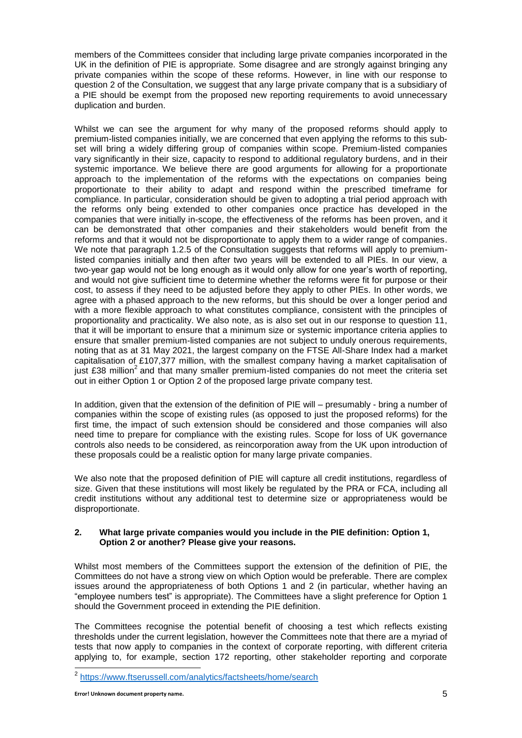members of the Committees consider that including large private companies incorporated in the UK in the definition of PIE is appropriate. Some disagree and are strongly against bringing any private companies within the scope of these reforms. However, in line with our response to question 2 of the Consultation, we suggest that any large private company that is a subsidiary of a PIE should be exempt from the proposed new reporting requirements to avoid unnecessary duplication and burden.

Whilst we can see the argument for why many of the proposed reforms should apply to premium-listed companies initially, we are concerned that even applying the reforms to this sub-set will bring a widely differing group of companies within scope. Premium-listed companies vary significantly in their size, capacity to respond to additional regulatory burdens, and in their systemic importance. We believe there are good arguments for allowing for a proportionate approach to the implementation of the reforms with the expectations on companies being proportionate to their ability to adapt and respond within the prescribed timeframe for compliance. In particular, consideration should be given to adopting a trial period approach with the reforms only being extended to other companies once practice has developed in the companies that were initially in-scope, the effectiveness of the reforms has been proven, and it can be demonstrated that other companies and their stakeholders would benefit from the reforms and that it would not be disproportionate to apply them to a wider range of companies. We note that paragraph 1.2.5 of the Consultation suggests that reforms will apply to premium-listed companies initially and then after two years will be extended to all PIEs. In our view, a two-year gap would not be long enough as it would only allow for one year's worth of reporting, and would not give sufficient time to determine whether the reforms were fit for purpose or their cost, to assess if they need to be adjusted before they apply to other PIEs. In other words, we agree with a phased approach to the new reforms, but this should be over a longer period and with a more flexible approach to what constitutes compliance, consistent with the principles of proportionality and practicality. We also note, as is also set out in our response to question 11, that it will be important to ensure that a minimum size or systemic importance criteria applies to ensure that smaller premium-listed companies are not subject to unduly onerous requirements, noting that as at 31 May 2021, the largest company on the FTSE All-Share Index had a market capitalisation of £107,377 million, with the smallest company having a market capitalisation of just £38 million[2] and that many smaller premium-listed companies do not meet the criteria set out in either Option 1 or Option 2 of the proposed large private company test.

In addition, given that the extension of the definition of PIE will – presumably - bring a number of companies within the scope of existing rules (as opposed to just the proposed reforms) for the first time, the impact of such extension should be considered and those companies will also need time to prepare for compliance with the existing rules. Scope for loss of UK governance controls also needs to be considered, as reincorporation away from the UK upon introduction of these proposals could be a realistic option for many large private companies.

We also note that the proposed definition of PIE will capture all credit institutions, regardless of size. Given that these institutions will most likely be regulated by the PRA or FCA, including all credit institutions without any additional test to determine size or appropriateness would be disproportionate.

## 2. What large private companies would you include in the PIE definition: Option 1, Option 2 or another? Please give your reasons.

Whilst most members of the Committees support the extension of the definition of PIE, the Committees do not have a strong view on which Option would be preferable. There are complex issues around the appropriateness of both Options 1 and 2 (in particular, whether having an "employee numbers test" is appropriate). The Committees have a slight preference for Option 1 should the Government proceed in extending the PIE definition.

The Committees recognise the potential benefit of choosing a test which reflects existing thresholds under the current legislation, however the Committees note that there are a myriad of tests that now apply to companies in the context of corporate reporting, with different criteria applying to, for example, section 172 reporting, other stakeholder reporting and corporate

---

[2] https://www.ftserussell.com/analytics/factsheets/home/search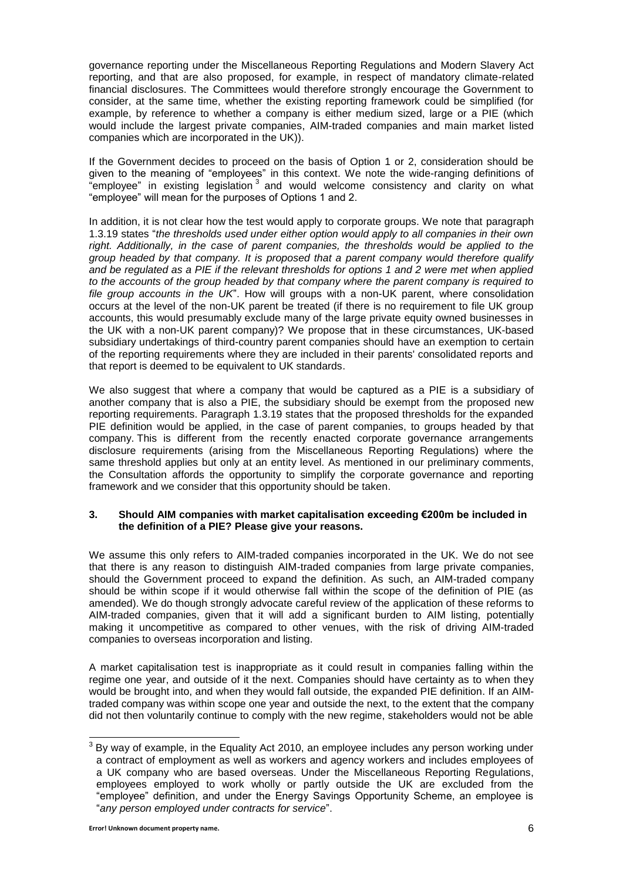governance reporting under the Miscellaneous Reporting Regulations and Modern Slavery Act reporting, and that are also proposed, for example, in respect of mandatory climate-related financial disclosures. The Committees would therefore strongly encourage the Government to consider, at the same time, whether the existing reporting framework could be simplified (for example, by reference to whether a company is either medium sized, large or a PIE (which would include the largest private companies, AIM-traded companies and main market listed companies which are incorporated in the UK)).

If the Government decides to proceed on the basis of Option 1 or 2, consideration should be given to the meaning of "employees" in this context. We note the wide-ranging definitions of "employee" in existing legislation [3] and would welcome consistency and clarity on what "employee" will mean for the purposes of Options 1 and 2.

In addition, it is not clear how the test would apply to corporate groups. We note that paragraph 1.3.19 states "*the thresholds used under either option would apply to all companies in their own right. Additionally, in the case of parent companies, the thresholds would be applied to the group headed by that company. It is proposed that a parent company would therefore qualify and be regulated as a PIE if the relevant thresholds for options 1 and 2 were met when applied to the accounts of the group headed by that company where the parent company is required to file group accounts in the UK*". How will groups with a non-UK parent, where consolidation occurs at the level of the non-UK parent be treated (if there is no requirement to file UK group accounts, this would presumably exclude many of the large private equity owned businesses in the UK with a non-UK parent company)? We propose that in these circumstances, UK-based subsidiary undertakings of third-country parent companies should have an exemption to certain of the reporting requirements where they are included in their parents' consolidated reports and that report is deemed to be equivalent to UK standards.

We also suggest that where a company that would be captured as a PIE is a subsidiary of another company that is also a PIE, the subsidiary should be exempt from the proposed new reporting requirements. Paragraph 1.3.19 states that the proposed thresholds for the expanded PIE definition would be applied, in the case of parent companies, to groups headed by that company. This is different from the recently enacted corporate governance arrangements disclosure requirements (arising from the Miscellaneous Reporting Regulations) where the same threshold applies but only at an entity level. As mentioned in our preliminary comments, the Consultation affords the opportunity to simplify the corporate governance and reporting framework and we consider that this opportunity should be taken.

### 3. Should AIM companies with market capitalisation exceeding €200m be included in the definition of a PIE? Please give your reasons.

We assume this only refers to AIM-traded companies incorporated in the UK. We do not see that there is any reason to distinguish AIM-traded companies from large private companies, should the Government proceed to expand the definition. As such, an AIM-traded company should be within scope if it would otherwise fall within the scope of the definition of PIE (as amended). We do though strongly advocate careful review of the application of these reforms to AIM-traded companies, given that it will add a significant burden to AIM listing, potentially making it uncompetitive as compared to other venues, with the risk of driving AIM-traded companies to overseas incorporation and listing.

A market capitalisation test is inappropriate as it could result in companies falling within the regime one year, and outside of it the next. Companies should have certainty as to when they would be brought into, and when they would fall outside, the expanded PIE definition. If an AIM-traded company was within scope one year and outside the next, to the extent that the company did not then voluntarily continue to comply with the new regime, stakeholders would not be able

---

[3] By way of example, in the Equality Act 2010, an employee includes any person working under a contract of employment as well as workers and agency workers and includes employees of a UK company who are based overseas. Under the Miscellaneous Reporting Regulations, employees employed to work wholly or partly outside the UK are excluded from the "employee" definition, and under the Energy Savings Opportunity Scheme, an employee is "*any person employed under contracts for service*".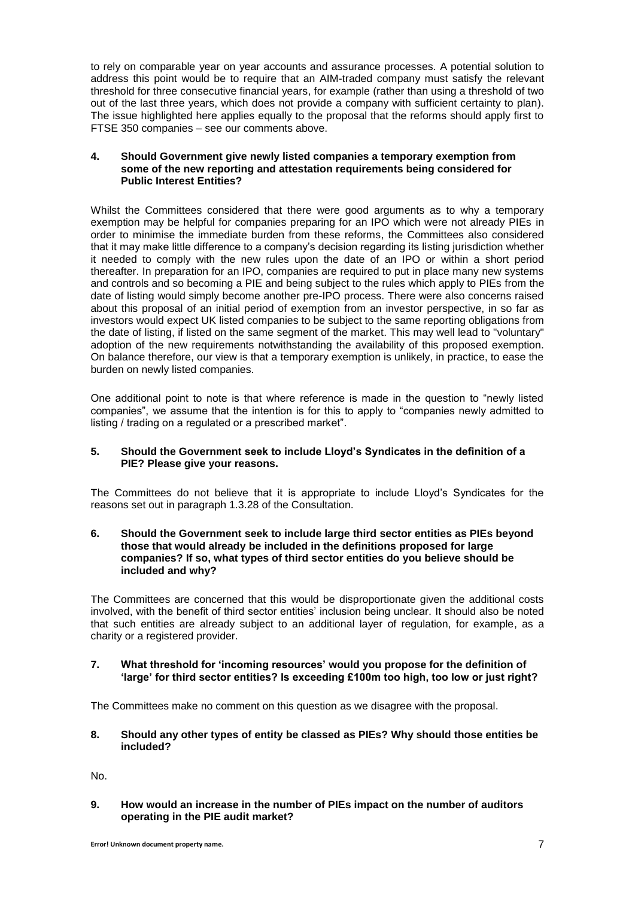to rely on comparable year on year accounts and assurance processes. A potential solution to address this point would be to require that an AIM-traded company must satisfy the relevant threshold for three consecutive financial years, for example (rather than using a threshold of two out of the last three years, which does not provide a company with sufficient certainty to plan). The issue highlighted here applies equally to the proposal that the reforms should apply first to FTSE 350 companies – see our comments above.

**4. Should Government give newly listed companies a temporary exemption from some of the new reporting and attestation requirements being considered for Public Interest Entities?**

Whilst the Committees considered that there were good arguments as to why a temporary exemption may be helpful for companies preparing for an IPO which were not already PIEs in order to minimise the immediate burden from these reforms, the Committees also considered that it may make little difference to a company's decision regarding its listing jurisdiction whether it needed to comply with the new rules upon the date of an IPO or within a short period thereafter. In preparation for an IPO, companies are required to put in place many new systems and controls and so becoming a PIE and being subject to the rules which apply to PIEs from the date of listing would simply become another pre-IPO process. There were also concerns raised about this proposal of an initial period of exemption from an investor perspective, in so far as investors would expect UK listed companies to be subject to the same reporting obligations from the date of listing, if listed on the same segment of the market. This may well lead to "voluntary" adoption of the new requirements notwithstanding the availability of this proposed exemption. On balance therefore, our view is that a temporary exemption is unlikely, in practice, to ease the burden on newly listed companies.

One additional point to note is that where reference is made in the question to "newly listed companies", we assume that the intention is for this to apply to "companies newly admitted to listing / trading on a regulated or a prescribed market".

**5. Should the Government seek to include Lloyd's Syndicates in the definition of a PIE? Please give your reasons.**

The Committees do not believe that it is appropriate to include Lloyd's Syndicates for the reasons set out in paragraph 1.3.28 of the Consultation.

**6. Should the Government seek to include large third sector entities as PIEs beyond those that would already be included in the definitions proposed for large companies? If so, what types of third sector entities do you believe should be included and why?**

The Committees are concerned that this would be disproportionate given the additional costs involved, with the benefit of third sector entities' inclusion being unclear. It should also be noted that such entities are already subject to an additional layer of regulation, for example, as a charity or a registered provider.

**7. What threshold for 'incoming resources' would you propose for the definition of 'large' for third sector entities? Is exceeding £100m too high, too low or just right?**

The Committees make no comment on this question as we disagree with the proposal.

**8. Should any other types of entity be classed as PIEs? Why should those entities be included?**

No.

**9. How would an increase in the number of PIEs impact on the number of auditors operating in the PIE audit market?**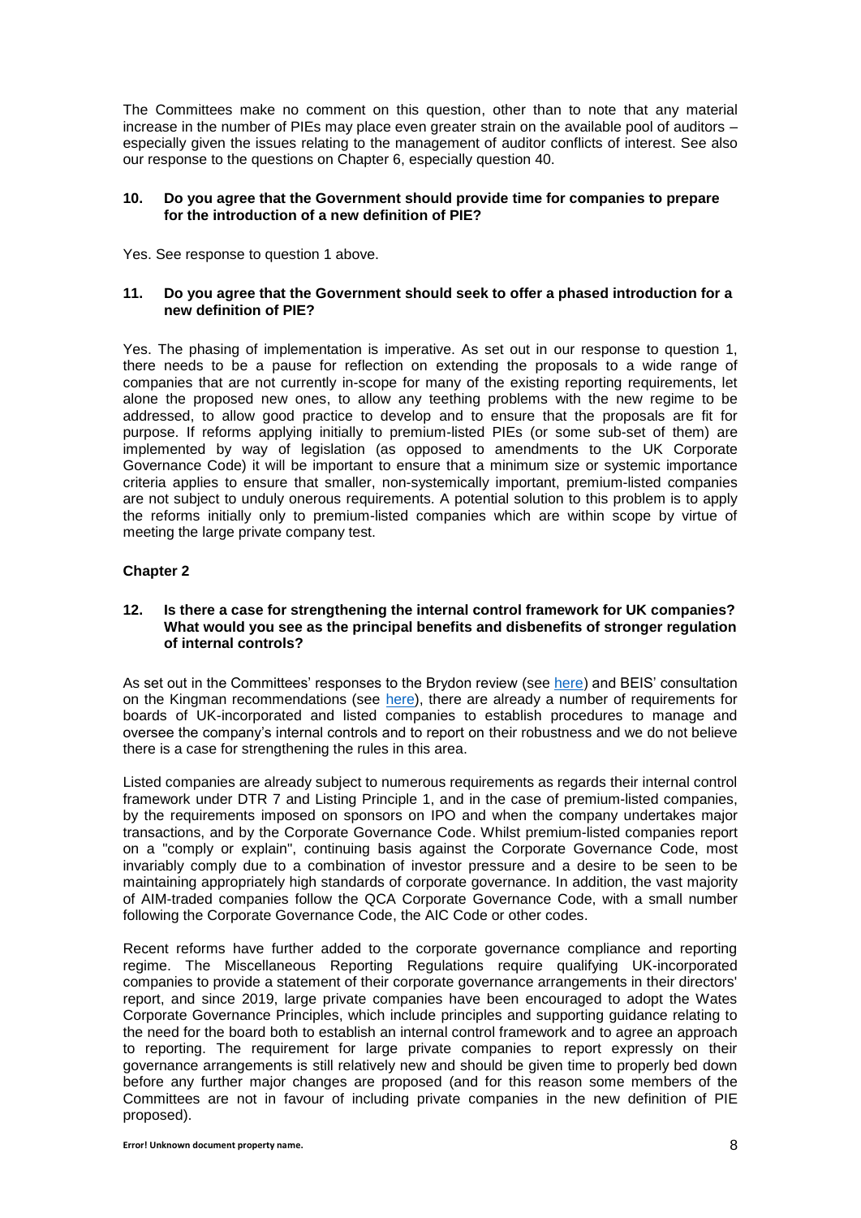The Committees make no comment on this question, other than to note that any material increase in the number of PIEs may place even greater strain on the available pool of auditors – especially given the issues relating to the management of auditor conflicts of interest. See also our response to the questions on Chapter 6, especially question 40.

**10. Do you agree that the Government should provide time for companies to prepare for the introduction of a new definition of PIE?**

Yes. See response to question 1 above.

**11. Do you agree that the Government should seek to offer a phased introduction for a new definition of PIE?**

Yes. The phasing of implementation is imperative. As set out in our response to question 1, there needs to be a pause for reflection on extending the proposals to a wide range of companies that are not currently in-scope for many of the existing reporting requirements, let alone the proposed new ones, to allow any teething problems with the new regime to be addressed, to allow good practice to develop and to ensure that the proposals are fit for purpose. If reforms applying initially to premium-listed PIEs (or some sub-set of them) are implemented by way of legislation (as opposed to amendments to the UK Corporate Governance Code) it will be important to ensure that a minimum size or systemic importance criteria applies to ensure that smaller, non-systemically important, premium-listed companies are not subject to unduly onerous requirements. A potential solution to this problem is to apply the reforms initially only to premium-listed companies which are within scope by virtue of meeting the large private company test.

## Chapter 2

**12. Is there a case for strengthening the internal control framework for UK companies? What would you see as the principal benefits and disbenefits of stronger regulation of internal controls?**

As set out in the Committees' responses to the Brydon review (see here) and BEIS' consultation on the Kingman recommendations (see here), there are already a number of requirements for boards of UK-incorporated and listed companies to establish procedures to manage and oversee the company's internal controls and to report on their robustness and we do not believe there is a case for strengthening the rules in this area.

Listed companies are already subject to numerous requirements as regards their internal control framework under DTR 7 and Listing Principle 1, and in the case of premium-listed companies, by the requirements imposed on sponsors on IPO and when the company undertakes major transactions, and by the Corporate Governance Code. Whilst premium-listed companies report on a "comply or explain", continuing basis against the Corporate Governance Code, most invariably comply due to a combination of investor pressure and a desire to be seen to be maintaining appropriately high standards of corporate governance. In addition, the vast majority of AIM-traded companies follow the QCA Corporate Governance Code, with a small number following the Corporate Governance Code, the AIC Code or other codes.

Recent reforms have further added to the corporate governance compliance and reporting regime. The Miscellaneous Reporting Regulations require qualifying UK-incorporated companies to provide a statement of their corporate governance arrangements in their directors' report, and since 2019, large private companies have been encouraged to adopt the Wates Corporate Governance Principles, which include principles and supporting guidance relating to the need for the board both to establish an internal control framework and to agree an approach to reporting. The requirement for large private companies to report expressly on their governance arrangements is still relatively new and should be given time to properly bed down before any further major changes are proposed (and for this reason some members of the Committees are not in favour of including private companies in the new definition of PIE proposed).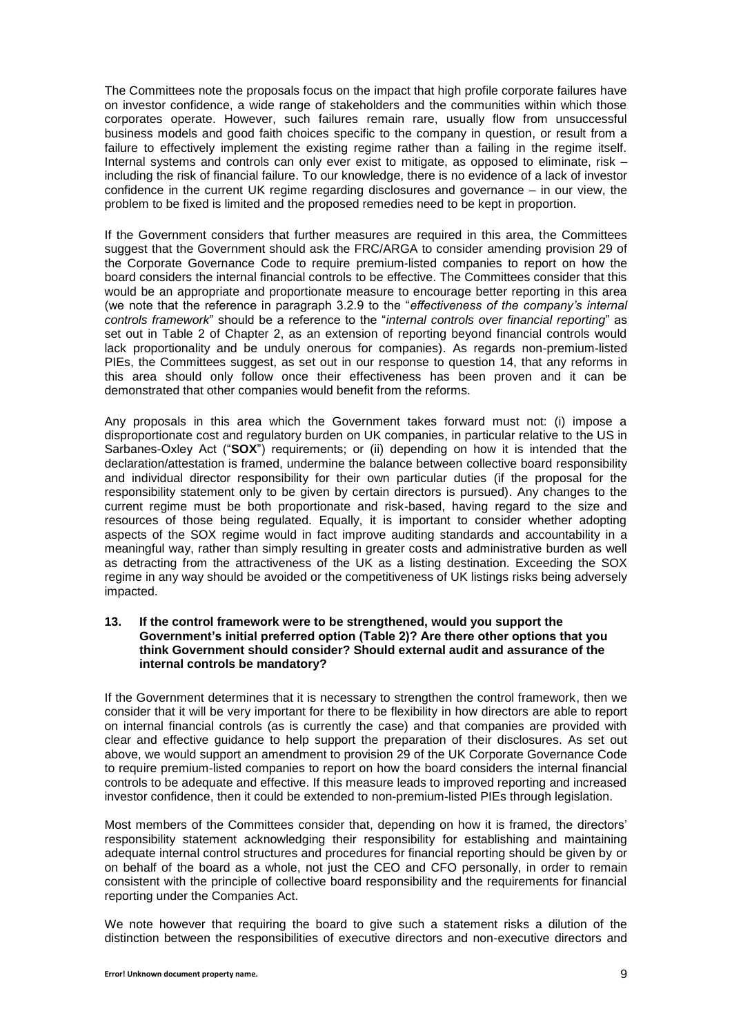The Committees note the proposals focus on the impact that high profile corporate failures have on investor confidence, a wide range of stakeholders and the communities within which those corporates operate. However, such failures remain rare, usually flow from unsuccessful business models and good faith choices specific to the company in question, or result from a failure to effectively implement the existing regime rather than a failing in the regime itself. Internal systems and controls can only ever exist to mitigate, as opposed to eliminate, risk – including the risk of financial failure. To our knowledge, there is no evidence of a lack of investor confidence in the current UK regime regarding disclosures and governance – in our view, the problem to be fixed is limited and the proposed remedies need to be kept in proportion.

If the Government considers that further measures are required in this area, the Committees suggest that the Government should ask the FRC/ARGA to consider amending provision 29 of the Corporate Governance Code to require premium-listed companies to report on how the board considers the internal financial controls to be effective. The Committees consider that this would be an appropriate and proportionate measure to encourage better reporting in this area (we note that the reference in paragraph 3.2.9 to the "*effectiveness of the company's internal controls framework*" should be a reference to the "*internal controls over financial reporting*" as set out in Table 2 of Chapter 2, as an extension of reporting beyond financial controls would lack proportionality and be unduly onerous for companies). As regards non-premium-listed PIEs, the Committees suggest, as set out in our response to question 14, that any reforms in this area should only follow once their effectiveness has been proven and it can be demonstrated that other companies would benefit from the reforms.

Any proposals in this area which the Government takes forward must not: (i) impose a disproportionate cost and regulatory burden on UK companies, in particular relative to the US in Sarbanes-Oxley Act ("**SOX**") requirements; or (ii) depending on how it is intended that the declaration/attestation is framed, undermine the balance between collective board responsibility and individual director responsibility for their own particular duties (if the proposal for the responsibility statement only to be given by certain directors is pursued). Any changes to the current regime must be both proportionate and risk-based, having regard to the size and resources of those being regulated. Equally, it is important to consider whether adopting aspects of the SOX regime would in fact improve auditing standards and accountability in a meaningful way, rather than simply resulting in greater costs and administrative burden as well as detracting from the attractiveness of the UK as a listing destination. Exceeding the SOX regime in any way should be avoided or the competitiveness of UK listings risks being adversely impacted.

**13. If the control framework were to be strengthened, would you support the Government's initial preferred option (Table 2)? Are there other options that you think Government should consider? Should external audit and assurance of the internal controls be mandatory?**

If the Government determines that it is necessary to strengthen the control framework, then we consider that it will be very important for there to be flexibility in how directors are able to report on internal financial controls (as is currently the case) and that companies are provided with clear and effective guidance to help support the preparation of their disclosures. As set out above, we would support an amendment to provision 29 of the UK Corporate Governance Code to require premium-listed companies to report on how the board considers the internal financial controls to be adequate and effective. If this measure leads to improved reporting and increased investor confidence, then it could be extended to non-premium-listed PIEs through legislation.

Most members of the Committees consider that, depending on how it is framed, the directors' responsibility statement acknowledging their responsibility for establishing and maintaining adequate internal control structures and procedures for financial reporting should be given by or on behalf of the board as a whole, not just the CEO and CFO personally, in order to remain consistent with the principle of collective board responsibility and the requirements for financial reporting under the Companies Act.

We note however that requiring the board to give such a statement risks a dilution of the distinction between the responsibilities of executive directors and non-executive directors and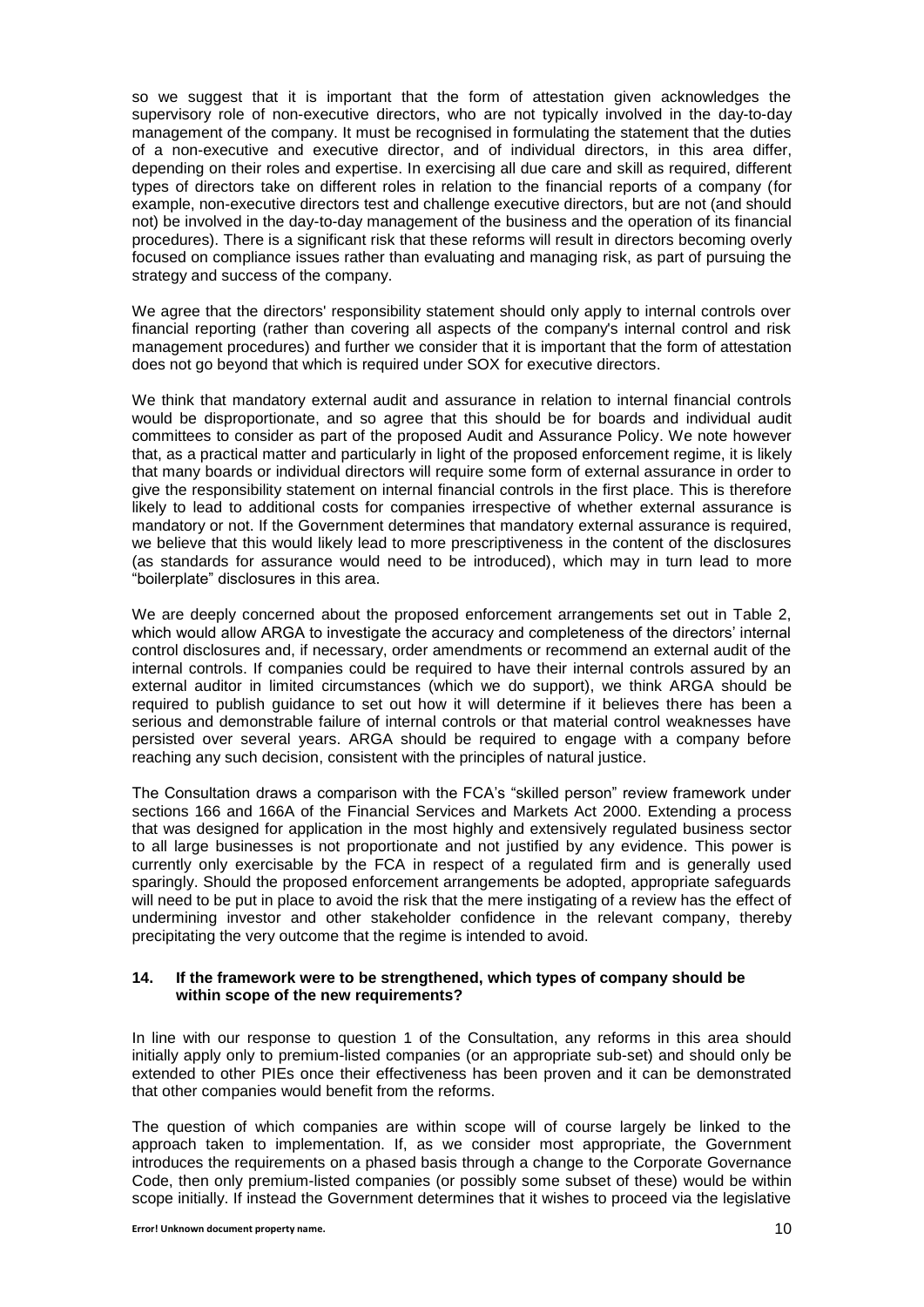so we suggest that it is important that the form of attestation given acknowledges the supervisory role of non-executive directors, who are not typically involved in the day-to-day management of the company. It must be recognised in formulating the statement that the duties of a non-executive and executive director, and of individual directors, in this area differ, depending on their roles and expertise. In exercising all due care and skill as required, different types of directors take on different roles in relation to the financial reports of a company (for example, non-executive directors test and challenge executive directors, but are not (and should not) be involved in the day-to-day management of the business and the operation of its financial procedures). There is a significant risk that these reforms will result in directors becoming overly focused on compliance issues rather than evaluating and managing risk, as part of pursuing the strategy and success of the company.

We agree that the directors' responsibility statement should only apply to internal controls over financial reporting (rather than covering all aspects of the company's internal control and risk management procedures) and further we consider that it is important that the form of attestation does not go beyond that which is required under SOX for executive directors.

We think that mandatory external audit and assurance in relation to internal financial controls would be disproportionate, and so agree that this should be for boards and individual audit committees to consider as part of the proposed Audit and Assurance Policy. We note however that, as a practical matter and particularly in light of the proposed enforcement regime, it is likely that many boards or individual directors will require some form of external assurance in order to give the responsibility statement on internal financial controls in the first place. This is therefore likely to lead to additional costs for companies irrespective of whether external assurance is mandatory or not. If the Government determines that mandatory external assurance is required, we believe that this would likely lead to more prescriptiveness in the content of the disclosures (as standards for assurance would need to be introduced), which may in turn lead to more "boilerplate" disclosures in this area.

We are deeply concerned about the proposed enforcement arrangements set out in Table 2, which would allow ARGA to investigate the accuracy and completeness of the directors' internal control disclosures and, if necessary, order amendments or recommend an external audit of the internal controls. If companies could be required to have their internal controls assured by an external auditor in limited circumstances (which we do support), we think ARGA should be required to publish guidance to set out how it will determine if it believes there has been a serious and demonstrable failure of internal controls or that material control weaknesses have persisted over several years. ARGA should be required to engage with a company before reaching any such decision, consistent with the principles of natural justice.

The Consultation draws a comparison with the FCA's "skilled person" review framework under sections 166 and 166A of the Financial Services and Markets Act 2000. Extending a process that was designed for application in the most highly and extensively regulated business sector to all large businesses is not proportionate and not justified by any evidence. This power is currently only exercisable by the FCA in respect of a regulated firm and is generally used sparingly. Should the proposed enforcement arrangements be adopted, appropriate safeguards will need to be put in place to avoid the risk that the mere instigating of a review has the effect of undermining investor and other stakeholder confidence in the relevant company, thereby precipitating the very outcome that the regime is intended to avoid.

**14. If the framework were to be strengthened, which types of company should be within scope of the new requirements?**

In line with our response to question 1 of the Consultation, any reforms in this area should initially apply only to premium-listed companies (or an appropriate sub-set) and should only be extended to other PIEs once their effectiveness has been proven and it can be demonstrated that other companies would benefit from the reforms.

The question of which companies are within scope will of course largely be linked to the approach taken to implementation. If, as we consider most appropriate, the Government introduces the requirements on a phased basis through a change to the Corporate Governance Code, then only premium-listed companies (or possibly some subset of these) would be within scope initially. If instead the Government determines that it wishes to proceed via the legislative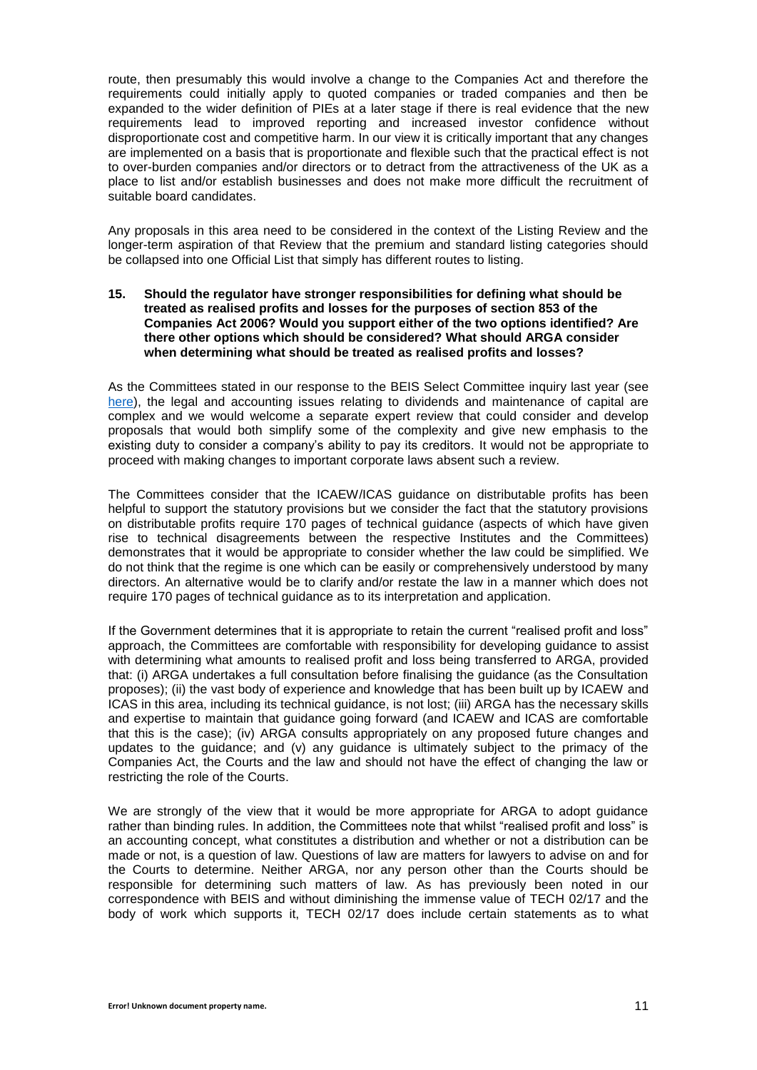route, then presumably this would involve a change to the Companies Act and therefore the requirements could initially apply to quoted companies or traded companies and then be expanded to the wider definition of PIEs at a later stage if there is real evidence that the new requirements lead to improved reporting and increased investor confidence without disproportionate cost and competitive harm. In our view it is critically important that any changes are implemented on a basis that is proportionate and flexible such that the practical effect is not to over-burden companies and/or directors or to detract from the attractiveness of the UK as a place to list and/or establish businesses and does not make more difficult the recruitment of suitable board candidates.

Any proposals in this area need to be considered in the context of the Listing Review and the longer-term aspiration of that Review that the premium and standard listing categories should be collapsed into one Official List that simply has different routes to listing.

**15. Should the regulator have stronger responsibilities for defining what should be treated as realised profits and losses for the purposes of section 853 of the Companies Act 2006? Would you support either of the two options identified? Are there other options which should be considered? What should ARGA consider when determining what should be treated as realised profits and losses?**

As the Committees stated in our response to the BEIS Select Committee inquiry last year (see here), the legal and accounting issues relating to dividends and maintenance of capital are complex and we would welcome a separate expert review that could consider and develop proposals that would both simplify some of the complexity and give new emphasis to the existing duty to consider a company's ability to pay its creditors. It would not be appropriate to proceed with making changes to important corporate laws absent such a review.

The Committees consider that the ICAEW/ICAS guidance on distributable profits has been helpful to support the statutory provisions but we consider the fact that the statutory provisions on distributable profits require 170 pages of technical guidance (aspects of which have given rise to technical disagreements between the respective Institutes and the Committees) demonstrates that it would be appropriate to consider whether the law could be simplified. We do not think that the regime is one which can be easily or comprehensively understood by many directors. An alternative would be to clarify and/or restate the law in a manner which does not require 170 pages of technical guidance as to its interpretation and application.

If the Government determines that it is appropriate to retain the current "realised profit and loss" approach, the Committees are comfortable with responsibility for developing guidance to assist with determining what amounts to realised profit and loss being transferred to ARGA, provided that: (i) ARGA undertakes a full consultation before finalising the guidance (as the Consultation proposes); (ii) the vast body of experience and knowledge that has been built up by ICAEW and ICAS in this area, including its technical guidance, is not lost; (iii) ARGA has the necessary skills and expertise to maintain that guidance going forward (and ICAEW and ICAS are comfortable that this is the case); (iv) ARGA consults appropriately on any proposed future changes and updates to the guidance; and (v) any guidance is ultimately subject to the primacy of the Companies Act, the Courts and the law and should not have the effect of changing the law or restricting the role of the Courts.

We are strongly of the view that it would be more appropriate for ARGA to adopt guidance rather than binding rules. In addition, the Committees note that whilst "realised profit and loss" is an accounting concept, what constitutes a distribution and whether or not a distribution can be made or not, is a question of law. Questions of law are matters for lawyers to advise on and for the Courts to determine. Neither ARGA, nor any person other than the Courts should be responsible for determining such matters of law. As has previously been noted in our correspondence with BEIS and without diminishing the immense value of TECH 02/17 and the body of work which supports it, TECH 02/17 does include certain statements as to what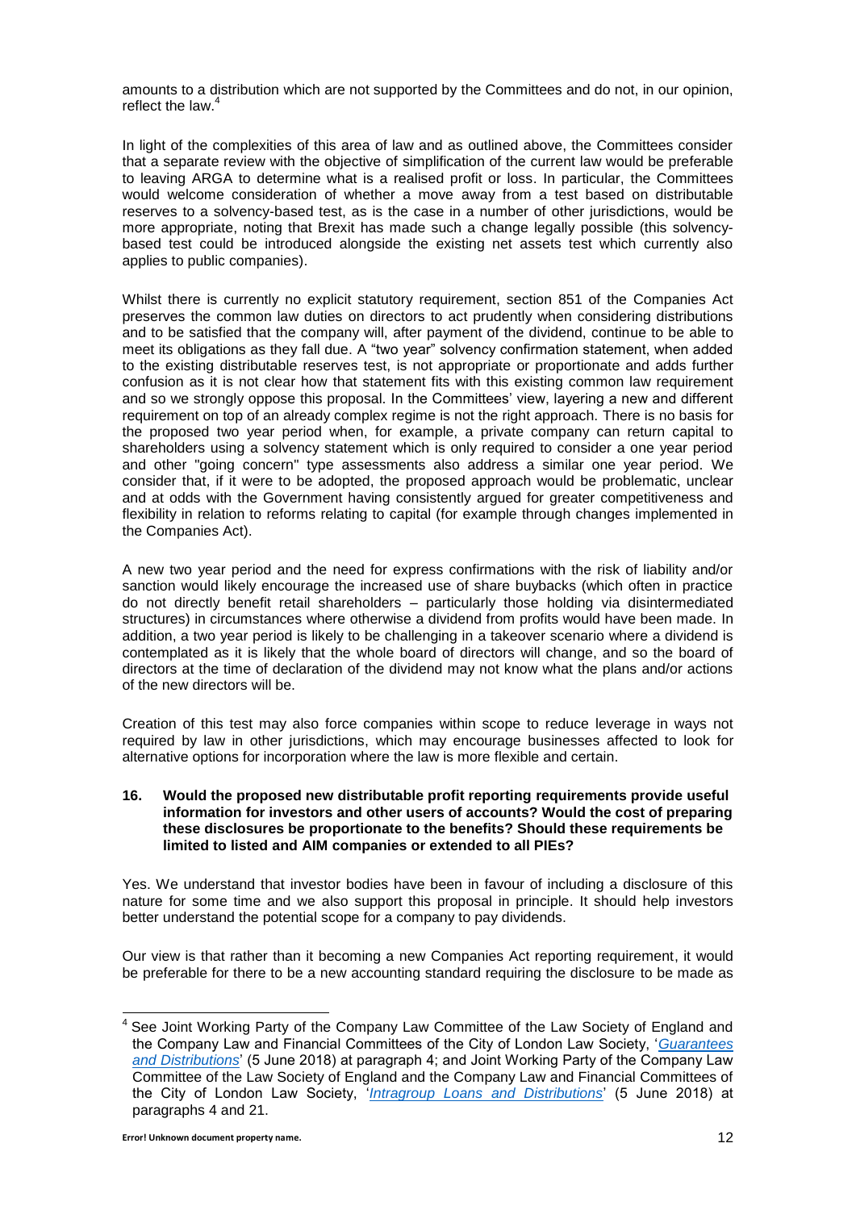amounts to a distribution which are not supported by the Committees and do not, in our opinion, reflect the law.[4]

In light of the complexities of this area of law and as outlined above, the Committees consider that a separate review with the objective of simplification of the current law would be preferable to leaving ARGA to determine what is a realised profit or loss. In particular, the Committees would welcome consideration of whether a move away from a test based on distributable reserves to a solvency-based test, as is the case in a number of other jurisdictions, would be more appropriate, noting that Brexit has made such a change legally possible (this solvency-based test could be introduced alongside the existing net assets test which currently also applies to public companies).

Whilst there is currently no explicit statutory requirement, section 851 of the Companies Act preserves the common law duties on directors to act prudently when considering distributions and to be satisfied that the company will, after payment of the dividend, continue to be able to meet its obligations as they fall due. A "two year" solvency confirmation statement, when added to the existing distributable reserves test, is not appropriate or proportionate and adds further confusion as it is not clear how that statement fits with this existing common law requirement and so we strongly oppose this proposal. In the Committees' view, layering a new and different requirement on top of an already complex regime is not the right approach. There is no basis for the proposed two year period when, for example, a private company can return capital to shareholders using a solvency statement which is only required to consider a one year period and other "going concern" type assessments also address a similar one year period. We consider that, if it were to be adopted, the proposed approach would be problematic, unclear and at odds with the Government having consistently argued for greater competitiveness and flexibility in relation to reforms relating to capital (for example through changes implemented in the Companies Act).

A new two year period and the need for express confirmations with the risk of liability and/or sanction would likely encourage the increased use of share buybacks (which often in practice do not directly benefit retail shareholders – particularly those holding via disintermediated structures) in circumstances where otherwise a dividend from profits would have been made. In addition, a two year period is likely to be challenging in a takeover scenario where a dividend is contemplated as it is likely that the whole board of directors will change, and so the board of directors at the time of declaration of the dividend may not know what the plans and/or actions of the new directors will be.

Creation of this test may also force companies within scope to reduce leverage in ways not required by law in other jurisdictions, which may encourage businesses affected to look for alternative options for incorporation where the law is more flexible and certain.

**16. Would the proposed new distributable profit reporting requirements provide useful information for investors and other users of accounts? Would the cost of preparing these disclosures be proportionate to the benefits? Should these requirements be limited to listed and AIM companies or extended to all PIEs?**

Yes. We understand that investor bodies have been in favour of including a disclosure of this nature for some time and we also support this proposal in principle. It should help investors better understand the potential scope for a company to pay dividends.

Our view is that rather than it becoming a new Companies Act reporting requirement, it would be preferable for there to be a new accounting standard requiring the disclosure to be made as

---

[4] See Joint Working Party of the Company Law Committee of the Law Society of England and the Company Law and Financial Committees of the City of London Law Society, '*Guarantees and Distributions*' (5 June 2018) at paragraph 4; and Joint Working Party of the Company Law Committee of the Law Society of England and the Company Law and Financial Committees of the City of London Law Society, '*Intragroup Loans and Distributions*' (5 June 2018) at paragraphs 4 and 21.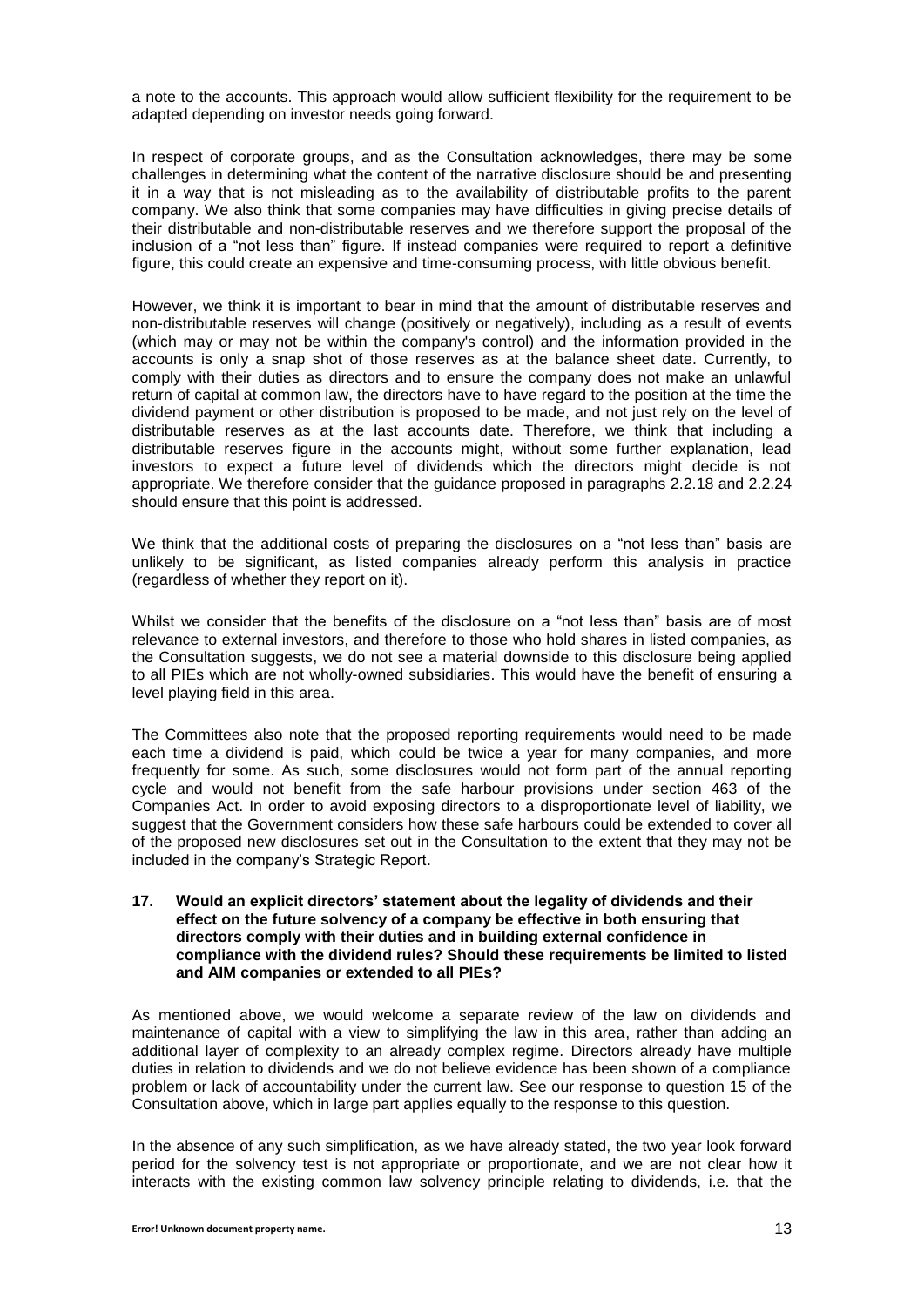a note to the accounts. This approach would allow sufficient flexibility for the requirement to be adapted depending on investor needs going forward.

In respect of corporate groups, and as the Consultation acknowledges, there may be some challenges in determining what the content of the narrative disclosure should be and presenting it in a way that is not misleading as to the availability of distributable profits to the parent company. We also think that some companies may have difficulties in giving precise details of their distributable and non-distributable reserves and we therefore support the proposal of the inclusion of a "not less than" figure. If instead companies were required to report a definitive figure, this could create an expensive and time-consuming process, with little obvious benefit.

However, we think it is important to bear in mind that the amount of distributable reserves and non-distributable reserves will change (positively or negatively), including as a result of events (which may or may not be within the company's control) and the information provided in the accounts is only a snap shot of those reserves as at the balance sheet date. Currently, to comply with their duties as directors and to ensure the company does not make an unlawful return of capital at common law, the directors have to have regard to the position at the time the dividend payment or other distribution is proposed to be made, and not just rely on the level of distributable reserves as at the last accounts date. Therefore, we think that including a distributable reserves figure in the accounts might, without some further explanation, lead investors to expect a future level of dividends which the directors might decide is not appropriate. We therefore consider that the guidance proposed in paragraphs 2.2.18 and 2.2.24 should ensure that this point is addressed.

We think that the additional costs of preparing the disclosures on a "not less than" basis are unlikely to be significant, as listed companies already perform this analysis in practice (regardless of whether they report on it).

Whilst we consider that the benefits of the disclosure on a "not less than" basis are of most relevance to external investors, and therefore to those who hold shares in listed companies, as the Consultation suggests, we do not see a material downside to this disclosure being applied to all PIEs which are not wholly-owned subsidiaries. This would have the benefit of ensuring a level playing field in this area.

The Committees also note that the proposed reporting requirements would need to be made each time a dividend is paid, which could be twice a year for many companies, and more frequently for some. As such, some disclosures would not form part of the annual reporting cycle and would not benefit from the safe harbour provisions under section 463 of the Companies Act. In order to avoid exposing directors to a disproportionate level of liability, we suggest that the Government considers how these safe harbours could be extended to cover all of the proposed new disclosures set out in the Consultation to the extent that they may not be included in the company's Strategic Report.

**17. Would an explicit directors' statement about the legality of dividends and their effect on the future solvency of a company be effective in both ensuring that directors comply with their duties and in building external confidence in compliance with the dividend rules? Should these requirements be limited to listed and AIM companies or extended to all PIEs?**

As mentioned above, we would welcome a separate review of the law on dividends and maintenance of capital with a view to simplifying the law in this area, rather than adding an additional layer of complexity to an already complex regime. Directors already have multiple duties in relation to dividends and we do not believe evidence has been shown of a compliance problem or lack of accountability under the current law. See our response to question 15 of the Consultation above, which in large part applies equally to the response to this question.

In the absence of any such simplification, as we have already stated, the two year look forward period for the solvency test is not appropriate or proportionate, and we are not clear how it interacts with the existing common law solvency principle relating to dividends, i.e. that the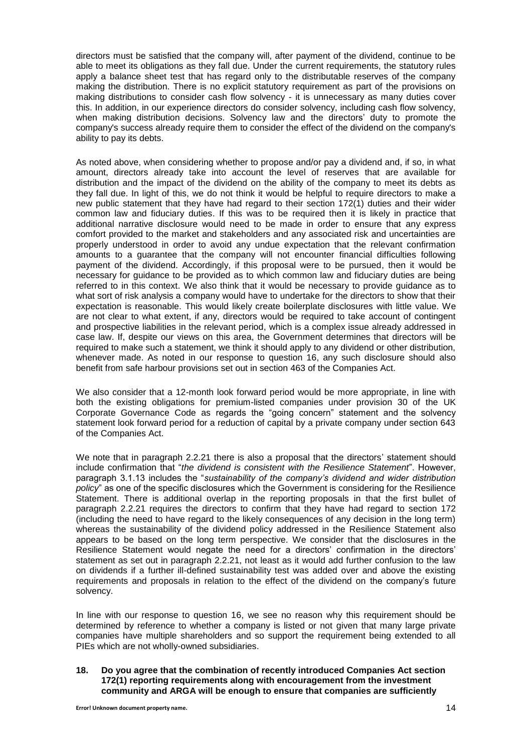directors must be satisfied that the company will, after payment of the dividend, continue to be able to meet its obligations as they fall due. Under the current requirements, the statutory rules apply a balance sheet test that has regard only to the distributable reserves of the company making the distribution. There is no explicit statutory requirement as part of the provisions on making distributions to consider cash flow solvency - it is unnecessary as many duties cover this. In addition, in our experience directors do consider solvency, including cash flow solvency, when making distribution decisions. Solvency law and the directors' duty to promote the company's success already require them to consider the effect of the dividend on the company's ability to pay its debts.

As noted above, when considering whether to propose and/or pay a dividend and, if so, in what amount, directors already take into account the level of reserves that are available for distribution and the impact of the dividend on the ability of the company to meet its debts as they fall due. In light of this, we do not think it would be helpful to require directors to make a new public statement that they have had regard to their section 172(1) duties and their wider common law and fiduciary duties. If this was to be required then it is likely in practice that additional narrative disclosure would need to be made in order to ensure that any express comfort provided to the market and stakeholders and any associated risk and uncertainties are properly understood in order to avoid any undue expectation that the relevant confirmation amounts to a guarantee that the company will not encounter financial difficulties following payment of the dividend. Accordingly, if this proposal were to be pursued, then it would be necessary for guidance to be provided as to which common law and fiduciary duties are being referred to in this context. We also think that it would be necessary to provide guidance as to what sort of risk analysis a company would have to undertake for the directors to show that their expectation is reasonable. This would likely create boilerplate disclosures with little value. We are not clear to what extent, if any, directors would be required to take account of contingent and prospective liabilities in the relevant period, which is a complex issue already addressed in case law. If, despite our views on this area, the Government determines that directors will be required to make such a statement, we think it should apply to any dividend or other distribution, whenever made. As noted in our response to question 16, any such disclosure should also benefit from safe harbour provisions set out in section 463 of the Companies Act.

We also consider that a 12-month look forward period would be more appropriate, in line with both the existing obligations for premium-listed companies under provision 30 of the UK Corporate Governance Code as regards the "going concern" statement and the solvency statement look forward period for a reduction of capital by a private company under section 643 of the Companies Act.

We note that in paragraph 2.2.21 there is also a proposal that the directors' statement should include confirmation that "*the dividend is consistent with the Resilience Statement*". However, paragraph 3.1.13 includes the "*sustainability of the company's dividend and wider distribution policy*" as one of the specific disclosures which the Government is considering for the Resilience Statement. There is additional overlap in the reporting proposals in that the first bullet of paragraph 2.2.21 requires the directors to confirm that they have had regard to section 172 (including the need to have regard to the likely consequences of any decision in the long term) whereas the sustainability of the dividend policy addressed in the Resilience Statement also appears to be based on the long term perspective. We consider that the disclosures in the Resilience Statement would negate the need for a directors' confirmation in the directors' statement as set out in paragraph 2.2.21, not least as it would add further confusion to the law on dividends if a further ill-defined sustainability test was added over and above the existing requirements and proposals in relation to the effect of the dividend on the company's future solvency.

In line with our response to question 16, we see no reason why this requirement should be determined by reference to whether a company is listed or not given that many large private companies have multiple shareholders and so support the requirement being extended to all PIEs which are not wholly-owned subsidiaries.

**18. Do you agree that the combination of recently introduced Companies Act section 172(1) reporting requirements along with encouragement from the investment community and ARGA will be enough to ensure that companies are sufficiently**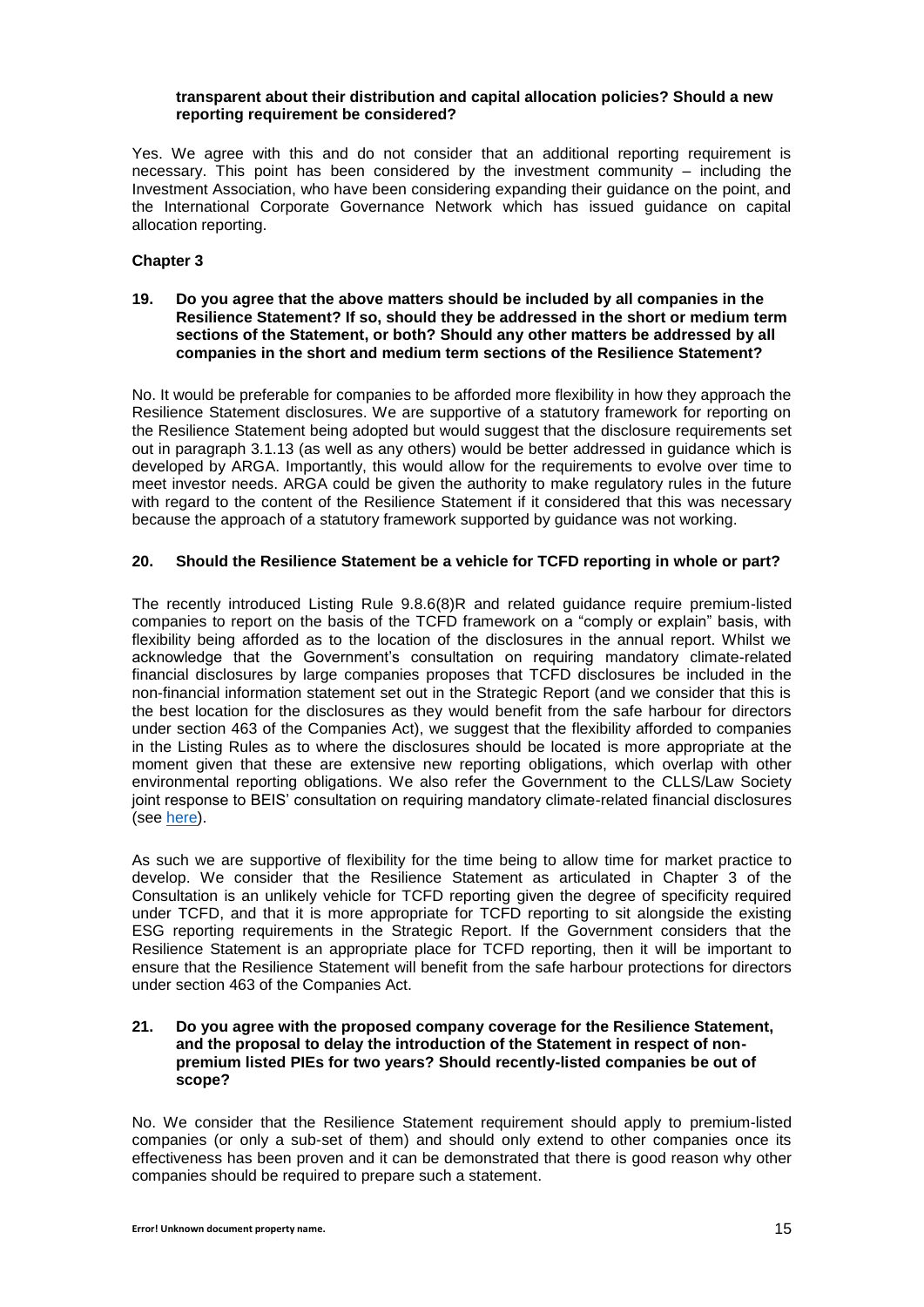**transparent about their distribution and capital allocation policies? Should a new reporting requirement be considered?**

Yes. We agree with this and do not consider that an additional reporting requirement is necessary. This point has been considered by the investment community – including the Investment Association, who have been considering expanding their guidance on the point, and the International Corporate Governance Network which has issued guidance on capital allocation reporting.

**Chapter 3**

**19. Do you agree that the above matters should be included by all companies in the Resilience Statement? If so, should they be addressed in the short or medium term sections of the Statement, or both? Should any other matters be addressed by all companies in the short and medium term sections of the Resilience Statement?**

No. It would be preferable for companies to be afforded more flexibility in how they approach the Resilience Statement disclosures. We are supportive of a statutory framework for reporting on the Resilience Statement being adopted but would suggest that the disclosure requirements set out in paragraph 3.1.13 (as well as any others) would be better addressed in guidance which is developed by ARGA. Importantly, this would allow for the requirements to evolve over time to meet investor needs. ARGA could be given the authority to make regulatory rules in the future with regard to the content of the Resilience Statement if it considered that this was necessary because the approach of a statutory framework supported by guidance was not working.

**20. Should the Resilience Statement be a vehicle for TCFD reporting in whole or part?**

The recently introduced Listing Rule 9.8.6(8)R and related guidance require premium-listed companies to report on the basis of the TCFD framework on a "comply or explain" basis, with flexibility being afforded as to the location of the disclosures in the annual report. Whilst we acknowledge that the Government's consultation on requiring mandatory climate-related financial disclosures by large companies proposes that TCFD disclosures be included in the non-financial information statement set out in the Strategic Report (and we consider that this is the best location for the disclosures as they would benefit from the safe harbour for directors under section 463 of the Companies Act), we suggest that the flexibility afforded to companies in the Listing Rules as to where the disclosures should be located is more appropriate at the moment given that these are extensive new reporting obligations, which overlap with other environmental reporting obligations. We also refer the Government to the CLLS/Law Society joint response to BEIS' consultation on requiring mandatory climate-related financial disclosures (see here).

As such we are supportive of flexibility for the time being to allow time for market practice to develop. We consider that the Resilience Statement as articulated in Chapter 3 of the Consultation is an unlikely vehicle for TCFD reporting given the degree of specificity required under TCFD, and that it is more appropriate for TCFD reporting to sit alongside the existing ESG reporting requirements in the Strategic Report. If the Government considers that the Resilience Statement is an appropriate place for TCFD reporting, then it will be important to ensure that the Resilience Statement will benefit from the safe harbour protections for directors under section 463 of the Companies Act.

**21. Do you agree with the proposed company coverage for the Resilience Statement, and the proposal to delay the introduction of the Statement in respect of non-premium listed PIEs for two years? Should recently-listed companies be out of scope?**

No. We consider that the Resilience Statement requirement should apply to premium-listed companies (or only a sub-set of them) and should only extend to other companies once its effectiveness has been proven and it can be demonstrated that there is good reason why other companies should be required to prepare such a statement.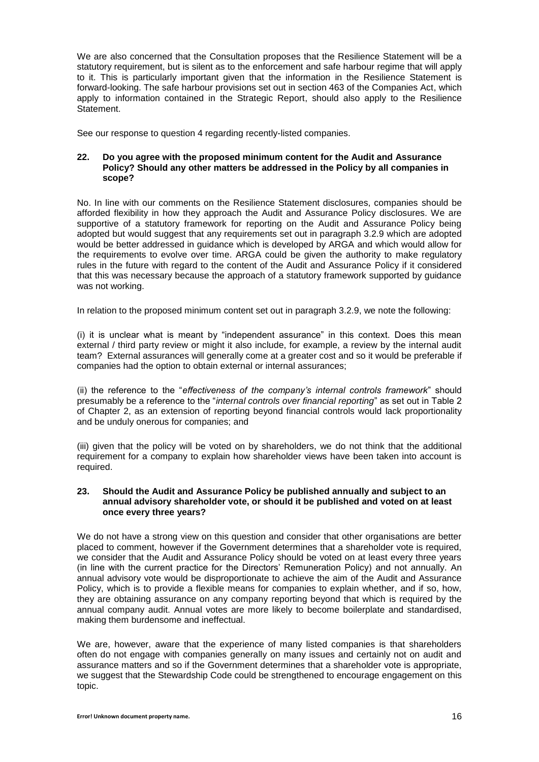We are also concerned that the Consultation proposes that the Resilience Statement will be a statutory requirement, but is silent as to the enforcement and safe harbour regime that will apply to it. This is particularly important given that the information in the Resilience Statement is forward-looking. The safe harbour provisions set out in section 463 of the Companies Act, which apply to information contained in the Strategic Report, should also apply to the Resilience Statement.

See our response to question 4 regarding recently-listed companies.

**22. Do you agree with the proposed minimum content for the Audit and Assurance Policy? Should any other matters be addressed in the Policy by all companies in scope?**

No. In line with our comments on the Resilience Statement disclosures, companies should be afforded flexibility in how they approach the Audit and Assurance Policy disclosures. We are supportive of a statutory framework for reporting on the Audit and Assurance Policy being adopted but would suggest that any requirements set out in paragraph 3.2.9 which are adopted would be better addressed in guidance which is developed by ARGA and which would allow for the requirements to evolve over time. ARGA could be given the authority to make regulatory rules in the future with regard to the content of the Audit and Assurance Policy if it considered that this was necessary because the approach of a statutory framework supported by guidance was not working.

In relation to the proposed minimum content set out in paragraph 3.2.9, we note the following:

(i) it is unclear what is meant by "independent assurance" in this context. Does this mean external / third party review or might it also include, for example, a review by the internal audit team? External assurances will generally come at a greater cost and so it would be preferable if companies had the option to obtain external or internal assurances;

(ii) the reference to the "*effectiveness of the company's internal controls framework*" should presumably be a reference to the "*internal controls over financial reporting*" as set out in Table 2 of Chapter 2, as an extension of reporting beyond financial controls would lack proportionality and be unduly onerous for companies; and

(iii) given that the policy will be voted on by shareholders, we do not think that the additional requirement for a company to explain how shareholder views have been taken into account is required.

**23. Should the Audit and Assurance Policy be published annually and subject to an annual advisory shareholder vote, or should it be published and voted on at least once every three years?**

We do not have a strong view on this question and consider that other organisations are better placed to comment, however if the Government determines that a shareholder vote is required, we consider that the Audit and Assurance Policy should be voted on at least every three years (in line with the current practice for the Directors' Remuneration Policy) and not annually. An annual advisory vote would be disproportionate to achieve the aim of the Audit and Assurance Policy, which is to provide a flexible means for companies to explain whether, and if so, how, they are obtaining assurance on any company reporting beyond that which is required by the annual company audit. Annual votes are more likely to become boilerplate and standardised, making them burdensome and ineffectual.

We are, however, aware that the experience of many listed companies is that shareholders often do not engage with companies generally on many issues and certainly not on audit and assurance matters and so if the Government determines that a shareholder vote is appropriate, we suggest that the Stewardship Code could be strengthened to encourage engagement on this topic.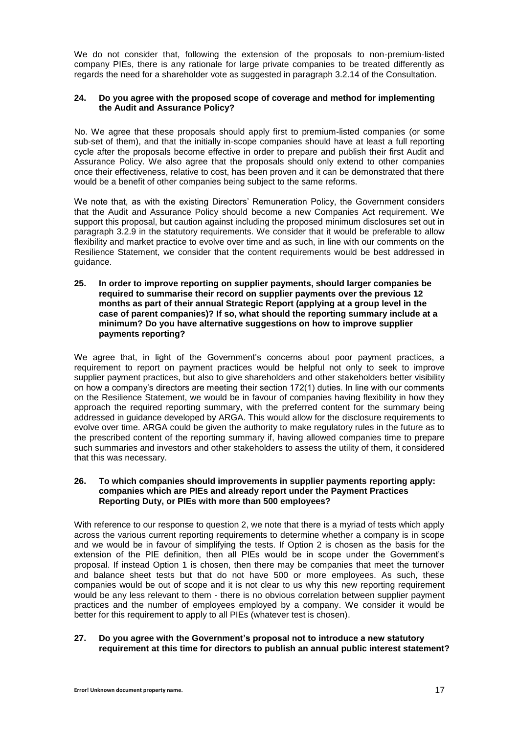We do not consider that, following the extension of the proposals to non-premium-listed company PIEs, there is any rationale for large private companies to be treated differently as regards the need for a shareholder vote as suggested in paragraph 3.2.14 of the Consultation.

**24. Do you agree with the proposed scope of coverage and method for implementing the Audit and Assurance Policy?**

No. We agree that these proposals should apply first to premium-listed companies (or some sub-set of them), and that the initially in-scope companies should have at least a full reporting cycle after the proposals become effective in order to prepare and publish their first Audit and Assurance Policy. We also agree that the proposals should only extend to other companies once their effectiveness, relative to cost, has been proven and it can be demonstrated that there would be a benefit of other companies being subject to the same reforms.

We note that, as with the existing Directors' Remuneration Policy, the Government considers that the Audit and Assurance Policy should become a new Companies Act requirement. We support this proposal, but caution against including the proposed minimum disclosures set out in paragraph 3.2.9 in the statutory requirements. We consider that it would be preferable to allow flexibility and market practice to evolve over time and as such, in line with our comments on the Resilience Statement, we consider that the content requirements would be best addressed in guidance.

**25. In order to improve reporting on supplier payments, should larger companies be required to summarise their record on supplier payments over the previous 12 months as part of their annual Strategic Report (applying at a group level in the case of parent companies)? If so, what should the reporting summary include at a minimum? Do you have alternative suggestions on how to improve supplier payments reporting?**

We agree that, in light of the Government's concerns about poor payment practices, a requirement to report on payment practices would be helpful not only to seek to improve supplier payment practices, but also to give shareholders and other stakeholders better visibility on how a company's directors are meeting their section 172(1) duties. In line with our comments on the Resilience Statement, we would be in favour of companies having flexibility in how they approach the required reporting summary, with the preferred content for the summary being addressed in guidance developed by ARGA. This would allow for the disclosure requirements to evolve over time. ARGA could be given the authority to make regulatory rules in the future as to the prescribed content of the reporting summary if, having allowed companies time to prepare such summaries and investors and other stakeholders to assess the utility of them, it considered that this was necessary.

**26. To which companies should improvements in supplier payments reporting apply: companies which are PIEs and already report under the Payment Practices Reporting Duty, or PIEs with more than 500 employees?**

With reference to our response to question 2, we note that there is a myriad of tests which apply across the various current reporting requirements to determine whether a company is in scope and we would be in favour of simplifying the tests. If Option 2 is chosen as the basis for the extension of the PIE definition, then all PIEs would be in scope under the Government's proposal. If instead Option 1 is chosen, then there may be companies that meet the turnover and balance sheet tests but that do not have 500 or more employees. As such, these companies would be out of scope and it is not clear to us why this new reporting requirement would be any less relevant to them - there is no obvious correlation between supplier payment practices and the number of employees employed by a company. We consider it would be better for this requirement to apply to all PIEs (whatever test is chosen).

**27. Do you agree with the Government's proposal not to introduce a new statutory requirement at this time for directors to publish an annual public interest statement?**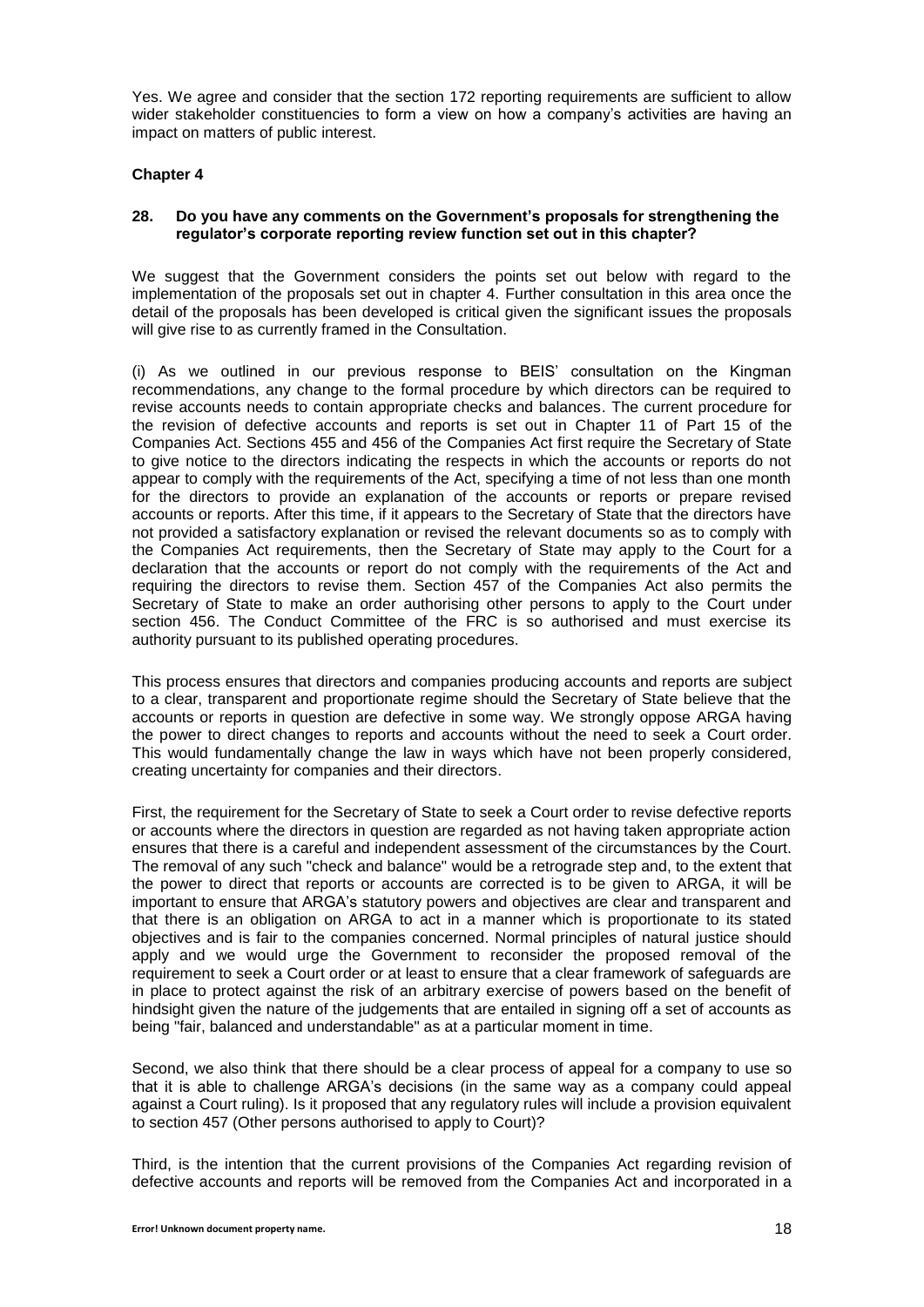Yes. We agree and consider that the section 172 reporting requirements are sufficient to allow wider stakeholder constituencies to form a view on how a company's activities are having an impact on matters of public interest.

**Chapter 4**

**28. Do you have any comments on the Government's proposals for strengthening the regulator's corporate reporting review function set out in this chapter?**

We suggest that the Government considers the points set out below with regard to the implementation of the proposals set out in chapter 4. Further consultation in this area once the detail of the proposals has been developed is critical given the significant issues the proposals will give rise to as currently framed in the Consultation.

(i) As we outlined in our previous response to BEIS' consultation on the Kingman recommendations, any change to the formal procedure by which directors can be required to revise accounts needs to contain appropriate checks and balances. The current procedure for the revision of defective accounts and reports is set out in Chapter 11 of Part 15 of the Companies Act. Sections 455 and 456 of the Companies Act first require the Secretary of State to give notice to the directors indicating the respects in which the accounts or reports do not appear to comply with the requirements of the Act, specifying a time of not less than one month for the directors to provide an explanation of the accounts or reports or prepare revised accounts or reports. After this time, if it appears to the Secretary of State that the directors have not provided a satisfactory explanation or revised the relevant documents so as to comply with the Companies Act requirements, then the Secretary of State may apply to the Court for a declaration that the accounts or report do not comply with the requirements of the Act and requiring the directors to revise them. Section 457 of the Companies Act also permits the Secretary of State to make an order authorising other persons to apply to the Court under section 456. The Conduct Committee of the FRC is so authorised and must exercise its authority pursuant to its published operating procedures.

This process ensures that directors and companies producing accounts and reports are subject to a clear, transparent and proportionate regime should the Secretary of State believe that the accounts or reports in question are defective in some way. We strongly oppose ARGA having the power to direct changes to reports and accounts without the need to seek a Court order. This would fundamentally change the law in ways which have not been properly considered, creating uncertainty for companies and their directors.

First, the requirement for the Secretary of State to seek a Court order to revise defective reports or accounts where the directors in question are regarded as not having taken appropriate action ensures that there is a careful and independent assessment of the circumstances by the Court. The removal of any such "check and balance" would be a retrograde step and, to the extent that the power to direct that reports or accounts are corrected is to be given to ARGA, it will be important to ensure that ARGA's statutory powers and objectives are clear and transparent and that there is an obligation on ARGA to act in a manner which is proportionate to its stated objectives and is fair to the companies concerned. Normal principles of natural justice should apply and we would urge the Government to reconsider the proposed removal of the requirement to seek a Court order or at least to ensure that a clear framework of safeguards are in place to protect against the risk of an arbitrary exercise of powers based on the benefit of hindsight given the nature of the judgements that are entailed in signing off a set of accounts as being "fair, balanced and understandable" as at a particular moment in time.

Second, we also think that there should be a clear process of appeal for a company to use so that it is able to challenge ARGA's decisions (in the same way as a company could appeal against a Court ruling). Is it proposed that any regulatory rules will include a provision equivalent to section 457 (Other persons authorised to apply to Court)?

Third, is the intention that the current provisions of the Companies Act regarding revision of defective accounts and reports will be removed from the Companies Act and incorporated in a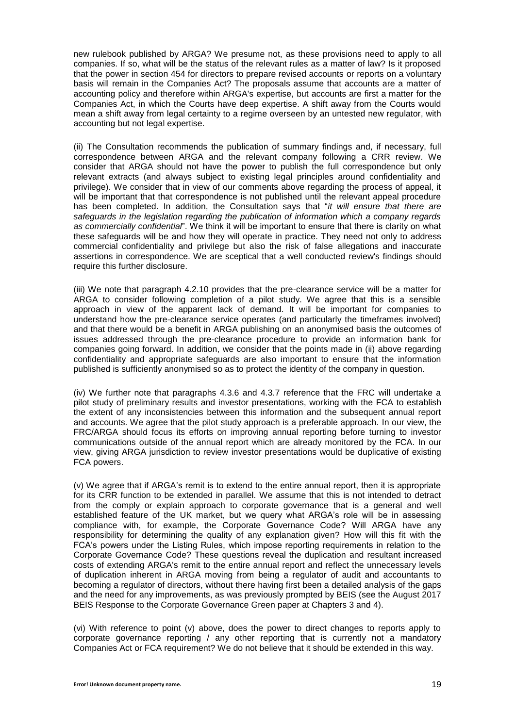new rulebook published by ARGA? We presume not, as these provisions need to apply to all companies. If so, what will be the status of the relevant rules as a matter of law? Is it proposed that the power in section 454 for directors to prepare revised accounts or reports on a voluntary basis will remain in the Companies Act? The proposals assume that accounts are a matter of accounting policy and therefore within ARGA's expertise, but accounts are first a matter for the Companies Act, in which the Courts have deep expertise. A shift away from the Courts would mean a shift away from legal certainty to a regime overseen by an untested new regulator, with accounting but not legal expertise.

(ii) The Consultation recommends the publication of summary findings and, if necessary, full correspondence between ARGA and the relevant company following a CRR review. We consider that ARGA should not have the power to publish the full correspondence but only relevant extracts (and always subject to existing legal principles around confidentiality and privilege). We consider that in view of our comments above regarding the process of appeal, it will be important that that correspondence is not published until the relevant appeal procedure has been completed. In addition, the Consultation says that "*it will ensure that there are safeguards in the legislation regarding the publication of information which a company regards as commercially confidential*". We think it will be important to ensure that there is clarity on what these safeguards will be and how they will operate in practice. They need not only to address commercial confidentiality and privilege but also the risk of false allegations and inaccurate assertions in correspondence. We are sceptical that a well conducted review's findings should require this further disclosure.

(iii) We note that paragraph 4.2.10 provides that the pre-clearance service will be a matter for ARGA to consider following completion of a pilot study. We agree that this is a sensible approach in view of the apparent lack of demand. It will be important for companies to understand how the pre-clearance service operates (and particularly the timeframes involved) and that there would be a benefit in ARGA publishing on an anonymised basis the outcomes of issues addressed through the pre-clearance procedure to provide an information bank for companies going forward. In addition, we consider that the points made in (ii) above regarding confidentiality and appropriate safeguards are also important to ensure that the information published is sufficiently anonymised so as to protect the identity of the company in question.

(iv) We further note that paragraphs 4.3.6 and 4.3.7 reference that the FRC will undertake a pilot study of preliminary results and investor presentations, working with the FCA to establish the extent of any inconsistencies between this information and the subsequent annual report and accounts. We agree that the pilot study approach is a preferable approach. In our view, the FRC/ARGA should focus its efforts on improving annual reporting before turning to investor communications outside of the annual report which are already monitored by the FCA. In our view, giving ARGA jurisdiction to review investor presentations would be duplicative of existing FCA powers.

(v) We agree that if ARGA's remit is to extend to the entire annual report, then it is appropriate for its CRR function to be extended in parallel. We assume that this is not intended to detract from the comply or explain approach to corporate governance that is a general and well established feature of the UK market, but we query what ARGA's role will be in assessing compliance with, for example, the Corporate Governance Code? Will ARGA have any responsibility for determining the quality of any explanation given? How will this fit with the FCA's powers under the Listing Rules, which impose reporting requirements in relation to the Corporate Governance Code? These questions reveal the duplication and resultant increased costs of extending ARGA's remit to the entire annual report and reflect the unnecessary levels of duplication inherent in ARGA moving from being a regulator of audit and accountants to becoming a regulator of directors, without there having first been a detailed analysis of the gaps and the need for any improvements, as was previously prompted by BEIS (see the August 2017 BEIS Response to the Corporate Governance Green paper at Chapters 3 and 4).

(vi) With reference to point (v) above, does the power to direct changes to reports apply to corporate governance reporting / any other reporting that is currently not a mandatory Companies Act or FCA requirement? We do not believe that it should be extended in this way.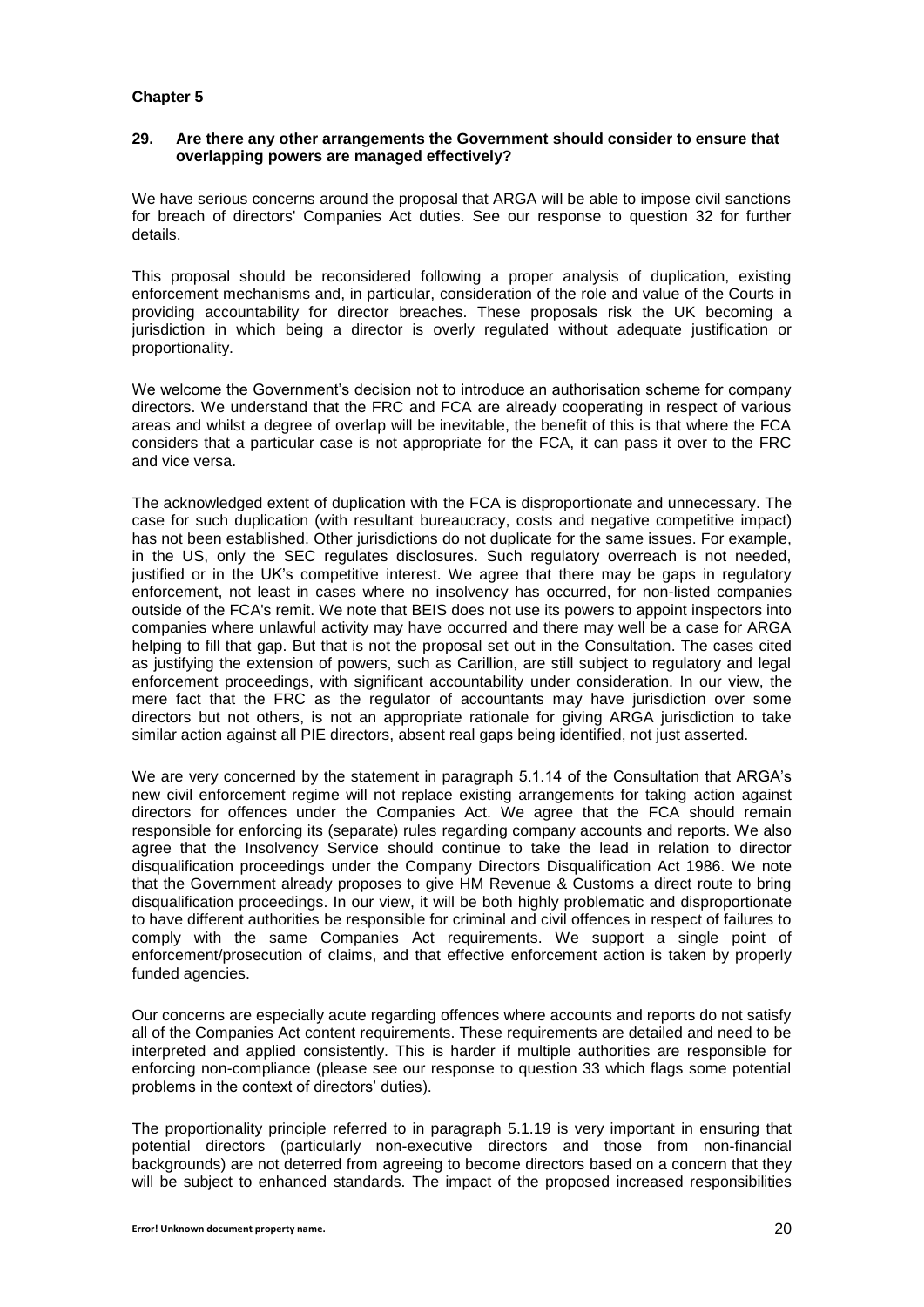**Chapter 5**

**29. Are there any other arrangements the Government should consider to ensure that overlapping powers are managed effectively?**

We have serious concerns around the proposal that ARGA will be able to impose civil sanctions for breach of directors' Companies Act duties. See our response to question 32 for further details.

This proposal should be reconsidered following a proper analysis of duplication, existing enforcement mechanisms and, in particular, consideration of the role and value of the Courts in providing accountability for director breaches. These proposals risk the UK becoming a jurisdiction in which being a director is overly regulated without adequate justification or proportionality.

We welcome the Government's decision not to introduce an authorisation scheme for company directors. We understand that the FRC and FCA are already cooperating in respect of various areas and whilst a degree of overlap will be inevitable, the benefit of this is that where the FCA considers that a particular case is not appropriate for the FCA, it can pass it over to the FRC and vice versa.

The acknowledged extent of duplication with the FCA is disproportionate and unnecessary. The case for such duplication (with resultant bureaucracy, costs and negative competitive impact) has not been established. Other jurisdictions do not duplicate for the same issues. For example, in the US, only the SEC regulates disclosures. Such regulatory overreach is not needed, justified or in the UK's competitive interest. We agree that there may be gaps in regulatory enforcement, not least in cases where no insolvency has occurred, for non-listed companies outside of the FCA's remit. We note that BEIS does not use its powers to appoint inspectors into companies where unlawful activity may have occurred and there may well be a case for ARGA helping to fill that gap. But that is not the proposal set out in the Consultation. The cases cited as justifying the extension of powers, such as Carillion, are still subject to regulatory and legal enforcement proceedings, with significant accountability under consideration. In our view, the mere fact that the FRC as the regulator of accountants may have jurisdiction over some directors but not others, is not an appropriate rationale for giving ARGA jurisdiction to take similar action against all PIE directors, absent real gaps being identified, not just asserted.

We are very concerned by the statement in paragraph 5.1.14 of the Consultation that ARGA's new civil enforcement regime will not replace existing arrangements for taking action against directors for offences under the Companies Act. We agree that the FCA should remain responsible for enforcing its (separate) rules regarding company accounts and reports. We also agree that the Insolvency Service should continue to take the lead in relation to director disqualification proceedings under the Company Directors Disqualification Act 1986. We note that the Government already proposes to give HM Revenue & Customs a direct route to bring disqualification proceedings. In our view, it will be both highly problematic and disproportionate to have different authorities be responsible for criminal and civil offences in respect of failures to comply with the same Companies Act requirements. We support a single point of enforcement/prosecution of claims, and that effective enforcement action is taken by properly funded agencies.

Our concerns are especially acute regarding offences where accounts and reports do not satisfy all of the Companies Act content requirements. These requirements are detailed and need to be interpreted and applied consistently. This is harder if multiple authorities are responsible for enforcing non-compliance (please see our response to question 33 which flags some potential problems in the context of directors' duties).

The proportionality principle referred to in paragraph 5.1.19 is very important in ensuring that potential directors (particularly non-executive directors and those from non-financial backgrounds) are not deterred from agreeing to become directors based on a concern that they will be subject to enhanced standards. The impact of the proposed increased responsibilities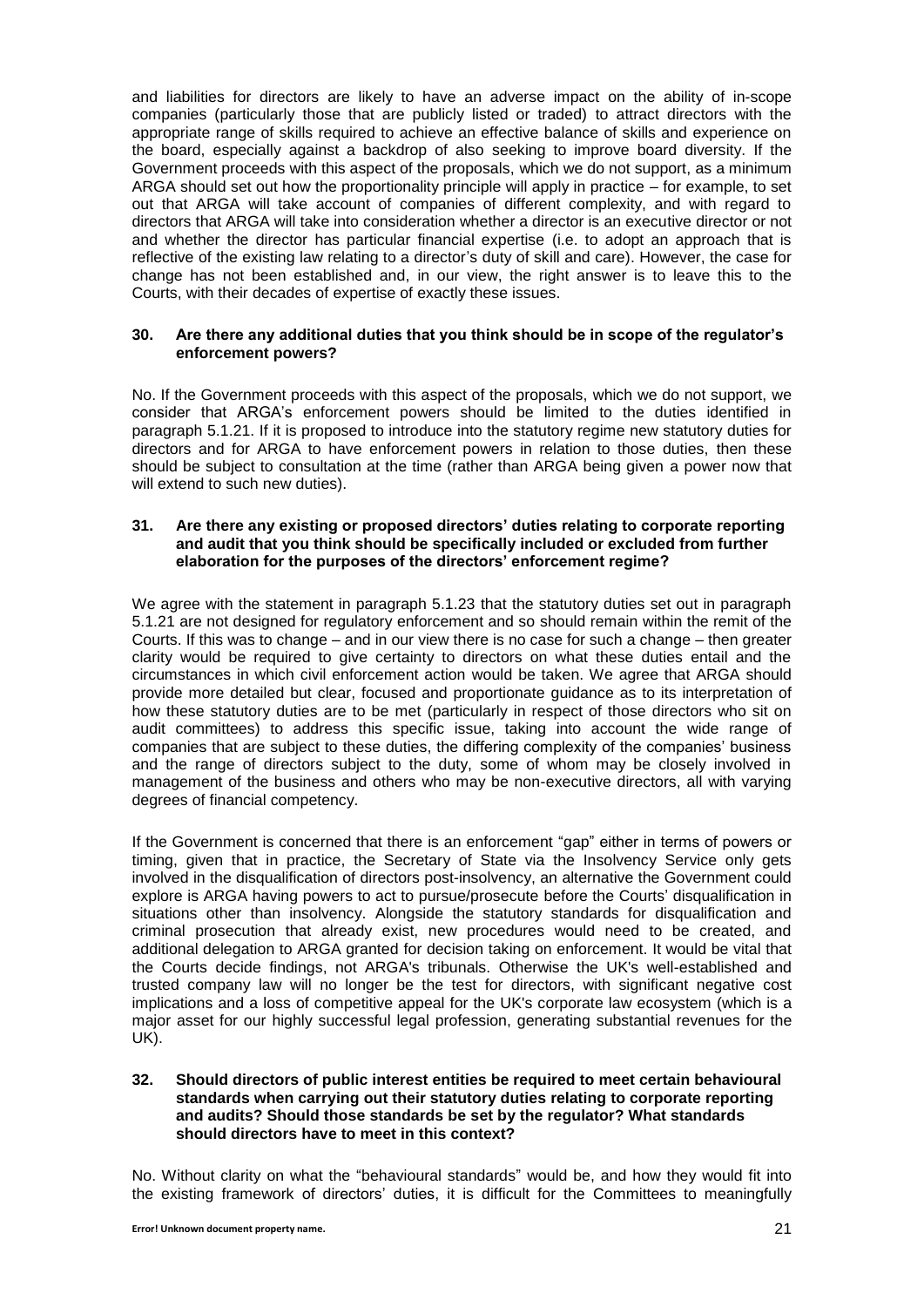and liabilities for directors are likely to have an adverse impact on the ability of in-scope companies (particularly those that are publicly listed or traded) to attract directors with the appropriate range of skills required to achieve an effective balance of skills and experience on the board, especially against a backdrop of also seeking to improve board diversity. If the Government proceeds with this aspect of the proposals, which we do not support, as a minimum ARGA should set out how the proportionality principle will apply in practice – for example, to set out that ARGA will take account of companies of different complexity, and with regard to directors that ARGA will take into consideration whether a director is an executive director or not and whether the director has particular financial expertise (i.e. to adopt an approach that is reflective of the existing law relating to a director's duty of skill and care). However, the case for change has not been established and, in our view, the right answer is to leave this to the Courts, with their decades of expertise of exactly these issues.

**30. Are there any additional duties that you think should be in scope of the regulator's enforcement powers?**

No. If the Government proceeds with this aspect of the proposals, which we do not support, we consider that ARGA's enforcement powers should be limited to the duties identified in paragraph 5.1.21. If it is proposed to introduce into the statutory regime new statutory duties for directors and for ARGA to have enforcement powers in relation to those duties, then these should be subject to consultation at the time (rather than ARGA being given a power now that will extend to such new duties).

**31. Are there any existing or proposed directors' duties relating to corporate reporting and audit that you think should be specifically included or excluded from further elaboration for the purposes of the directors' enforcement regime?**

We agree with the statement in paragraph 5.1.23 that the statutory duties set out in paragraph 5.1.21 are not designed for regulatory enforcement and so should remain within the remit of the Courts. If this was to change – and in our view there is no case for such a change – then greater clarity would be required to give certainty to directors on what these duties entail and the circumstances in which civil enforcement action would be taken. We agree that ARGA should provide more detailed but clear, focused and proportionate guidance as to its interpretation of how these statutory duties are to be met (particularly in respect of those directors who sit on audit committees) to address this specific issue, taking into account the wide range of companies that are subject to these duties, the differing complexity of the companies' business and the range of directors subject to the duty, some of whom may be closely involved in management of the business and others who may be non-executive directors, all with varying degrees of financial competency.

If the Government is concerned that there is an enforcement "gap" either in terms of powers or timing, given that in practice, the Secretary of State via the Insolvency Service only gets involved in the disqualification of directors post-insolvency, an alternative the Government could explore is ARGA having powers to act to pursue/prosecute before the Courts' disqualification in situations other than insolvency. Alongside the statutory standards for disqualification and criminal prosecution that already exist, new procedures would need to be created, and additional delegation to ARGA granted for decision taking on enforcement. It would be vital that the Courts decide findings, not ARGA's tribunals. Otherwise the UK's well-established and trusted company law will no longer be the test for directors, with significant negative cost implications and a loss of competitive appeal for the UK's corporate law ecosystem (which is a major asset for our highly successful legal profession, generating substantial revenues for the UK).

**32. Should directors of public interest entities be required to meet certain behavioural standards when carrying out their statutory duties relating to corporate reporting and audits? Should those standards be set by the regulator? What standards should directors have to meet in this context?**

No. Without clarity on what the "behavioural standards" would be, and how they would fit into the existing framework of directors' duties, it is difficult for the Committees to meaningfully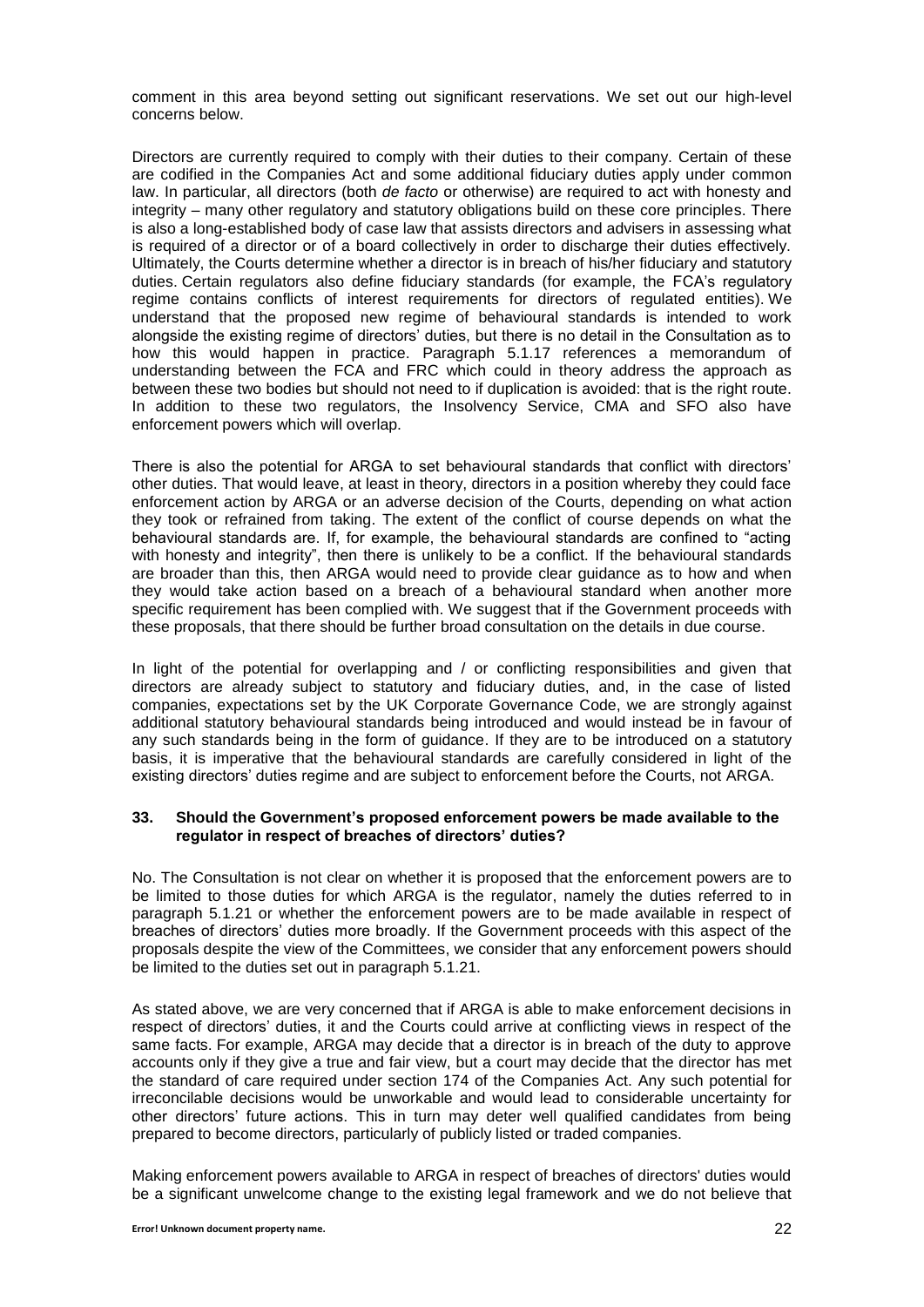comment in this area beyond setting out significant reservations. We set out our high-level concerns below.

Directors are currently required to comply with their duties to their company. Certain of these are codified in the Companies Act and some additional fiduciary duties apply under common law. In particular, all directors (both *de facto* or otherwise) are required to act with honesty and integrity – many other regulatory and statutory obligations build on these core principles. There is also a long-established body of case law that assists directors and advisers in assessing what is required of a director or of a board collectively in order to discharge their duties effectively. Ultimately, the Courts determine whether a director is in breach of his/her fiduciary and statutory duties. Certain regulators also define fiduciary standards (for example, the FCA's regulatory regime contains conflicts of interest requirements for directors of regulated entities). We understand that the proposed new regime of behavioural standards is intended to work alongside the existing regime of directors' duties, but there is no detail in the Consultation as to how this would happen in practice. Paragraph 5.1.17 references a memorandum of understanding between the FCA and FRC which could in theory address the approach as between these two bodies but should not need to if duplication is avoided: that is the right route. In addition to these two regulators, the Insolvency Service, CMA and SFO also have enforcement powers which will overlap.

There is also the potential for ARGA to set behavioural standards that conflict with directors' other duties. That would leave, at least in theory, directors in a position whereby they could face enforcement action by ARGA or an adverse decision of the Courts, depending on what action they took or refrained from taking. The extent of the conflict of course depends on what the behavioural standards are. If, for example, the behavioural standards are confined to "acting with honesty and integrity", then there is unlikely to be a conflict. If the behavioural standards are broader than this, then ARGA would need to provide clear guidance as to how and when they would take action based on a breach of a behavioural standard when another more specific requirement has been complied with. We suggest that if the Government proceeds with these proposals, that there should be further broad consultation on the details in due course.

In light of the potential for overlapping and / or conflicting responsibilities and given that directors are already subject to statutory and fiduciary duties, and, in the case of listed companies, expectations set by the UK Corporate Governance Code, we are strongly against additional statutory behavioural standards being introduced and would instead be in favour of any such standards being in the form of guidance. If they are to be introduced on a statutory basis, it is imperative that the behavioural standards are carefully considered in light of the existing directors' duties regime and are subject to enforcement before the Courts, not ARGA.

### 33. Should the Government's proposed enforcement powers be made available to the regulator in respect of breaches of directors' duties?

No. The Consultation is not clear on whether it is proposed that the enforcement powers are to be limited to those duties for which ARGA is the regulator, namely the duties referred to in paragraph 5.1.21 or whether the enforcement powers are to be made available in respect of breaches of directors' duties more broadly. If the Government proceeds with this aspect of the proposals despite the view of the Committees, we consider that any enforcement powers should be limited to the duties set out in paragraph 5.1.21.

As stated above, we are very concerned that if ARGA is able to make enforcement decisions in respect of directors' duties, it and the Courts could arrive at conflicting views in respect of the same facts. For example, ARGA may decide that a director is in breach of the duty to approve accounts only if they give a true and fair view, but a court may decide that the director has met the standard of care required under section 174 of the Companies Act. Any such potential for irreconcilable decisions would be unworkable and would lead to considerable uncertainty for other directors' future actions. This in turn may deter well qualified candidates from being prepared to become directors, particularly of publicly listed or traded companies.

Making enforcement powers available to ARGA in respect of breaches of directors' duties would be a significant unwelcome change to the existing legal framework and we do not believe that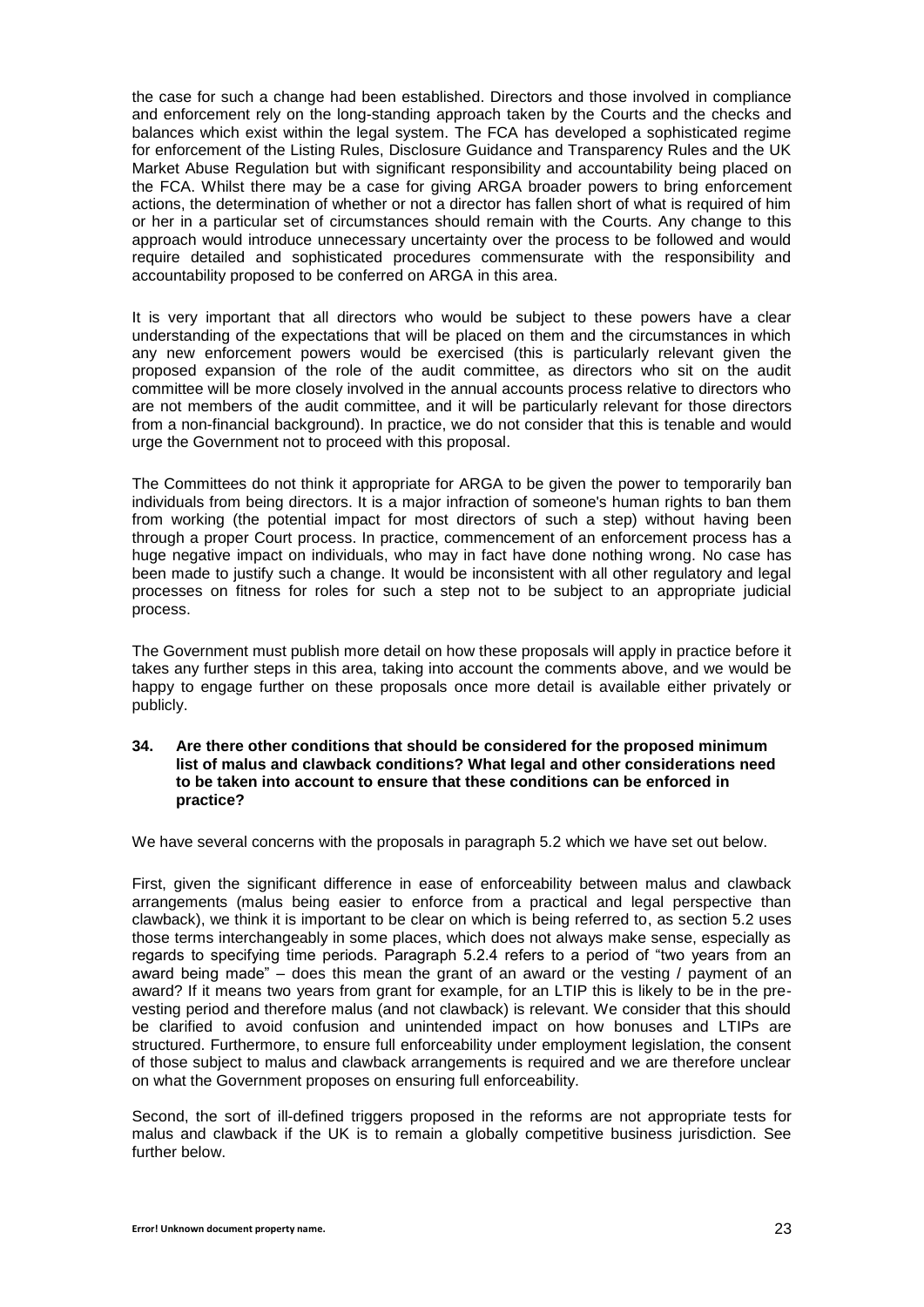the case for such a change had been established. Directors and those involved in compliance and enforcement rely on the long-standing approach taken by the Courts and the checks and balances which exist within the legal system. The FCA has developed a sophisticated regime for enforcement of the Listing Rules, Disclosure Guidance and Transparency Rules and the UK Market Abuse Regulation but with significant responsibility and accountability being placed on the FCA. Whilst there may be a case for giving ARGA broader powers to bring enforcement actions, the determination of whether or not a director has fallen short of what is required of him or her in a particular set of circumstances should remain with the Courts. Any change to this approach would introduce unnecessary uncertainty over the process to be followed and would require detailed and sophisticated procedures commensurate with the responsibility and accountability proposed to be conferred on ARGA in this area.

It is very important that all directors who would be subject to these powers have a clear understanding of the expectations that will be placed on them and the circumstances in which any new enforcement powers would be exercised (this is particularly relevant given the proposed expansion of the role of the audit committee, as directors who sit on the audit committee will be more closely involved in the annual accounts process relative to directors who are not members of the audit committee, and it will be particularly relevant for those directors from a non-financial background). In practice, we do not consider that this is tenable and would urge the Government not to proceed with this proposal.

The Committees do not think it appropriate for ARGA to be given the power to temporarily ban individuals from being directors. It is a major infraction of someone's human rights to ban them from working (the potential impact for most directors of such a step) without having been through a proper Court process. In practice, commencement of an enforcement process has a huge negative impact on individuals, who may in fact have done nothing wrong. No case has been made to justify such a change. It would be inconsistent with all other regulatory and legal processes on fitness for roles for such a step not to be subject to an appropriate judicial process.

The Government must publish more detail on how these proposals will apply in practice before it takes any further steps in this area, taking into account the comments above, and we would be happy to engage further on these proposals once more detail is available either privately or publicly.

**34. Are there other conditions that should be considered for the proposed minimum list of malus and clawback conditions? What legal and other considerations need to be taken into account to ensure that these conditions can be enforced in practice?**

We have several concerns with the proposals in paragraph 5.2 which we have set out below.

First, given the significant difference in ease of enforceability between malus and clawback arrangements (malus being easier to enforce from a practical and legal perspective than clawback), we think it is important to be clear on which is being referred to, as section 5.2 uses those terms interchangeably in some places, which does not always make sense, especially as regards to specifying time periods. Paragraph 5.2.4 refers to a period of "two years from an award being made" – does this mean the grant of an award or the vesting / payment of an award? If it means two years from grant for example, for an LTIP this is likely to be in the pre-vesting period and therefore malus (and not clawback) is relevant. We consider that this should be clarified to avoid confusion and unintended impact on how bonuses and LTIPs are structured. Furthermore, to ensure full enforceability under employment legislation, the consent of those subject to malus and clawback arrangements is required and we are therefore unclear on what the Government proposes on ensuring full enforceability.

Second, the sort of ill-defined triggers proposed in the reforms are not appropriate tests for malus and clawback if the UK is to remain a globally competitive business jurisdiction. See further below.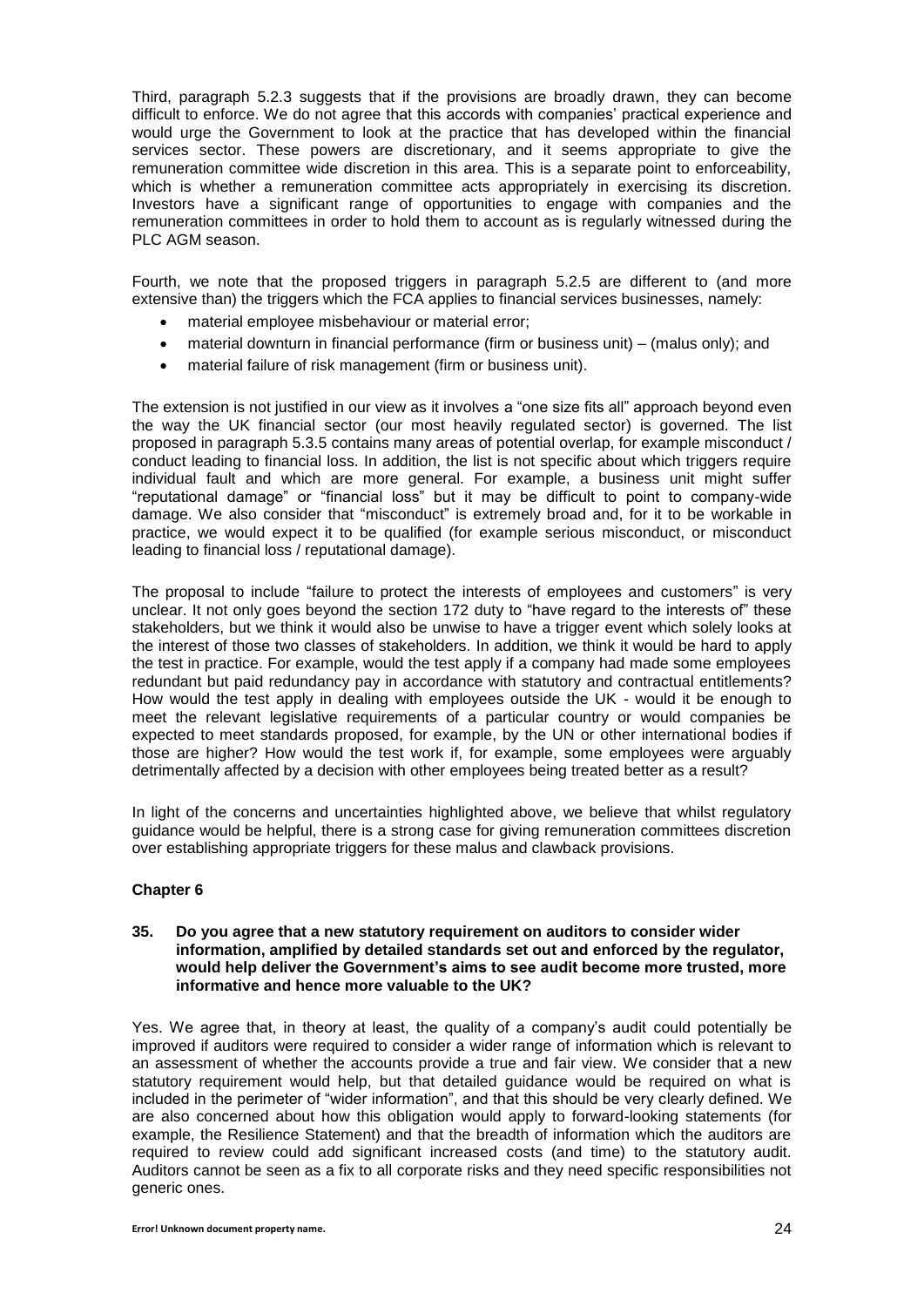Third, paragraph 5.2.3 suggests that if the provisions are broadly drawn, they can become difficult to enforce. We do not agree that this accords with companies' practical experience and would urge the Government to look at the practice that has developed within the financial services sector. These powers are discretionary, and it seems appropriate to give the remuneration committee wide discretion in this area. This is a separate point to enforceability, which is whether a remuneration committee acts appropriately in exercising its discretion. Investors have a significant range of opportunities to engage with companies and the remuneration committees in order to hold them to account as is regularly witnessed during the PLC AGM season.

Fourth, we note that the proposed triggers in paragraph 5.2.5 are different to (and more extensive than) the triggers which the FCA applies to financial services businesses, namely:

- material employee misbehaviour or material error;
- material downturn in financial performance (firm or business unit) – (malus only); and
- material failure of risk management (firm or business unit).

The extension is not justified in our view as it involves a "one size fits all" approach beyond even the way the UK financial sector (our most heavily regulated sector) is governed. The list proposed in paragraph 5.3.5 contains many areas of potential overlap, for example misconduct / conduct leading to financial loss. In addition, the list is not specific about which triggers require individual fault and which are more general. For example, a business unit might suffer "reputational damage" or "financial loss" but it may be difficult to point to company-wide damage. We also consider that "misconduct" is extremely broad and, for it to be workable in practice, we would expect it to be qualified (for example serious misconduct, or misconduct leading to financial loss / reputational damage).

The proposal to include "failure to protect the interests of employees and customers" is very unclear. It not only goes beyond the section 172 duty to "have regard to the interests of" these stakeholders, but we think it would also be unwise to have a trigger event which solely looks at the interest of those two classes of stakeholders. In addition, we think it would be hard to apply the test in practice. For example, would the test apply if a company had made some employees redundant but paid redundancy pay in accordance with statutory and contractual entitlements? How would the test apply in dealing with employees outside the UK - would it be enough to meet the relevant legislative requirements of a particular country or would companies be expected to meet standards proposed, for example, by the UN or other international bodies if those are higher? How would the test work if, for example, some employees were arguably detrimentally affected by a decision with other employees being treated better as a result?

In light of the concerns and uncertainties highlighted above, we believe that whilst regulatory guidance would be helpful, there is a strong case for giving remuneration committees discretion over establishing appropriate triggers for these malus and clawback provisions.

### Chapter 6

**35. Do you agree that a new statutory requirement on auditors to consider wider information, amplified by detailed standards set out and enforced by the regulator, would help deliver the Government's aims to see audit become more trusted, more informative and hence more valuable to the UK?**

Yes. We agree that, in theory at least, the quality of a company's audit could potentially be improved if auditors were required to consider a wider range of information which is relevant to an assessment of whether the accounts provide a true and fair view. We consider that a new statutory requirement would help, but that detailed guidance would be required on what is included in the perimeter of "wider information", and that this should be very clearly defined. We are also concerned about how this obligation would apply to forward-looking statements (for example, the Resilience Statement) and that the breadth of information which the auditors are required to review could add significant increased costs (and time) to the statutory audit. Auditors cannot be seen as a fix to all corporate risks and they need specific responsibilities not generic ones.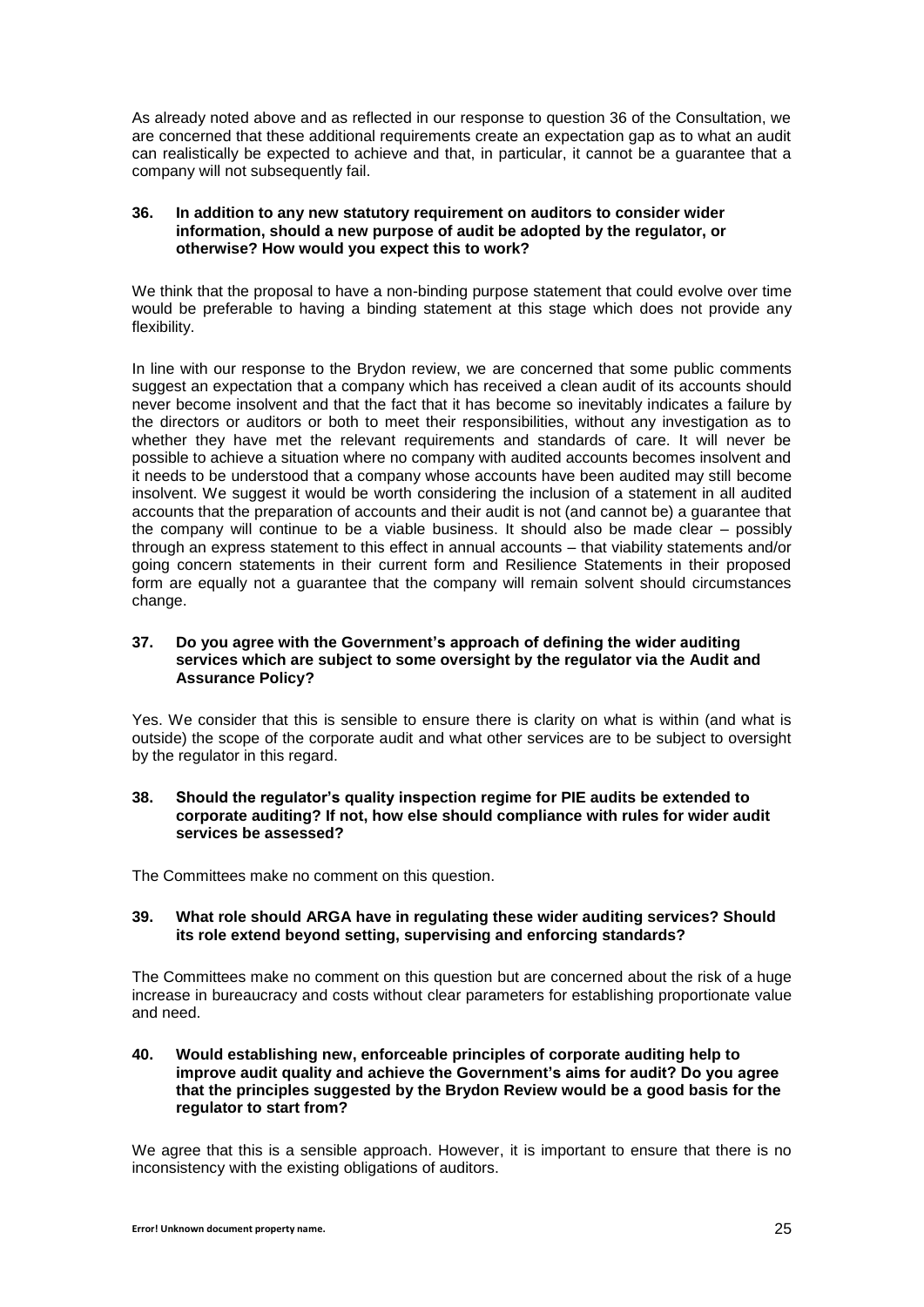As already noted above and as reflected in our response to question 36 of the Consultation, we are concerned that these additional requirements create an expectation gap as to what an audit can realistically be expected to achieve and that, in particular, it cannot be a guarantee that a company will not subsequently fail.

**36. In addition to any new statutory requirement on auditors to consider wider information, should a new purpose of audit be adopted by the regulator, or otherwise? How would you expect this to work?**

We think that the proposal to have a non-binding purpose statement that could evolve over time would be preferable to having a binding statement at this stage which does not provide any flexibility.

In line with our response to the Brydon review, we are concerned that some public comments suggest an expectation that a company which has received a clean audit of its accounts should never become insolvent and that the fact that it has become so inevitably indicates a failure by the directors or auditors or both to meet their responsibilities, without any investigation as to whether they have met the relevant requirements and standards of care. It will never be possible to achieve a situation where no company with audited accounts becomes insolvent and it needs to be understood that a company whose accounts have been audited may still become insolvent. We suggest it would be worth considering the inclusion of a statement in all audited accounts that the preparation of accounts and their audit is not (and cannot be) a guarantee that the company will continue to be a viable business. It should also be made clear – possibly through an express statement to this effect in annual accounts – that viability statements and/or going concern statements in their current form and Resilience Statements in their proposed form are equally not a guarantee that the company will remain solvent should circumstances change.

**37. Do you agree with the Government's approach of defining the wider auditing services which are subject to some oversight by the regulator via the Audit and Assurance Policy?**

Yes. We consider that this is sensible to ensure there is clarity on what is within (and what is outside) the scope of the corporate audit and what other services are to be subject to oversight by the regulator in this regard.

**38. Should the regulator's quality inspection regime for PIE audits be extended to corporate auditing? If not, how else should compliance with rules for wider audit services be assessed?**

The Committees make no comment on this question.

**39. What role should ARGA have in regulating these wider auditing services? Should its role extend beyond setting, supervising and enforcing standards?**

The Committees make no comment on this question but are concerned about the risk of a huge increase in bureaucracy and costs without clear parameters for establishing proportionate value and need.

**40. Would establishing new, enforceable principles of corporate auditing help to improve audit quality and achieve the Government's aims for audit? Do you agree that the principles suggested by the Brydon Review would be a good basis for the regulator to start from?**

We agree that this is a sensible approach. However, it is important to ensure that there is no inconsistency with the existing obligations of auditors.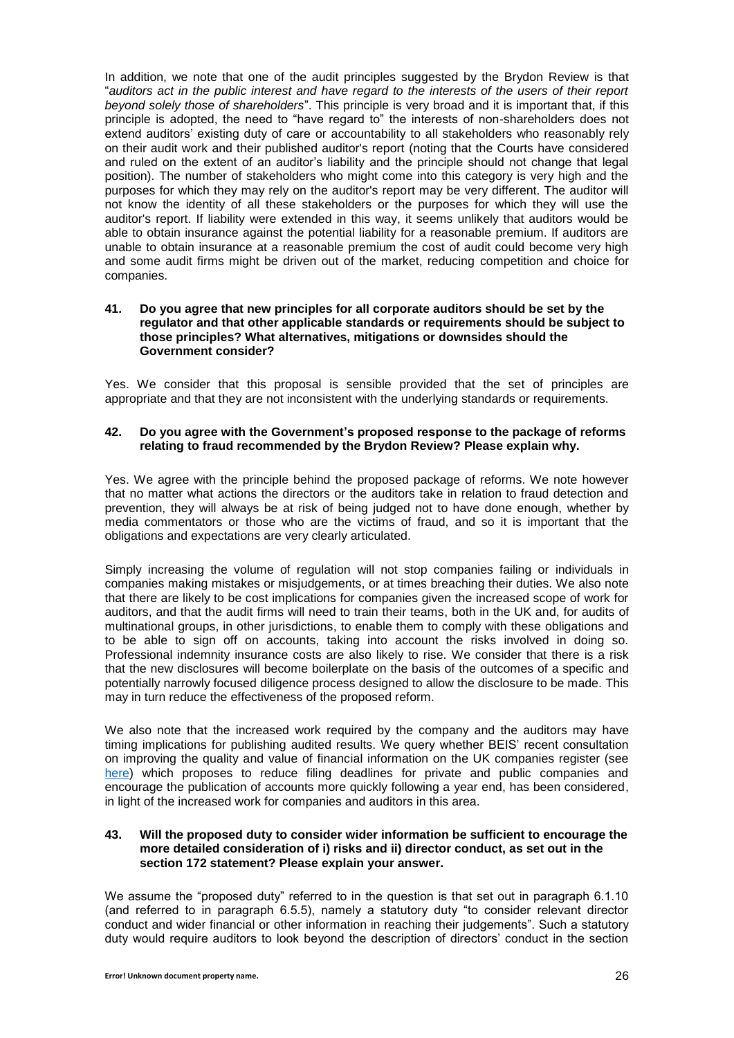In addition, we note that one of the audit principles suggested by the Brydon Review is that "*auditors act in the public interest and have regard to the interests of the users of their report beyond solely those of shareholders*". This principle is very broad and it is important that, if this principle is adopted, the need to "have regard to" the interests of non-shareholders does not extend auditors' existing duty of care or accountability to all stakeholders who reasonably rely on their audit work and their published auditor's report (noting that the Courts have considered and ruled on the extent of an auditor's liability and the principle should not change that legal position). The number of stakeholders who might come into this category is very high and the purposes for which they may rely on the auditor's report may be very different. The auditor will not know the identity of all these stakeholders or the purposes for which they will use the auditor's report. If liability were extended in this way, it seems unlikely that auditors would be able to obtain insurance against the potential liability for a reasonable premium. If auditors are unable to obtain insurance at a reasonable premium the cost of audit could become very high and some audit firms might be driven out of the market, reducing competition and choice for companies.

**41. Do you agree that new principles for all corporate auditors should be set by the regulator and that other applicable standards or requirements should be subject to those principles? What alternatives, mitigations or downsides should the Government consider?**

Yes. We consider that this proposal is sensible provided that the set of principles are appropriate and that they are not inconsistent with the underlying standards or requirements.

**42. Do you agree with the Government's proposed response to the package of reforms relating to fraud recommended by the Brydon Review? Please explain why.**

Yes. We agree with the principle behind the proposed package of reforms. We note however that no matter what actions the directors or the auditors take in relation to fraud detection and prevention, they will always be at risk of being judged not to have done enough, whether by media commentators or those who are the victims of fraud, and so it is important that the obligations and expectations are very clearly articulated.

Simply increasing the volume of regulation will not stop companies failing or individuals in companies making mistakes or misjudgements, or at times breaching their duties. We also note that there are likely to be cost implications for companies given the increased scope of work for auditors, and that the audit firms will need to train their teams, both in the UK and, for audits of multinational groups, in other jurisdictions, to enable them to comply with these obligations and to be able to sign off on accounts, taking into account the risks involved in doing so. Professional indemnity insurance costs are also likely to rise. We consider that there is a risk that the new disclosures will become boilerplate on the basis of the outcomes of a specific and potentially narrowly focused diligence process designed to allow the disclosure to be made. This may in turn reduce the effectiveness of the proposed reform.

We also note that the increased work required by the company and the auditors may have timing implications for publishing audited results. We query whether BEIS' recent consultation on improving the quality and value of financial information on the UK companies register (see here) which proposes to reduce filing deadlines for private and public companies and encourage the publication of accounts more quickly following a year end, has been considered, in light of the increased work for companies and auditors in this area.

**43. Will the proposed duty to consider wider information be sufficient to encourage the more detailed consideration of i) risks and ii) director conduct, as set out in the section 172 statement? Please explain your answer.**

We assume the "proposed duty" referred to in the question is that set out in paragraph 6.1.10 (and referred to in paragraph 6.5.5), namely a statutory duty "to consider relevant director conduct and wider financial or other information in reaching their judgements". Such a statutory duty would require auditors to look beyond the description of directors' conduct in the section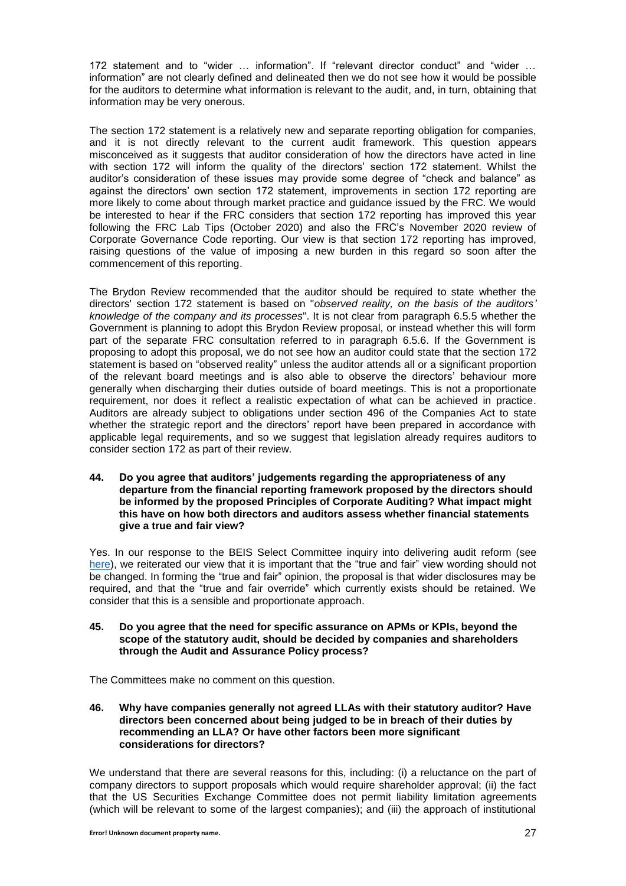172 statement and to "wider … information". If "relevant director conduct" and "wider … information" are not clearly defined and delineated then we do not see how it would be possible for the auditors to determine what information is relevant to the audit, and, in turn, obtaining that information may be very onerous.

The section 172 statement is a relatively new and separate reporting obligation for companies, and it is not directly relevant to the current audit framework. This question appears misconceived as it suggests that auditor consideration of how the directors have acted in line with section 172 will inform the quality of the directors' section 172 statement. Whilst the auditor's consideration of these issues may provide some degree of "check and balance" as against the directors' own section 172 statement, improvements in section 172 reporting are more likely to come about through market practice and guidance issued by the FRC. We would be interested to hear if the FRC considers that section 172 reporting has improved this year following the FRC Lab Tips (October 2020) and also the FRC's November 2020 review of Corporate Governance Code reporting. Our view is that section 172 reporting has improved, raising questions of the value of imposing a new burden in this regard so soon after the commencement of this reporting.

The Brydon Review recommended that the auditor should be required to state whether the directors' section 172 statement is based on "*observed reality, on the basis of the auditors' knowledge of the company and its processes*". It is not clear from paragraph 6.5.5 whether the Government is planning to adopt this Brydon Review proposal, or instead whether this will form part of the separate FRC consultation referred to in paragraph 6.5.6. If the Government is proposing to adopt this proposal, we do not see how an auditor could state that the section 172 statement is based on "observed reality" unless the auditor attends all or a significant proportion of the relevant board meetings and is also able to observe the directors' behaviour more generally when discharging their duties outside of board meetings. This is not a proportionate requirement, nor does it reflect a realistic expectation of what can be achieved in practice. Auditors are already subject to obligations under section 496 of the Companies Act to state whether the strategic report and the directors' report have been prepared in accordance with applicable legal requirements, and so we suggest that legislation already requires auditors to consider section 172 as part of their review.

**44. Do you agree that auditors' judgements regarding the appropriateness of any departure from the financial reporting framework proposed by the directors should be informed by the proposed Principles of Corporate Auditing? What impact might this have on how both directors and auditors assess whether financial statements give a true and fair view?**

Yes. In our response to the BEIS Select Committee inquiry into delivering audit reform (see here), we reiterated our view that it is important that the "true and fair" view wording should not be changed. In forming the "true and fair" opinion, the proposal is that wider disclosures may be required, and that the "true and fair override" which currently exists should be retained. We consider that this is a sensible and proportionate approach.

**45. Do you agree that the need for specific assurance on APMs or KPIs, beyond the scope of the statutory audit, should be decided by companies and shareholders through the Audit and Assurance Policy process?**

The Committees make no comment on this question.

**46. Why have companies generally not agreed LLAs with their statutory auditor? Have directors been concerned about being judged to be in breach of their duties by recommending an LLA? Or have other factors been more significant considerations for directors?**

We understand that there are several reasons for this, including: (i) a reluctance on the part of company directors to support proposals which would require shareholder approval; (ii) the fact that the US Securities Exchange Committee does not permit liability limitation agreements (which will be relevant to some of the largest companies); and (iii) the approach of institutional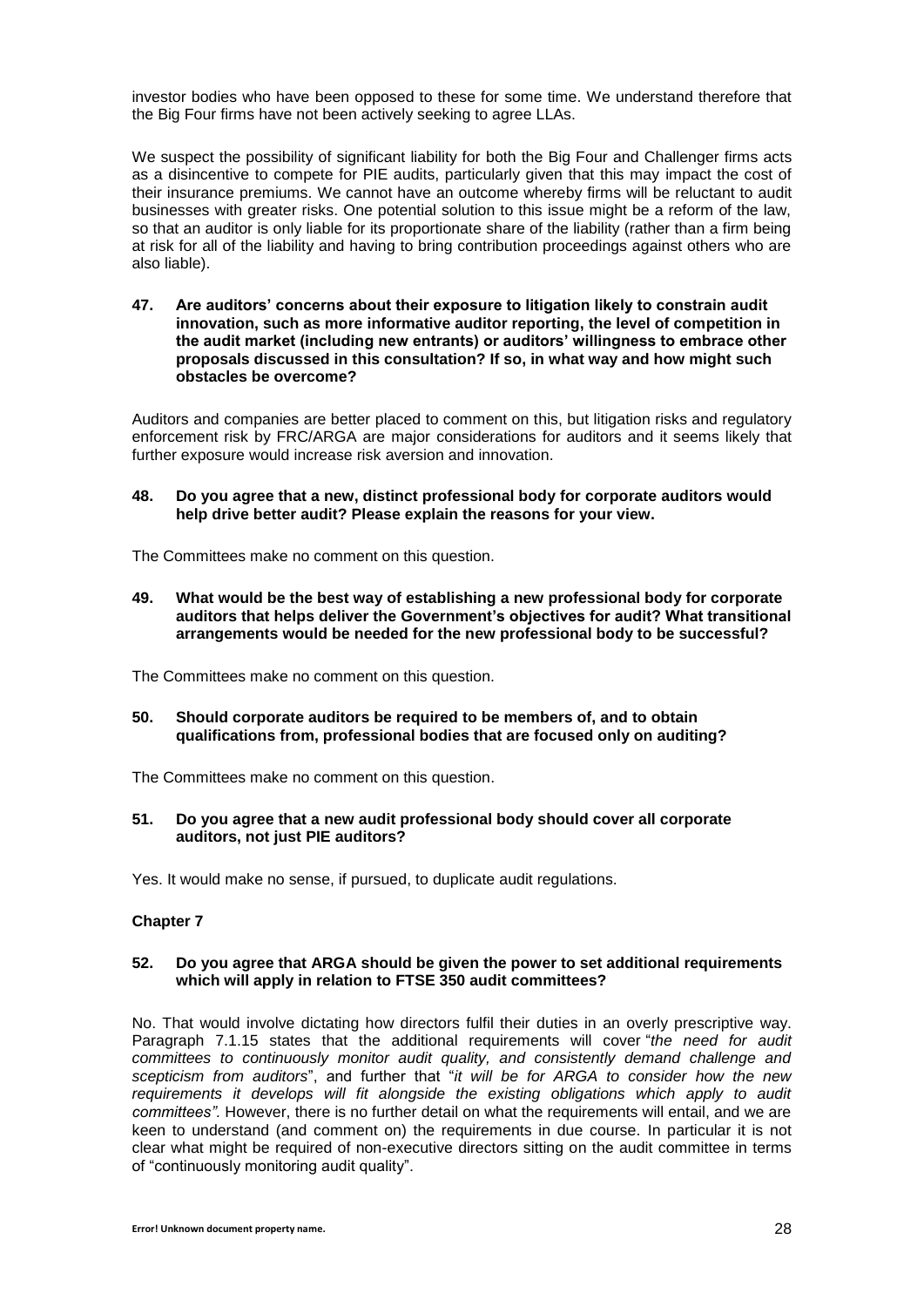investor bodies who have been opposed to these for some time. We understand therefore that the Big Four firms have not been actively seeking to agree LLAs.

We suspect the possibility of significant liability for both the Big Four and Challenger firms acts as a disincentive to compete for PIE audits, particularly given that this may impact the cost of their insurance premiums. We cannot have an outcome whereby firms will be reluctant to audit businesses with greater risks. One potential solution to this issue might be a reform of the law, so that an auditor is only liable for its proportionate share of the liability (rather than a firm being at risk for all of the liability and having to bring contribution proceedings against others who are also liable).

**47. Are auditors' concerns about their exposure to litigation likely to constrain audit innovation, such as more informative auditor reporting, the level of competition in the audit market (including new entrants) or auditors' willingness to embrace other proposals discussed in this consultation? If so, in what way and how might such obstacles be overcome?**

Auditors and companies are better placed to comment on this, but litigation risks and regulatory enforcement risk by FRC/ARGA are major considerations for auditors and it seems likely that further exposure would increase risk aversion and innovation.

**48. Do you agree that a new, distinct professional body for corporate auditors would help drive better audit? Please explain the reasons for your view.**

The Committees make no comment on this question.

**49. What would be the best way of establishing a new professional body for corporate auditors that helps deliver the Government's objectives for audit? What transitional arrangements would be needed for the new professional body to be successful?**

The Committees make no comment on this question.

**50. Should corporate auditors be required to be members of, and to obtain qualifications from, professional bodies that are focused only on auditing?**

The Committees make no comment on this question.

**51. Do you agree that a new audit professional body should cover all corporate auditors, not just PIE auditors?**

Yes. It would make no sense, if pursued, to duplicate audit regulations.

**Chapter 7**

**52. Do you agree that ARGA should be given the power to set additional requirements which will apply in relation to FTSE 350 audit committees?**

No. That would involve dictating how directors fulfil their duties in an overly prescriptive way. Paragraph 7.1.15 states that the additional requirements will cover "*the need for audit committees to continuously monitor audit quality, and consistently demand challenge and scepticism from auditors*", and further that "*it will be for ARGA to consider how the new requirements it develops will fit alongside the existing obligations which apply to audit committees".* However, there is no further detail on what the requirements will entail, and we are keen to understand (and comment on) the requirements in due course. In particular it is not clear what might be required of non-executive directors sitting on the audit committee in terms of "continuously monitoring audit quality".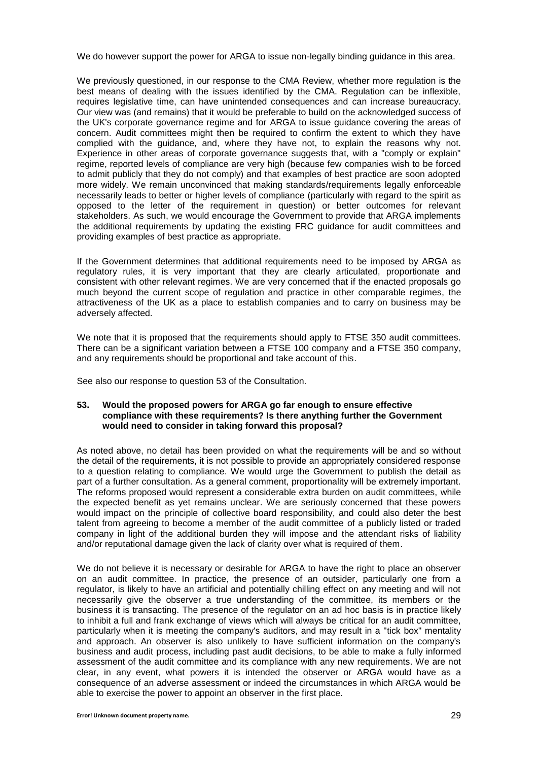We do however support the power for ARGA to issue non-legally binding guidance in this area.

We previously questioned, in our response to the CMA Review, whether more regulation is the best means of dealing with the issues identified by the CMA. Regulation can be inflexible, requires legislative time, can have unintended consequences and can increase bureaucracy. Our view was (and remains) that it would be preferable to build on the acknowledged success of the UK's corporate governance regime and for ARGA to issue guidance covering the areas of concern. Audit committees might then be required to confirm the extent to which they have complied with the guidance, and, where they have not, to explain the reasons why not. Experience in other areas of corporate governance suggests that, with a "comply or explain" regime, reported levels of compliance are very high (because few companies wish to be forced to admit publicly that they do not comply) and that examples of best practice are soon adopted more widely. We remain unconvinced that making standards/requirements legally enforceable necessarily leads to better or higher levels of compliance (particularly with regard to the spirit as opposed to the letter of the requirement in question) or better outcomes for relevant stakeholders. As such, we would encourage the Government to provide that ARGA implements the additional requirements by updating the existing FRC guidance for audit committees and providing examples of best practice as appropriate.

If the Government determines that additional requirements need to be imposed by ARGA as regulatory rules, it is very important that they are clearly articulated, proportionate and consistent with other relevant regimes. We are very concerned that if the enacted proposals go much beyond the current scope of regulation and practice in other comparable regimes, the attractiveness of the UK as a place to establish companies and to carry on business may be adversely affected.

We note that it is proposed that the requirements should apply to FTSE 350 audit committees. There can be a significant variation between a FTSE 100 company and a FTSE 350 company, and any requirements should be proportional and take account of this.

See also our response to question 53 of the Consultation.

**53. Would the proposed powers for ARGA go far enough to ensure effective compliance with these requirements? Is there anything further the Government would need to consider in taking forward this proposal?**

As noted above, no detail has been provided on what the requirements will be and so without the detail of the requirements, it is not possible to provide an appropriately considered response to a question relating to compliance. We would urge the Government to publish the detail as part of a further consultation. As a general comment, proportionality will be extremely important. The reforms proposed would represent a considerable extra burden on audit committees, while the expected benefit as yet remains unclear. We are seriously concerned that these powers would impact on the principle of collective board responsibility, and could also deter the best talent from agreeing to become a member of the audit committee of a publicly listed or traded company in light of the additional burden they will impose and the attendant risks of liability and/or reputational damage given the lack of clarity over what is required of them.

We do not believe it is necessary or desirable for ARGA to have the right to place an observer on an audit committee. In practice, the presence of an outsider, particularly one from a regulator, is likely to have an artificial and potentially chilling effect on any meeting and will not necessarily give the observer a true understanding of the committee, its members or the business it is transacting. The presence of the regulator on an ad hoc basis is in practice likely to inhibit a full and frank exchange of views which will always be critical for an audit committee, particularly when it is meeting the company's auditors, and may result in a "tick box" mentality and approach. An observer is also unlikely to have sufficient information on the company's business and audit process, including past audit decisions, to be able to make a fully informed assessment of the audit committee and its compliance with any new requirements. We are not clear, in any event, what powers it is intended the observer or ARGA would have as a consequence of an adverse assessment or indeed the circumstances in which ARGA would be able to exercise the power to appoint an observer in the first place.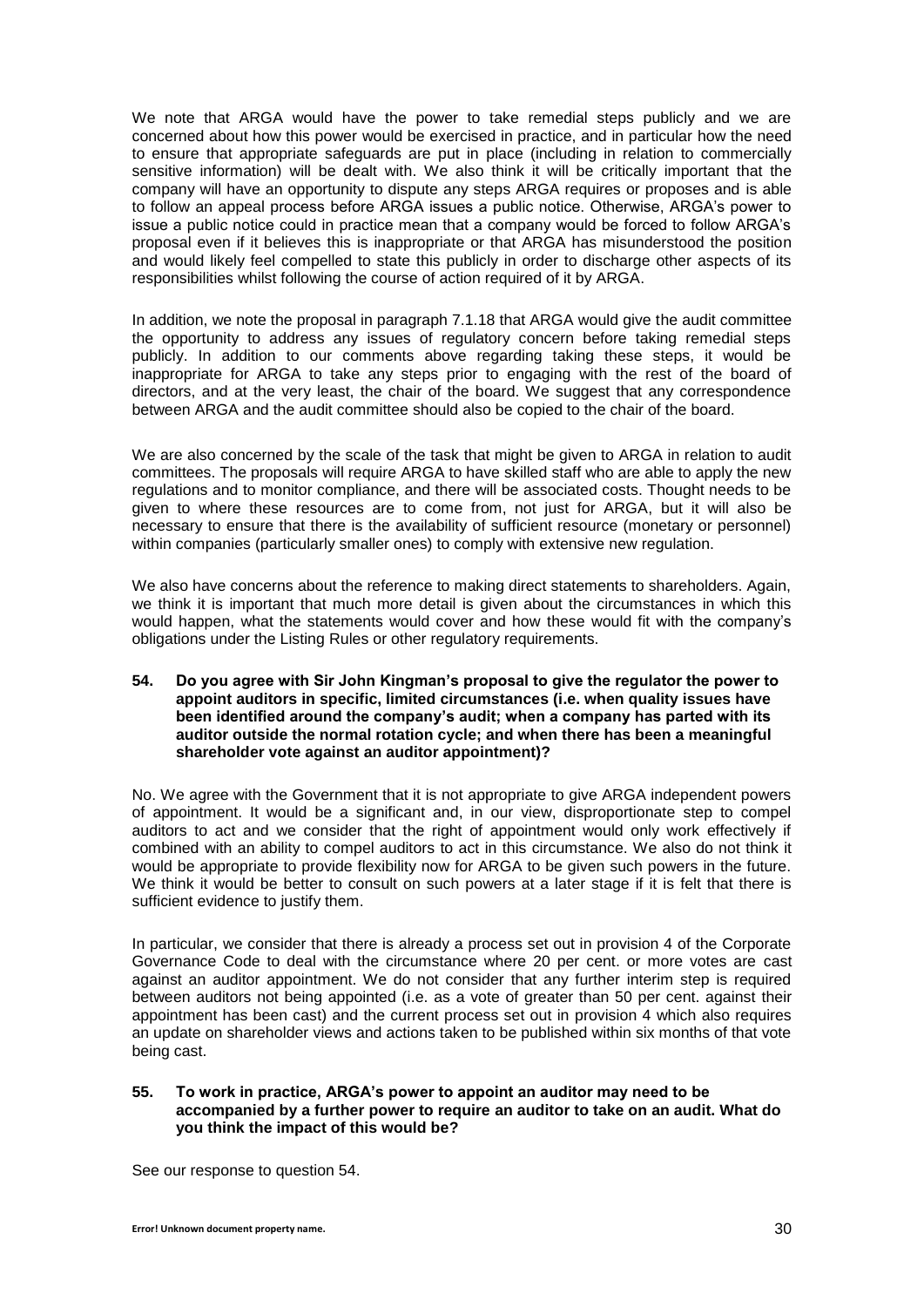We note that ARGA would have the power to take remedial steps publicly and we are concerned about how this power would be exercised in practice, and in particular how the need to ensure that appropriate safeguards are put in place (including in relation to commercially sensitive information) will be dealt with. We also think it will be critically important that the company will have an opportunity to dispute any steps ARGA requires or proposes and is able to follow an appeal process before ARGA issues a public notice. Otherwise, ARGA's power to issue a public notice could in practice mean that a company would be forced to follow ARGA's proposal even if it believes this is inappropriate or that ARGA has misunderstood the position and would likely feel compelled to state this publicly in order to discharge other aspects of its responsibilities whilst following the course of action required of it by ARGA.

In addition, we note the proposal in paragraph 7.1.18 that ARGA would give the audit committee the opportunity to address any issues of regulatory concern before taking remedial steps publicly. In addition to our comments above regarding taking these steps, it would be inappropriate for ARGA to take any steps prior to engaging with the rest of the board of directors, and at the very least, the chair of the board. We suggest that any correspondence between ARGA and the audit committee should also be copied to the chair of the board.

We are also concerned by the scale of the task that might be given to ARGA in relation to audit committees. The proposals will require ARGA to have skilled staff who are able to apply the new regulations and to monitor compliance, and there will be associated costs. Thought needs to be given to where these resources are to come from, not just for ARGA, but it will also be necessary to ensure that there is the availability of sufficient resource (monetary or personnel) within companies (particularly smaller ones) to comply with extensive new regulation.

We also have concerns about the reference to making direct statements to shareholders. Again, we think it is important that much more detail is given about the circumstances in which this would happen, what the statements would cover and how these would fit with the company's obligations under the Listing Rules or other regulatory requirements.

**54. Do you agree with Sir John Kingman's proposal to give the regulator the power to appoint auditors in specific, limited circumstances (i.e. when quality issues have been identified around the company's audit; when a company has parted with its auditor outside the normal rotation cycle; and when there has been a meaningful shareholder vote against an auditor appointment)?**

No. We agree with the Government that it is not appropriate to give ARGA independent powers of appointment. It would be a significant and, in our view, disproportionate step to compel auditors to act and we consider that the right of appointment would only work effectively if combined with an ability to compel auditors to act in this circumstance. We also do not think it would be appropriate to provide flexibility now for ARGA to be given such powers in the future. We think it would be better to consult on such powers at a later stage if it is felt that there is sufficient evidence to justify them.

In particular, we consider that there is already a process set out in provision 4 of the Corporate Governance Code to deal with the circumstance where 20 per cent. or more votes are cast against an auditor appointment. We do not consider that any further interim step is required between auditors not being appointed (i.e. as a vote of greater than 50 per cent. against their appointment has been cast) and the current process set out in provision 4 which also requires an update on shareholder views and actions taken to be published within six months of that vote being cast.

**55. To work in practice, ARGA's power to appoint an auditor may need to be accompanied by a further power to require an auditor to take on an audit. What do you think the impact of this would be?**

See our response to question 54.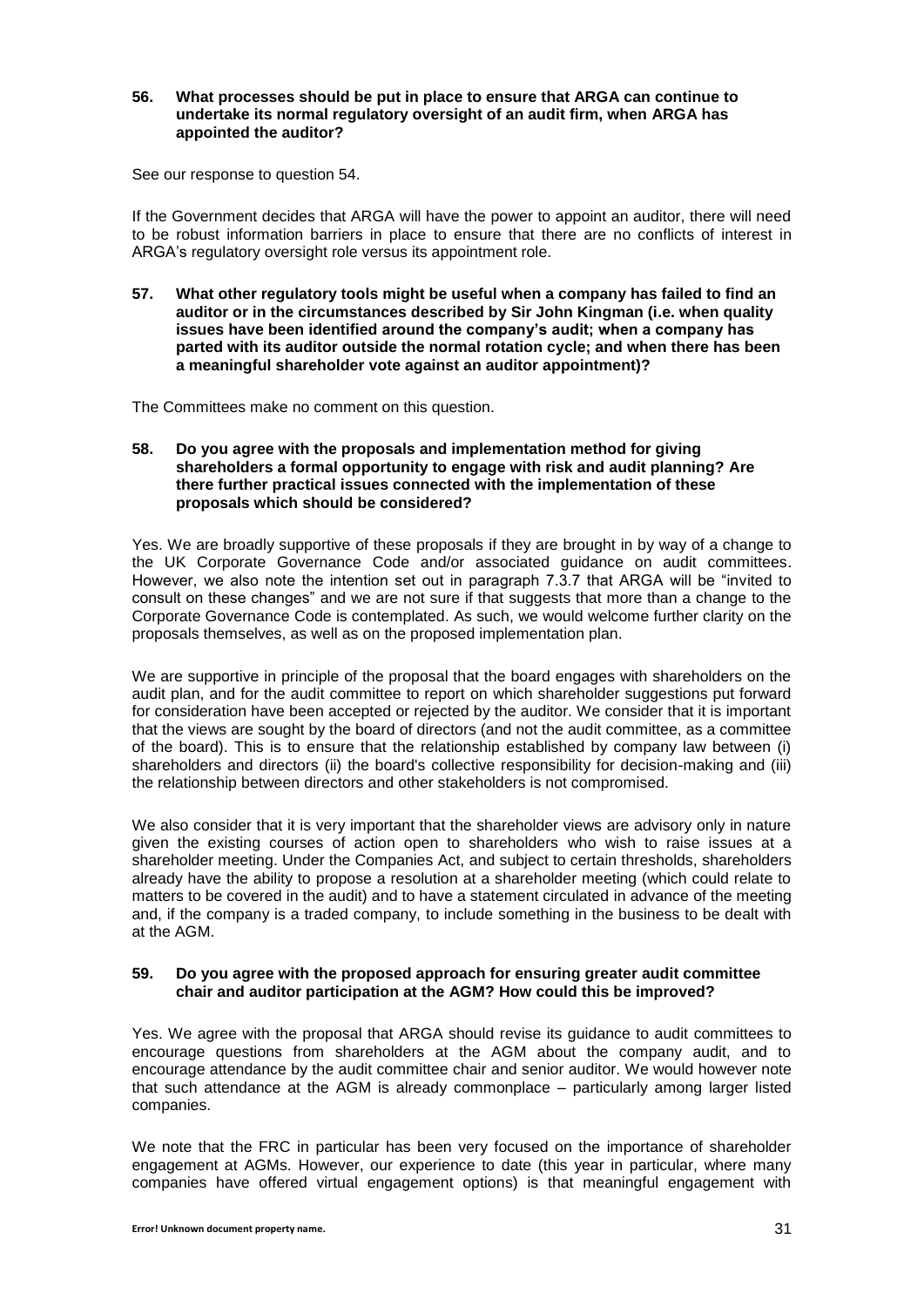**56. What processes should be put in place to ensure that ARGA can continue to undertake its normal regulatory oversight of an audit firm, when ARGA has appointed the auditor?**

See our response to question 54.

If the Government decides that ARGA will have the power to appoint an auditor, there will need to be robust information barriers in place to ensure that there are no conflicts of interest in ARGA's regulatory oversight role versus its appointment role.

**57. What other regulatory tools might be useful when a company has failed to find an auditor or in the circumstances described by Sir John Kingman (i.e. when quality issues have been identified around the company's audit; when a company has parted with its auditor outside the normal rotation cycle; and when there has been a meaningful shareholder vote against an auditor appointment)?**

The Committees make no comment on this question.

**58. Do you agree with the proposals and implementation method for giving shareholders a formal opportunity to engage with risk and audit planning? Are there further practical issues connected with the implementation of these proposals which should be considered?**

Yes. We are broadly supportive of these proposals if they are brought in by way of a change to the UK Corporate Governance Code and/or associated guidance on audit committees. However, we also note the intention set out in paragraph 7.3.7 that ARGA will be "invited to consult on these changes" and we are not sure if that suggests that more than a change to the Corporate Governance Code is contemplated. As such, we would welcome further clarity on the proposals themselves, as well as on the proposed implementation plan.

We are supportive in principle of the proposal that the board engages with shareholders on the audit plan, and for the audit committee to report on which shareholder suggestions put forward for consideration have been accepted or rejected by the auditor. We consider that it is important that the views are sought by the board of directors (and not the audit committee, as a committee of the board). This is to ensure that the relationship established by company law between (i) shareholders and directors (ii) the board's collective responsibility for decision-making and (iii) the relationship between directors and other stakeholders is not compromised.

We also consider that it is very important that the shareholder views are advisory only in nature given the existing courses of action open to shareholders who wish to raise issues at a shareholder meeting. Under the Companies Act, and subject to certain thresholds, shareholders already have the ability to propose a resolution at a shareholder meeting (which could relate to matters to be covered in the audit) and to have a statement circulated in advance of the meeting and, if the company is a traded company, to include something in the business to be dealt with at the AGM.

**59. Do you agree with the proposed approach for ensuring greater audit committee chair and auditor participation at the AGM? How could this be improved?**

Yes. We agree with the proposal that ARGA should revise its guidance to audit committees to encourage questions from shareholders at the AGM about the company audit, and to encourage attendance by the audit committee chair and senior auditor. We would however note that such attendance at the AGM is already commonplace – particularly among larger listed companies.

We note that the FRC in particular has been very focused on the importance of shareholder engagement at AGMs. However, our experience to date (this year in particular, where many companies have offered virtual engagement options) is that meaningful engagement with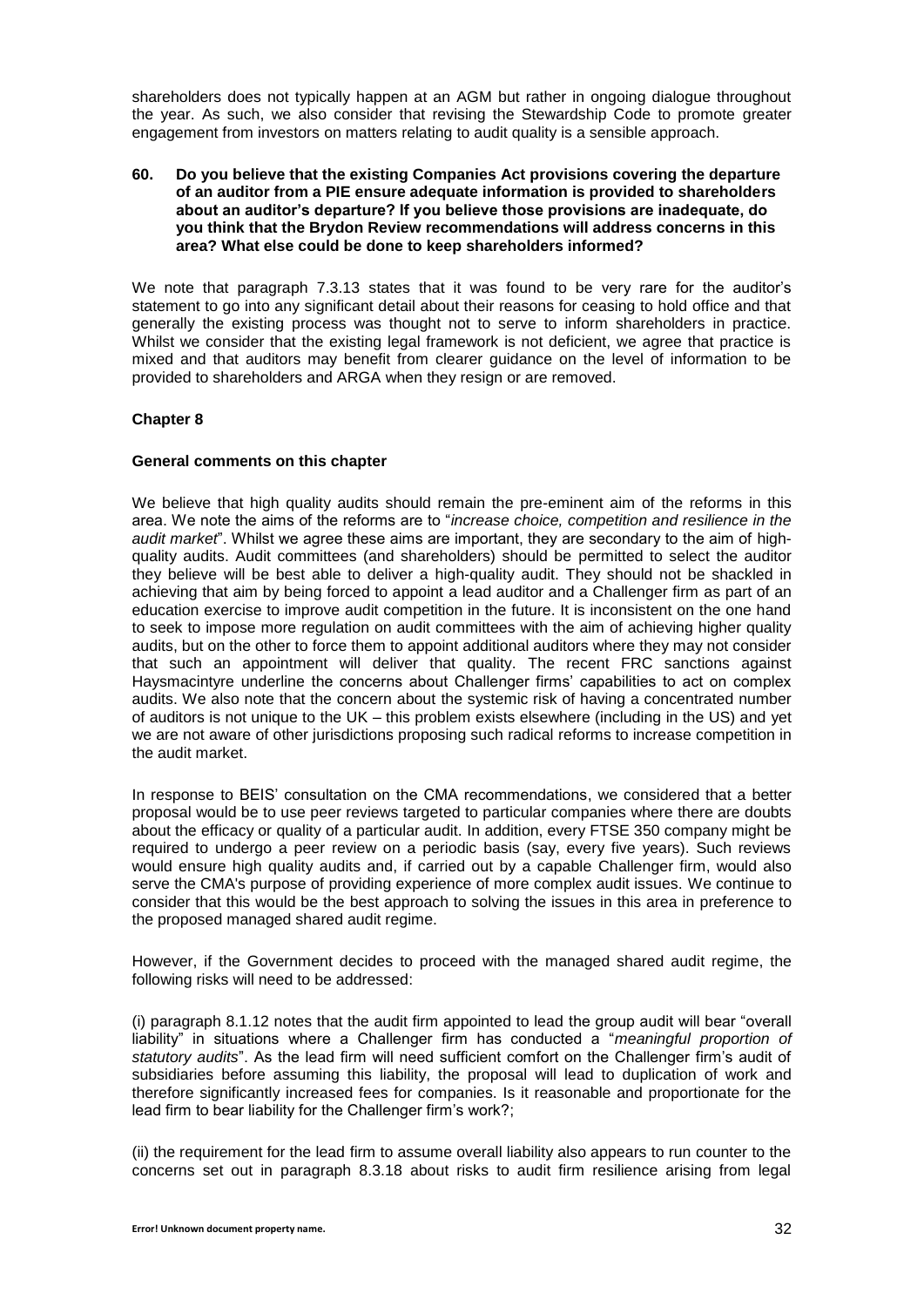shareholders does not typically happen at an AGM but rather in ongoing dialogue throughout the year. As such, we also consider that revising the Stewardship Code to promote greater engagement from investors on matters relating to audit quality is a sensible approach.

**60. Do you believe that the existing Companies Act provisions covering the departure of an auditor from a PIE ensure adequate information is provided to shareholders about an auditor's departure? If you believe those provisions are inadequate, do you think that the Brydon Review recommendations will address concerns in this area? What else could be done to keep shareholders informed?**

We note that paragraph 7.3.13 states that it was found to be very rare for the auditor's statement to go into any significant detail about their reasons for ceasing to hold office and that generally the existing process was thought not to serve to inform shareholders in practice. Whilst we consider that the existing legal framework is not deficient, we agree that practice is mixed and that auditors may benefit from clearer guidance on the level of information to be provided to shareholders and ARGA when they resign or are removed.

**Chapter 8**

**General comments on this chapter**

We believe that high quality audits should remain the pre-eminent aim of the reforms in this area. We note the aims of the reforms are to "*increase choice, competition and resilience in the audit market*". Whilst we agree these aims are important, they are secondary to the aim of high-quality audits. Audit committees (and shareholders) should be permitted to select the auditor they believe will be best able to deliver a high-quality audit. They should not be shackled in achieving that aim by being forced to appoint a lead auditor and a Challenger firm as part of an education exercise to improve audit competition in the future. It is inconsistent on the one hand to seek to impose more regulation on audit committees with the aim of achieving higher quality audits, but on the other to force them to appoint additional auditors where they may not consider that such an appointment will deliver that quality. The recent FRC sanctions against Haysmacintyre underline the concerns about Challenger firms' capabilities to act on complex audits. We also note that the concern about the systemic risk of having a concentrated number of auditors is not unique to the UK – this problem exists elsewhere (including in the US) and yet we are not aware of other jurisdictions proposing such radical reforms to increase competition in the audit market.

In response to BEIS' consultation on the CMA recommendations, we considered that a better proposal would be to use peer reviews targeted to particular companies where there are doubts about the efficacy or quality of a particular audit. In addition, every FTSE 350 company might be required to undergo a peer review on a periodic basis (say, every five years). Such reviews would ensure high quality audits and, if carried out by a capable Challenger firm, would also serve the CMA's purpose of providing experience of more complex audit issues. We continue to consider that this would be the best approach to solving the issues in this area in preference to the proposed managed shared audit regime.

However, if the Government decides to proceed with the managed shared audit regime, the following risks will need to be addressed:

(i) paragraph 8.1.12 notes that the audit firm appointed to lead the group audit will bear "overall liability" in situations where a Challenger firm has conducted a "*meaningful proportion of statutory audits*". As the lead firm will need sufficient comfort on the Challenger firm's audit of subsidiaries before assuming this liability, the proposal will lead to duplication of work and therefore significantly increased fees for companies. Is it reasonable and proportionate for the lead firm to bear liability for the Challenger firm's work?;

(ii) the requirement for the lead firm to assume overall liability also appears to run counter to the concerns set out in paragraph 8.3.18 about risks to audit firm resilience arising from legal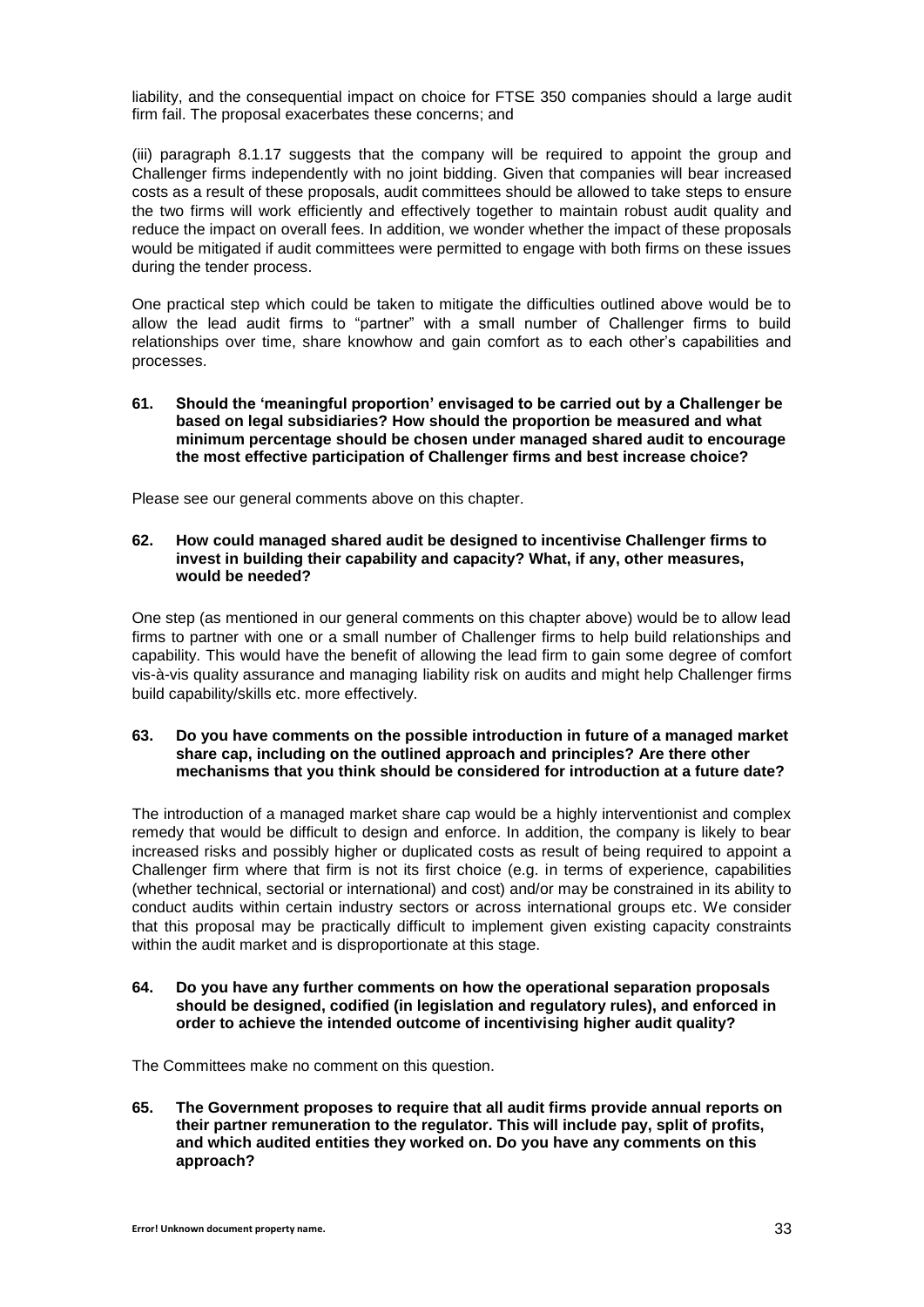liability, and the consequential impact on choice for FTSE 350 companies should a large audit firm fail. The proposal exacerbates these concerns; and

(iii) paragraph 8.1.17 suggests that the company will be required to appoint the group and Challenger firms independently with no joint bidding. Given that companies will bear increased costs as a result of these proposals, audit committees should be allowed to take steps to ensure the two firms will work efficiently and effectively together to maintain robust audit quality and reduce the impact on overall fees. In addition, we wonder whether the impact of these proposals would be mitigated if audit committees were permitted to engage with both firms on these issues during the tender process.

One practical step which could be taken to mitigate the difficulties outlined above would be to allow the lead audit firms to "partner" with a small number of Challenger firms to build relationships over time, share knowhow and gain comfort as to each other's capabilities and processes.

**61. Should the 'meaningful proportion' envisaged to be carried out by a Challenger be based on legal subsidiaries? How should the proportion be measured and what minimum percentage should be chosen under managed shared audit to encourage the most effective participation of Challenger firms and best increase choice?**

Please see our general comments above on this chapter.

**62. How could managed shared audit be designed to incentivise Challenger firms to invest in building their capability and capacity? What, if any, other measures, would be needed?**

One step (as mentioned in our general comments on this chapter above) would be to allow lead firms to partner with one or a small number of Challenger firms to help build relationships and capability. This would have the benefit of allowing the lead firm to gain some degree of comfort vis-à-vis quality assurance and managing liability risk on audits and might help Challenger firms build capability/skills etc. more effectively.

**63. Do you have comments on the possible introduction in future of a managed market share cap, including on the outlined approach and principles? Are there other mechanisms that you think should be considered for introduction at a future date?**

The introduction of a managed market share cap would be a highly interventionist and complex remedy that would be difficult to design and enforce. In addition, the company is likely to bear increased risks and possibly higher or duplicated costs as result of being required to appoint a Challenger firm where that firm is not its first choice (e.g. in terms of experience, capabilities (whether technical, sectorial or international) and cost) and/or may be constrained in its ability to conduct audits within certain industry sectors or across international groups etc. We consider that this proposal may be practically difficult to implement given existing capacity constraints within the audit market and is disproportionate at this stage.

**64. Do you have any further comments on how the operational separation proposals should be designed, codified (in legislation and regulatory rules), and enforced in order to achieve the intended outcome of incentivising higher audit quality?**

The Committees make no comment on this question.

**65. The Government proposes to require that all audit firms provide annual reports on their partner remuneration to the regulator. This will include pay, split of profits, and which audited entities they worked on. Do you have any comments on this approach?**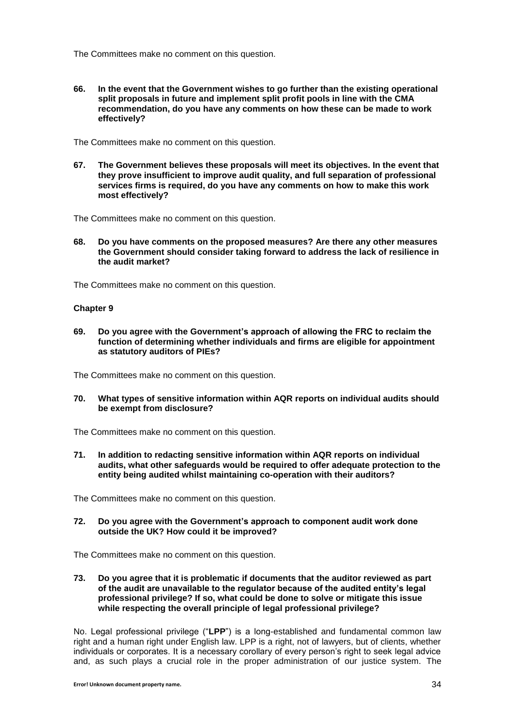The Committees make no comment on this question.

**66. In the event that the Government wishes to go further than the existing operational split proposals in future and implement split profit pools in line with the CMA recommendation, do you have any comments on how these can be made to work effectively?**

The Committees make no comment on this question.

**67. The Government believes these proposals will meet its objectives. In the event that they prove insufficient to improve audit quality, and full separation of professional services firms is required, do you have any comments on how to make this work most effectively?**

The Committees make no comment on this question.

**68. Do you have comments on the proposed measures? Are there any other measures the Government should consider taking forward to address the lack of resilience in the audit market?**

The Committees make no comment on this question.

**Chapter 9**

**69. Do you agree with the Government's approach of allowing the FRC to reclaim the function of determining whether individuals and firms are eligible for appointment as statutory auditors of PIEs?**

The Committees make no comment on this question.

**70. What types of sensitive information within AQR reports on individual audits should be exempt from disclosure?**

The Committees make no comment on this question.

**71. In addition to redacting sensitive information within AQR reports on individual audits, what other safeguards would be required to offer adequate protection to the entity being audited whilst maintaining co-operation with their auditors?**

The Committees make no comment on this question.

**72. Do you agree with the Government's approach to component audit work done outside the UK? How could it be improved?**

The Committees make no comment on this question.

**73. Do you agree that it is problematic if documents that the auditor reviewed as part of the audit are unavailable to the regulator because of the audited entity's legal professional privilege? If so, what could be done to solve or mitigate this issue while respecting the overall principle of legal professional privilege?**

No. Legal professional privilege ("**LPP**") is a long-established and fundamental common law right and a human right under English law. LPP is a right, not of lawyers, but of clients, whether individuals or corporates. It is a necessary corollary of every person's right to seek legal advice and, as such plays a crucial role in the proper administration of our justice system. The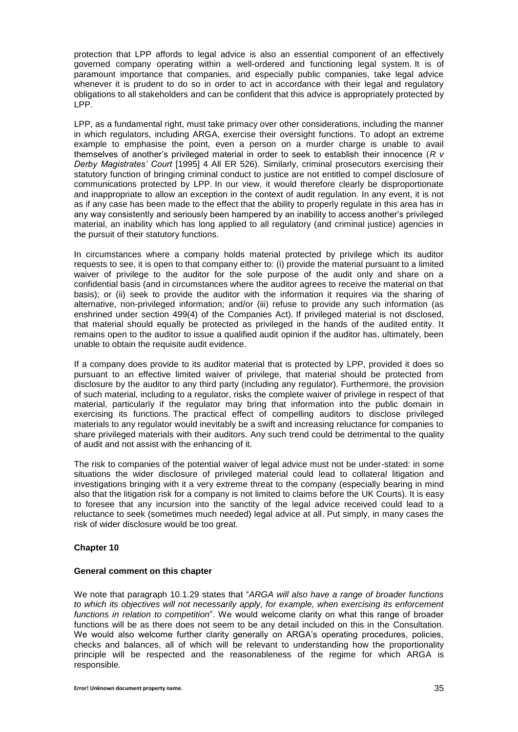protection that LPP affords to legal advice is also an essential component of an effectively governed company operating within a well-ordered and functioning legal system. It is of paramount importance that companies, and especially public companies, take legal advice whenever it is prudent to do so in order to act in accordance with their legal and regulatory obligations to all stakeholders and can be confident that this advice is appropriately protected by LPP.

LPP, as a fundamental right, must take primacy over other considerations, including the manner in which regulators, including ARGA, exercise their oversight functions. To adopt an extreme example to emphasise the point, even a person on a murder charge is unable to avail themselves of another's privileged material in order to seek to establish their innocence (*R v Derby Magistrates' Court* [1995] 4 All ER 526). Similarly, criminal prosecutors exercising their statutory function of bringing criminal conduct to justice are not entitled to compel disclosure of communications protected by LPP. In our view, it would therefore clearly be disproportionate and inappropriate to allow an exception in the context of audit regulation. In any event, it is not as if any case has been made to the effect that the ability to properly regulate in this area has in any way consistently and seriously been hampered by an inability to access another's privileged material, an inability which has long applied to all regulatory (and criminal justice) agencies in the pursuit of their statutory functions.

In circumstances where a company holds material protected by privilege which its auditor requests to see, it is open to that company either to: (i) provide the material pursuant to a limited waiver of privilege to the auditor for the sole purpose of the audit only and share on a confidential basis (and in circumstances where the auditor agrees to receive the material on that basis); or (ii) seek to provide the auditor with the information it requires via the sharing of alternative, non-privileged information; and/or (iii) refuse to provide any such information (as enshrined under section 499(4) of the Companies Act). If privileged material is not disclosed, that material should equally be protected as privileged in the hands of the audited entity. It remains open to the auditor to issue a qualified audit opinion if the auditor has, ultimately, been unable to obtain the requisite audit evidence.

If a company does provide to its auditor material that is protected by LPP, provided it does so pursuant to an effective limited waiver of privilege, that material should be protected from disclosure by the auditor to any third party (including any regulator). Furthermore, the provision of such material, including to a regulator, risks the complete waiver of privilege in respect of that material, particularly if the regulator may bring that information into the public domain in exercising its functions. The practical effect of compelling auditors to disclose privileged materials to any regulator would inevitably be a swift and increasing reluctance for companies to share privileged materials with their auditors. Any such trend could be detrimental to the quality of audit and not assist with the enhancing of it.

The risk to companies of the potential waiver of legal advice must not be under-stated: in some situations the wider disclosure of privileged material could lead to collateral litigation and investigations bringing with it a very extreme threat to the company (especially bearing in mind also that the litigation risk for a company is not limited to claims before the UK Courts). It is easy to foresee that any incursion into the sanctity of the legal advice received could lead to a reluctance to seek (sometimes much needed) legal advice at all. Put simply, in many cases the risk of wider disclosure would be too great.

## Chapter 10

### General comment on this chapter

We note that paragraph 10.1.29 states that "*ARGA will also have a range of broader functions to which its objectives will not necessarily apply, for example, when exercising its enforcement functions in relation to competition*". We would welcome clarity on what this range of broader functions will be as there does not seem to be any detail included on this in the Consultation. We would also welcome further clarity generally on ARGA's operating procedures, policies, checks and balances, all of which will be relevant to understanding how the proportionality principle will be respected and the reasonableness of the regime for which ARGA is responsible.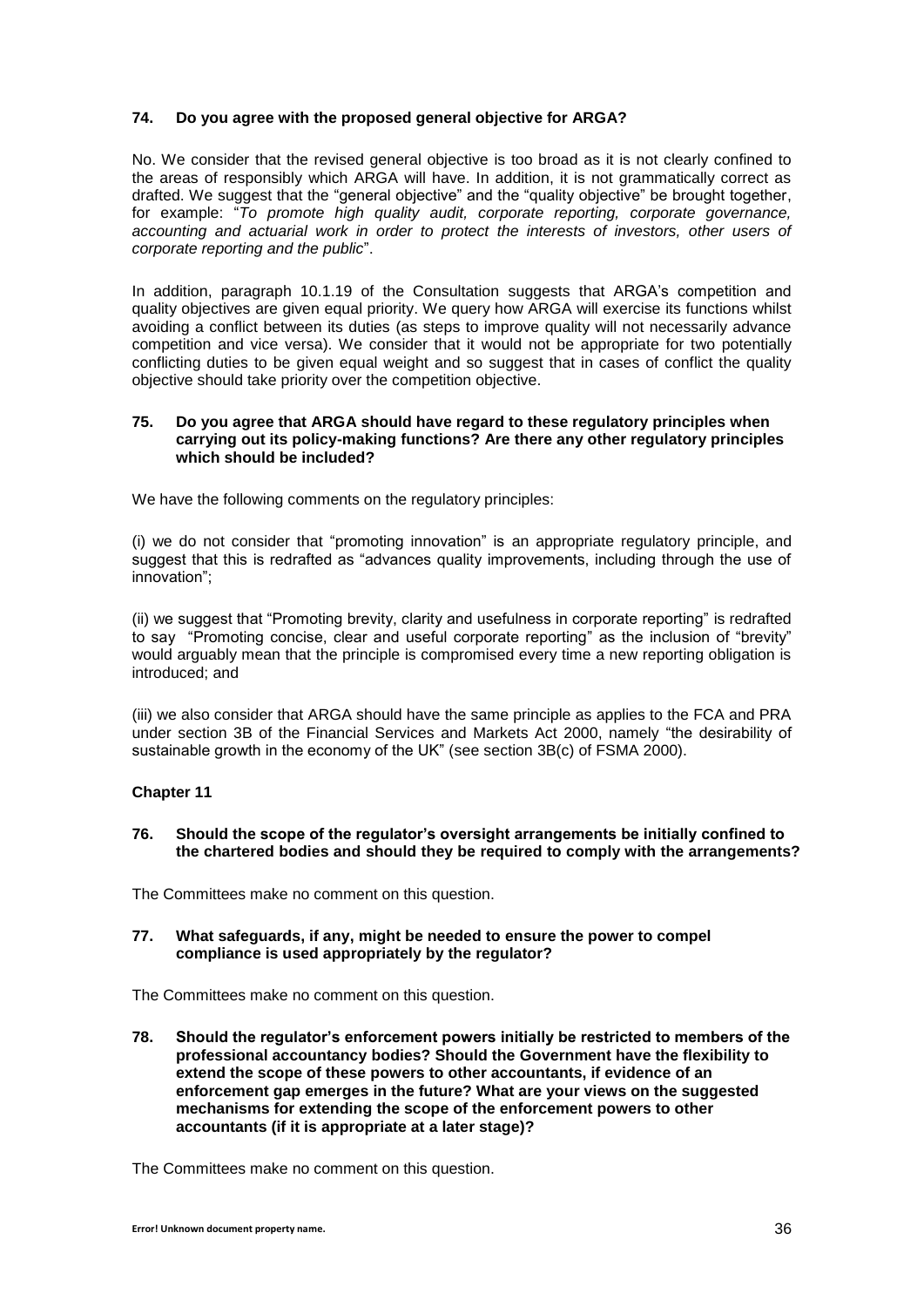**74. Do you agree with the proposed general objective for ARGA?**

No. We consider that the revised general objective is too broad as it is not clearly confined to the areas of responsibly which ARGA will have. In addition, it is not grammatically correct as drafted. We suggest that the "general objective" and the "quality objective" be brought together, for example: "*To promote high quality audit, corporate reporting, corporate governance, accounting and actuarial work in order to protect the interests of investors, other users of corporate reporting and the public*".

In addition, paragraph 10.1.19 of the Consultation suggests that ARGA's competition and quality objectives are given equal priority. We query how ARGA will exercise its functions whilst avoiding a conflict between its duties (as steps to improve quality will not necessarily advance competition and vice versa). We consider that it would not be appropriate for two potentially conflicting duties to be given equal weight and so suggest that in cases of conflict the quality objective should take priority over the competition objective.

**75. Do you agree that ARGA should have regard to these regulatory principles when carrying out its policy-making functions? Are there any other regulatory principles which should be included?**

We have the following comments on the regulatory principles:

(i) we do not consider that "promoting innovation" is an appropriate regulatory principle, and suggest that this is redrafted as "advances quality improvements, including through the use of innovation";

(ii) we suggest that "Promoting brevity, clarity and usefulness in corporate reporting" is redrafted to say "Promoting concise, clear and useful corporate reporting" as the inclusion of "brevity" would arguably mean that the principle is compromised every time a new reporting obligation is introduced; and

(iii) we also consider that ARGA should have the same principle as applies to the FCA and PRA under section 3B of the Financial Services and Markets Act 2000, namely "the desirability of sustainable growth in the economy of the UK" (see section 3B(c) of FSMA 2000).

**Chapter 11**

**76. Should the scope of the regulator's oversight arrangements be initially confined to the chartered bodies and should they be required to comply with the arrangements?**

The Committees make no comment on this question.

**77. What safeguards, if any, might be needed to ensure the power to compel compliance is used appropriately by the regulator?**

The Committees make no comment on this question.

**78. Should the regulator's enforcement powers initially be restricted to members of the professional accountancy bodies? Should the Government have the flexibility to extend the scope of these powers to other accountants, if evidence of an enforcement gap emerges in the future? What are your views on the suggested mechanisms for extending the scope of the enforcement powers to other accountants (if it is appropriate at a later stage)?**

The Committees make no comment on this question.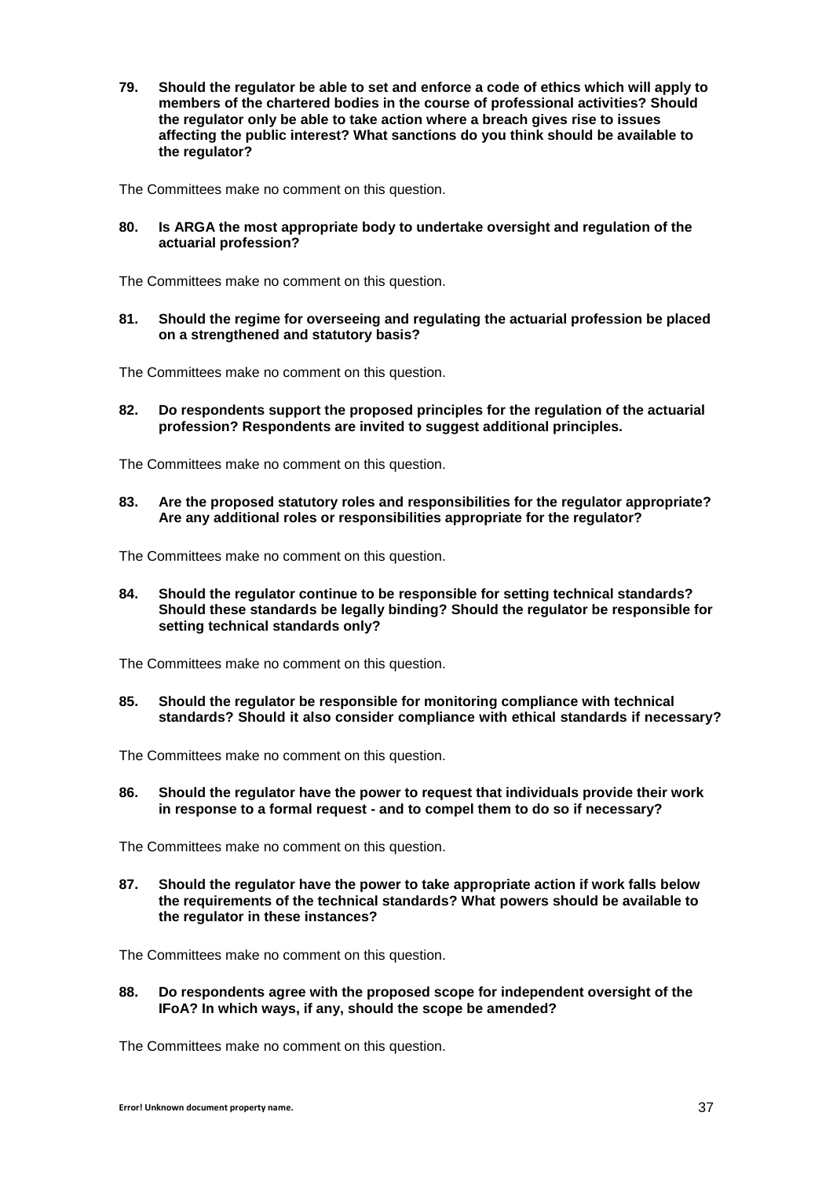**79. Should the regulator be able to set and enforce a code of ethics which will apply to members of the chartered bodies in the course of professional activities? Should the regulator only be able to take action where a breach gives rise to issues affecting the public interest? What sanctions do you think should be available to the regulator?**

The Committees make no comment on this question.

**80. Is ARGA the most appropriate body to undertake oversight and regulation of the actuarial profession?**

The Committees make no comment on this question.

**81. Should the regime for overseeing and regulating the actuarial profession be placed on a strengthened and statutory basis?**

The Committees make no comment on this question.

**82. Do respondents support the proposed principles for the regulation of the actuarial profession? Respondents are invited to suggest additional principles.**

The Committees make no comment on this question.

**83. Are the proposed statutory roles and responsibilities for the regulator appropriate? Are any additional roles or responsibilities appropriate for the regulator?**

The Committees make no comment on this question.

**84. Should the regulator continue to be responsible for setting technical standards? Should these standards be legally binding? Should the regulator be responsible for setting technical standards only?**

The Committees make no comment on this question.

**85. Should the regulator be responsible for monitoring compliance with technical standards? Should it also consider compliance with ethical standards if necessary?**

The Committees make no comment on this question.

**86. Should the regulator have the power to request that individuals provide their work in response to a formal request - and to compel them to do so if necessary?**

The Committees make no comment on this question.

**87. Should the regulator have the power to take appropriate action if work falls below the requirements of the technical standards? What powers should be available to the regulator in these instances?**

The Committees make no comment on this question.

**88. Do respondents agree with the proposed scope for independent oversight of the IFoA? In which ways, if any, should the scope be amended?**

The Committees make no comment on this question.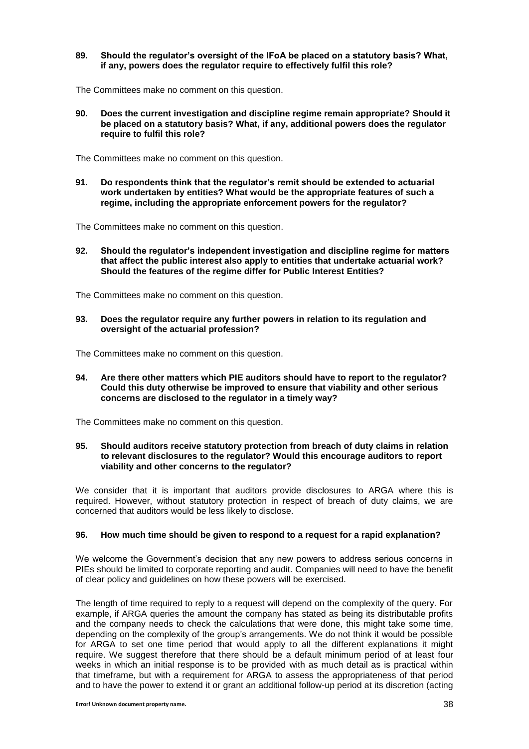**89. Should the regulator's oversight of the IFoA be placed on a statutory basis? What, if any, powers does the regulator require to effectively fulfil this role?**

The Committees make no comment on this question.

**90. Does the current investigation and discipline regime remain appropriate? Should it be placed on a statutory basis? What, if any, additional powers does the regulator require to fulfil this role?**

The Committees make no comment on this question.

**91. Do respondents think that the regulator's remit should be extended to actuarial work undertaken by entities? What would be the appropriate features of such a regime, including the appropriate enforcement powers for the regulator?**

The Committees make no comment on this question.

**92. Should the regulator's independent investigation and discipline regime for matters that affect the public interest also apply to entities that undertake actuarial work? Should the features of the regime differ for Public Interest Entities?**

The Committees make no comment on this question.

**93. Does the regulator require any further powers in relation to its regulation and oversight of the actuarial profession?**

The Committees make no comment on this question.

**94. Are there other matters which PIE auditors should have to report to the regulator? Could this duty otherwise be improved to ensure that viability and other serious concerns are disclosed to the regulator in a timely way?**

The Committees make no comment on this question.

**95. Should auditors receive statutory protection from breach of duty claims in relation to relevant disclosures to the regulator? Would this encourage auditors to report viability and other concerns to the regulator?**

We consider that it is important that auditors provide disclosures to ARGA where this is required. However, without statutory protection in respect of breach of duty claims, we are concerned that auditors would be less likely to disclose.

**96. How much time should be given to respond to a request for a rapid explanation?**

We welcome the Government's decision that any new powers to address serious concerns in PIEs should be limited to corporate reporting and audit. Companies will need to have the benefit of clear policy and guidelines on how these powers will be exercised.

The length of time required to reply to a request will depend on the complexity of the query. For example, if ARGA queries the amount the company has stated as being its distributable profits and the company needs to check the calculations that were done, this might take some time, depending on the complexity of the group's arrangements. We do not think it would be possible for ARGA to set one time period that would apply to all the different explanations it might require. We suggest therefore that there should be a default minimum period of at least four weeks in which an initial response is to be provided with as much detail as is practical within that timeframe, but with a requirement for ARGA to assess the appropriateness of that period and to have the power to extend it or grant an additional follow-up period at its discretion (acting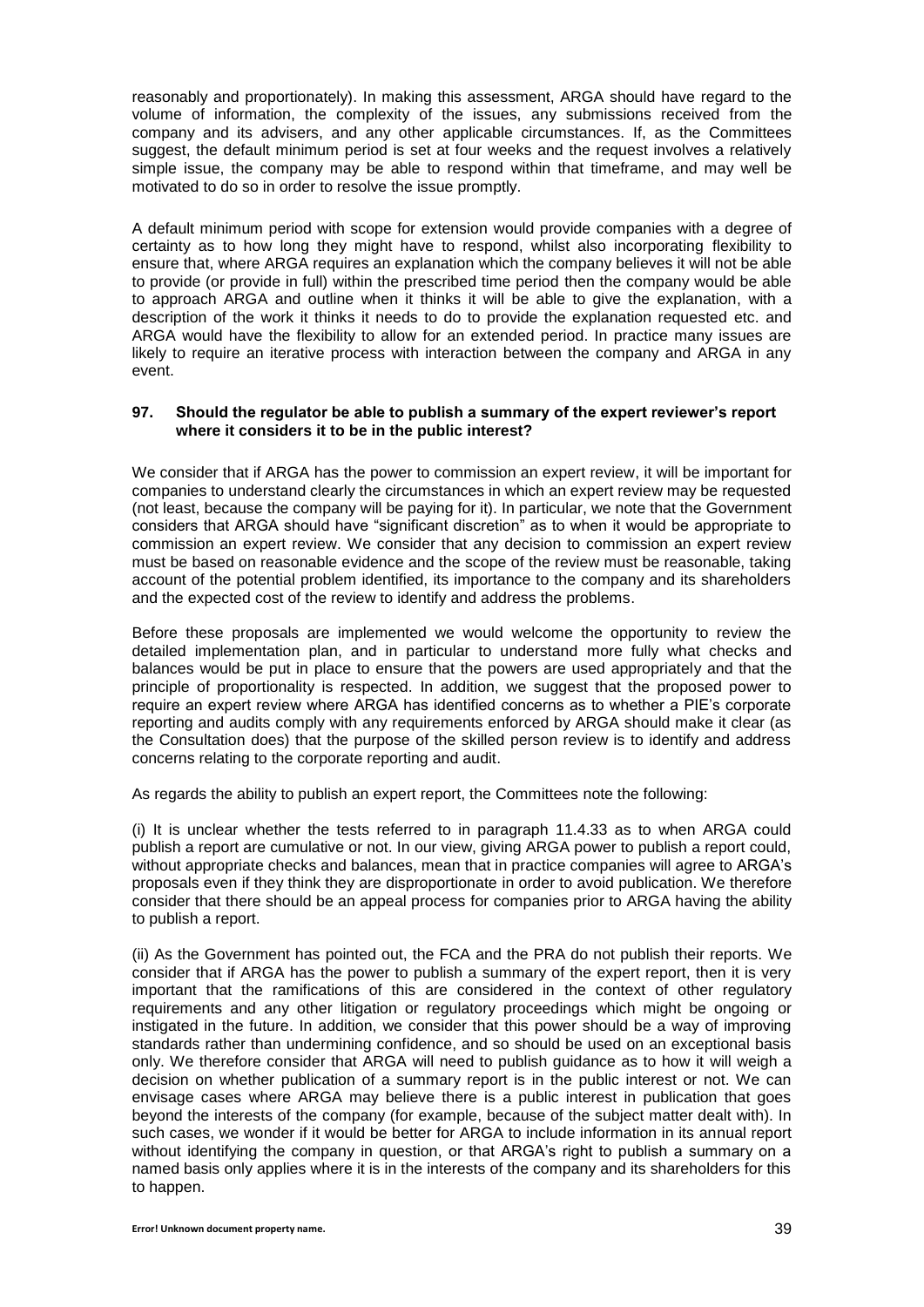reasonably and proportionately). In making this assessment, ARGA should have regard to the volume of information, the complexity of the issues, any submissions received from the company and its advisers, and any other applicable circumstances. If, as the Committees suggest, the default minimum period is set at four weeks and the request involves a relatively simple issue, the company may be able to respond within that timeframe, and may well be motivated to do so in order to resolve the issue promptly.

A default minimum period with scope for extension would provide companies with a degree of certainty as to how long they might have to respond, whilst also incorporating flexibility to ensure that, where ARGA requires an explanation which the company believes it will not be able to provide (or provide in full) within the prescribed time period then the company would be able to approach ARGA and outline when it thinks it will be able to give the explanation, with a description of the work it thinks it needs to do to provide the explanation requested etc. and ARGA would have the flexibility to allow for an extended period. In practice many issues are likely to require an iterative process with interaction between the company and ARGA in any event.

**97. Should the regulator be able to publish a summary of the expert reviewer's report where it considers it to be in the public interest?**

We consider that if ARGA has the power to commission an expert review, it will be important for companies to understand clearly the circumstances in which an expert review may be requested (not least, because the company will be paying for it). In particular, we note that the Government considers that ARGA should have "significant discretion" as to when it would be appropriate to commission an expert review. We consider that any decision to commission an expert review must be based on reasonable evidence and the scope of the review must be reasonable, taking account of the potential problem identified, its importance to the company and its shareholders and the expected cost of the review to identify and address the problems.

Before these proposals are implemented we would welcome the opportunity to review the detailed implementation plan, and in particular to understand more fully what checks and balances would be put in place to ensure that the powers are used appropriately and that the principle of proportionality is respected. In addition, we suggest that the proposed power to require an expert review where ARGA has identified concerns as to whether a PIE's corporate reporting and audits comply with any requirements enforced by ARGA should make it clear (as the Consultation does) that the purpose of the skilled person review is to identify and address concerns relating to the corporate reporting and audit.

As regards the ability to publish an expert report, the Committees note the following:

(i) It is unclear whether the tests referred to in paragraph 11.4.33 as to when ARGA could publish a report are cumulative or not. In our view, giving ARGA power to publish a report could, without appropriate checks and balances, mean that in practice companies will agree to ARGA's proposals even if they think they are disproportionate in order to avoid publication. We therefore consider that there should be an appeal process for companies prior to ARGA having the ability to publish a report.

(ii) As the Government has pointed out, the FCA and the PRA do not publish their reports. We consider that if ARGA has the power to publish a summary of the expert report, then it is very important that the ramifications of this are considered in the context of other regulatory requirements and any other litigation or regulatory proceedings which might be ongoing or instigated in the future. In addition, we consider that this power should be a way of improving standards rather than undermining confidence, and so should be used on an exceptional basis only. We therefore consider that ARGA will need to publish guidance as to how it will weigh a decision on whether publication of a summary report is in the public interest or not. We can envisage cases where ARGA may believe there is a public interest in publication that goes beyond the interests of the company (for example, because of the subject matter dealt with). In such cases, we wonder if it would be better for ARGA to include information in its annual report without identifying the company in question, or that ARGA's right to publish a summary on a named basis only applies where it is in the interests of the company and its shareholders for this to happen.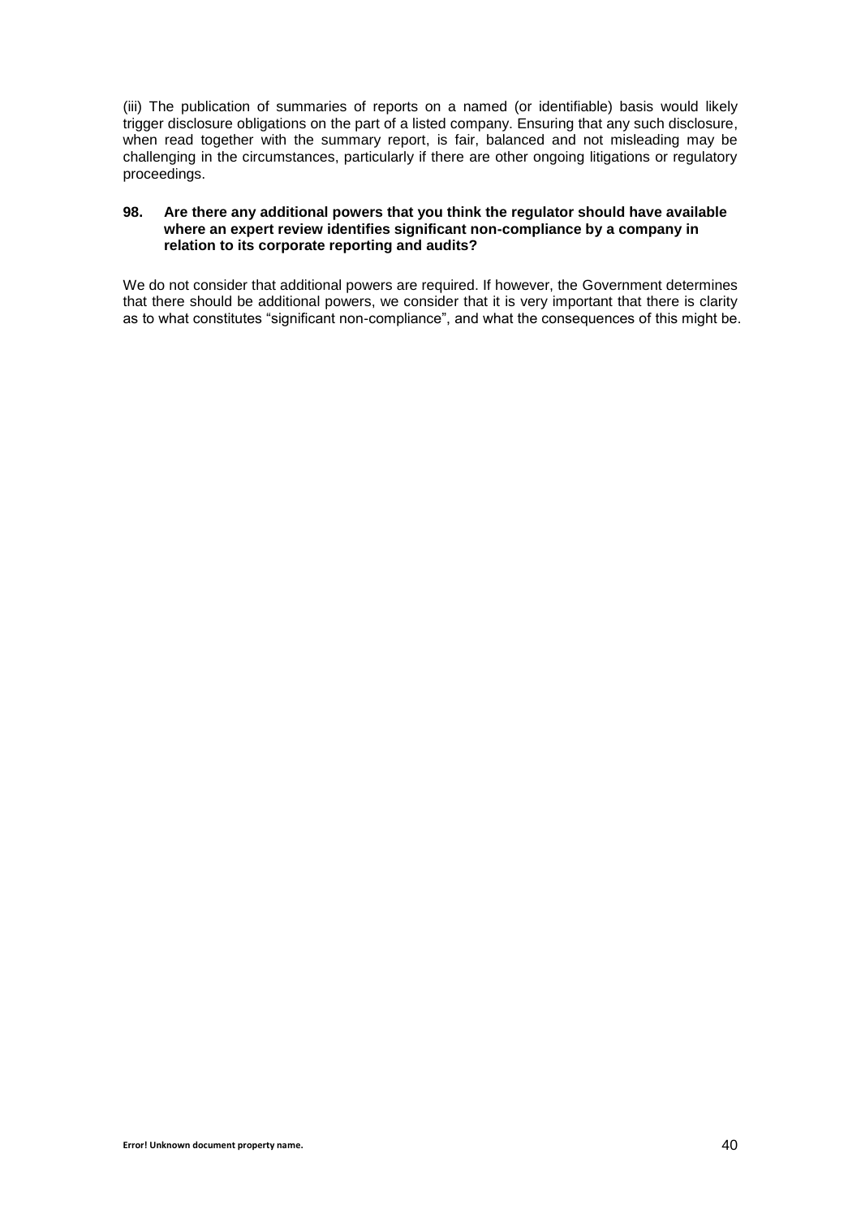(iii) The publication of summaries of reports on a named (or identifiable) basis would likely trigger disclosure obligations on the part of a listed company. Ensuring that any such disclosure, when read together with the summary report, is fair, balanced and not misleading may be challenging in the circumstances, particularly if there are other ongoing litigations or regulatory proceedings.

**98. Are there any additional powers that you think the regulator should have available where an expert review identifies significant non-compliance by a company in relation to its corporate reporting and audits?**

We do not consider that additional powers are required. If however, the Government determines that there should be additional powers, we consider that it is very important that there is clarity as to what constitutes "significant non-compliance", and what the consequences of this might be.